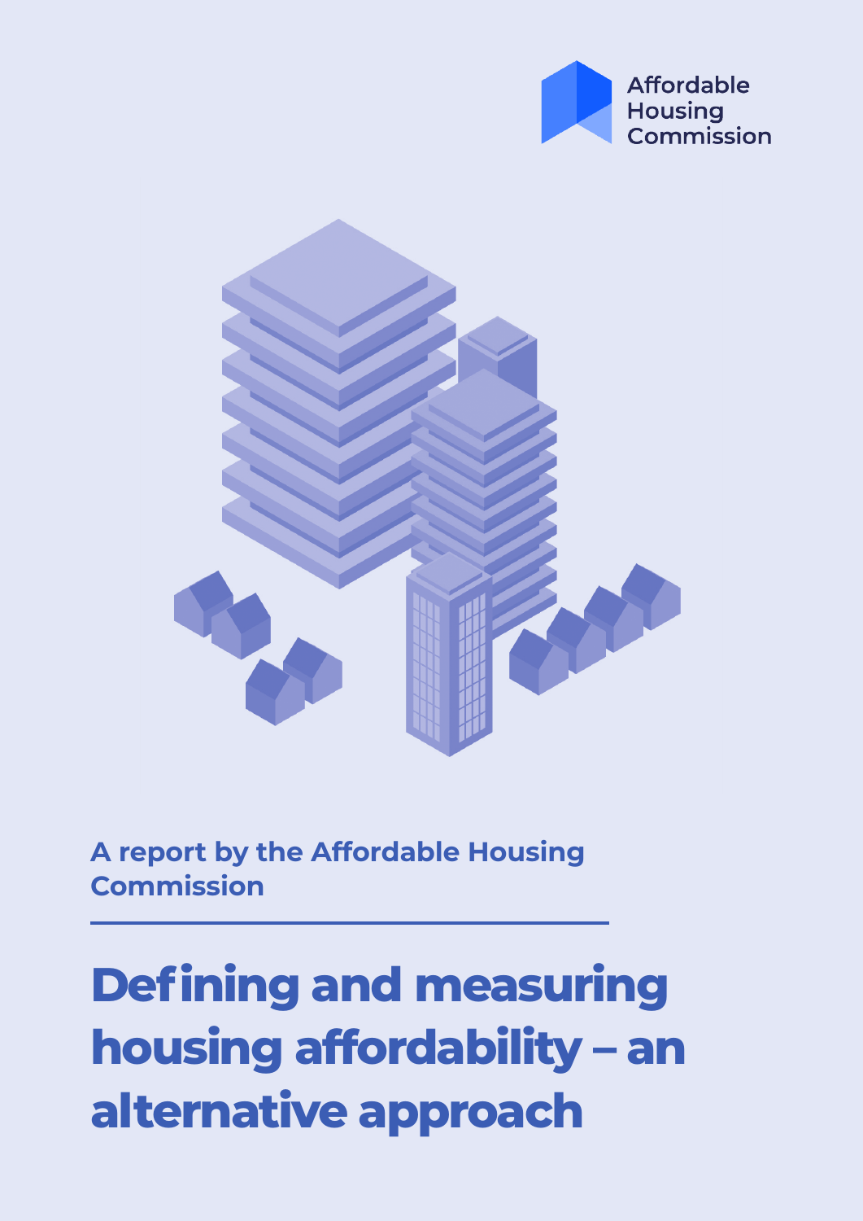Affordable Housing Commission

A report by the Affordable Housing Commission

# Defining and measuring housing affordability – an alternative approach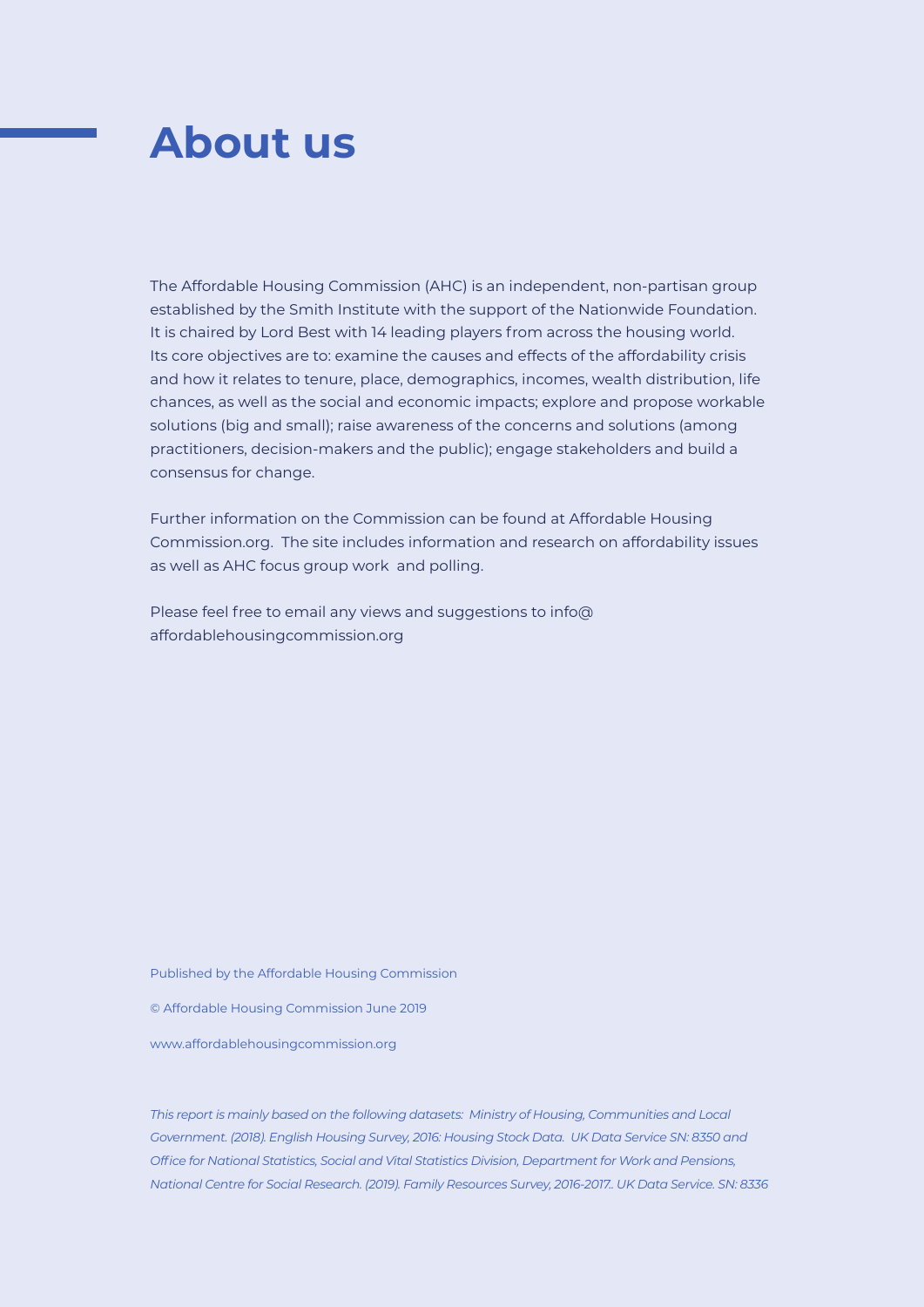# About us

The Affordable Housing Commission (AHC) is an independent, non-partisan group established by the Smith Institute with the support of the Nationwide Foundation. It is chaired by Lord Best with 14 leading players from across the housing world. Its core objectives are to: examine the causes and effects of the affordability crisis and how it relates to tenure, place, demographics, incomes, wealth distribution, life chances, as well as the social and economic impacts; explore and propose workable solutions (big and small); raise awareness of the concerns and solutions (among practitioners, decision-makers and the public); engage stakeholders and build a consensus for change.

Further information on the Commission can be found at Affordable Housing Commission.org. The site includes information and research on affordability issues as well as AHC focus group work and polling.

Please feel free to email any views and suggestions to info@ affordablehousingcommission.org

Published by the Affordable Housing Commission

© Affordable Housing Commission June 2019

www.affordablehousingcommission.org

*This report is mainly based on the following datasets: Ministry of Housing, Communities and Local Government. (2018). English Housing Survey, 2016: Housing Stock Data. UK Data Service SN: 8350 and Office for National Statistics, Social and Vital Statistics Division, Department for Work and Pensions, National Centre for Social Research. (2019). Family Resources Survey, 2016-2017.. UK Data Service. SN: 8336*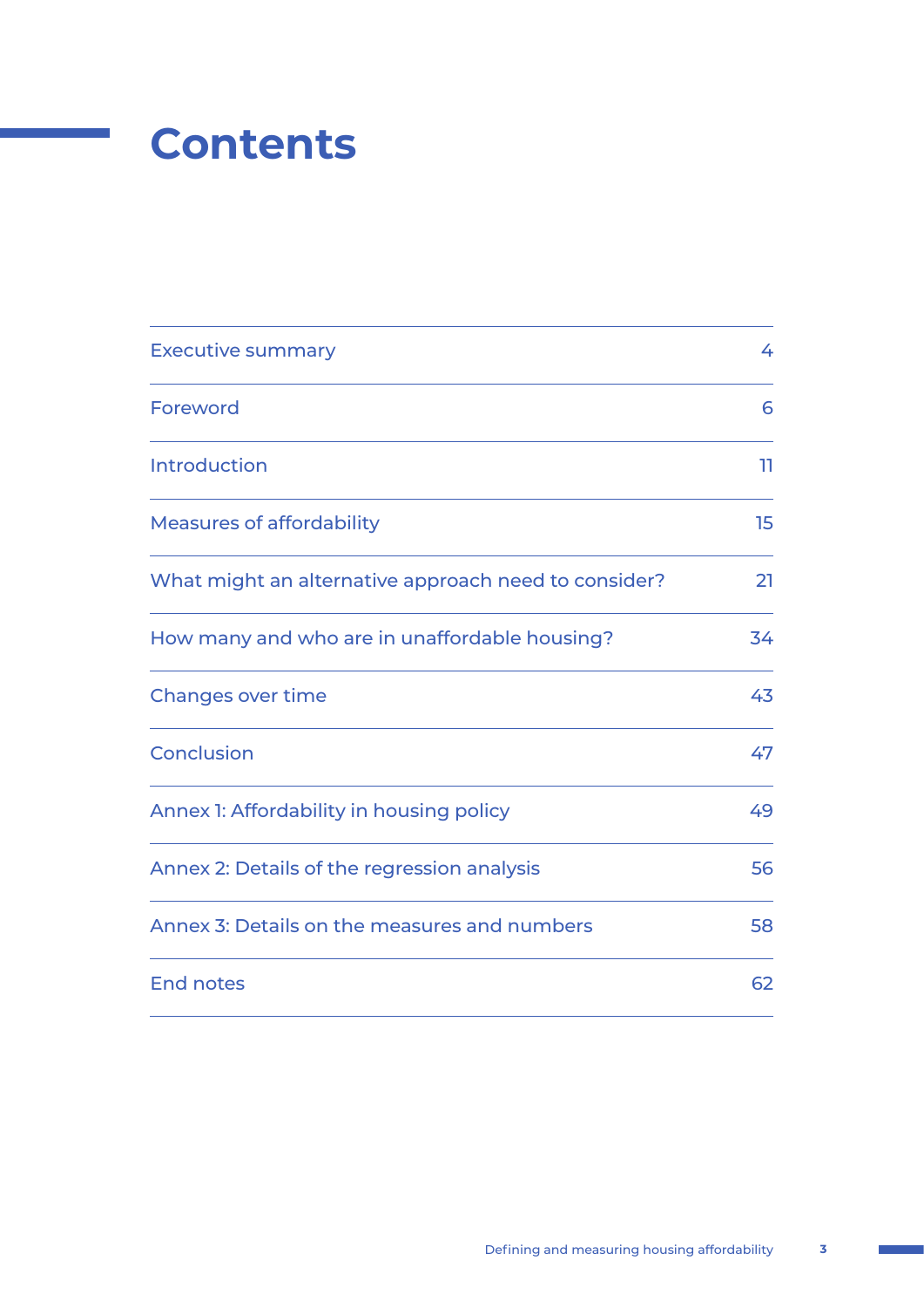# Contents

| | |
|---|---|
| Executive summary | 4 |
| Foreword | 6 |
| Introduction | 11 |
| Measures of affordability | 15 |
| What might an alternative approach need to consider? | 21 |
| How many and who are in unaffordable housing? | 34 |
| Changes over time | 43 |
| Conclusion | 47 |
| Annex 1: Affordability in housing policy | 49 |
| Annex 2: Details of the regression analysis | 56 |
| Annex 3: Details on the measures and numbers | 58 |
| End notes | 62 |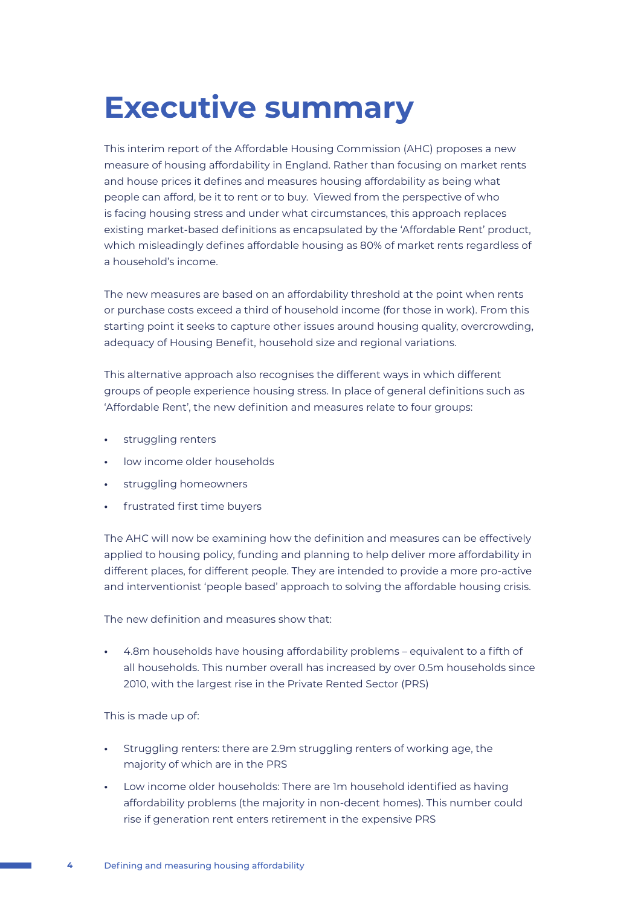# Executive summary

This interim report of the Affordable Housing Commission (AHC) proposes a new measure of housing affordability in England. Rather than focusing on market rents and house prices it defines and measures housing affordability as being what people can afford, be it to rent or to buy. Viewed from the perspective of who is facing housing stress and under what circumstances, this approach replaces existing market-based definitions as encapsulated by the 'Affordable Rent' product, which misleadingly defines affordable housing as 80% of market rents regardless of a household's income.

The new measures are based on an affordability threshold at the point when rents or purchase costs exceed a third of household income (for those in work). From this starting point it seeks to capture other issues around housing quality, overcrowding, adequacy of Housing Benefit, household size and regional variations.

This alternative approach also recognises the different ways in which different groups of people experience housing stress. In place of general definitions such as 'Affordable Rent', the new definition and measures relate to four groups:

- struggling renters
- low income older households
- struggling homeowners
- frustrated first time buyers

The AHC will now be examining how the definition and measures can be effectively applied to housing policy, funding and planning to help deliver more affordability in different places, for different people. They are intended to provide a more pro-active and interventionist 'people based' approach to solving the affordable housing crisis.

The new definition and measures show that:

- 4.8m households have housing affordability problems – equivalent to a fifth of all households. This number overall has increased by over 0.5m households since 2010, with the largest rise in the Private Rented Sector (PRS)

This is made up of:

- Struggling renters: there are 2.9m struggling renters of working age, the majority of which are in the PRS
- Low income older households: There are 1m household identified as having affordability problems (the majority in non-decent homes). This number could rise if generation rent enters retirement in the expensive PRS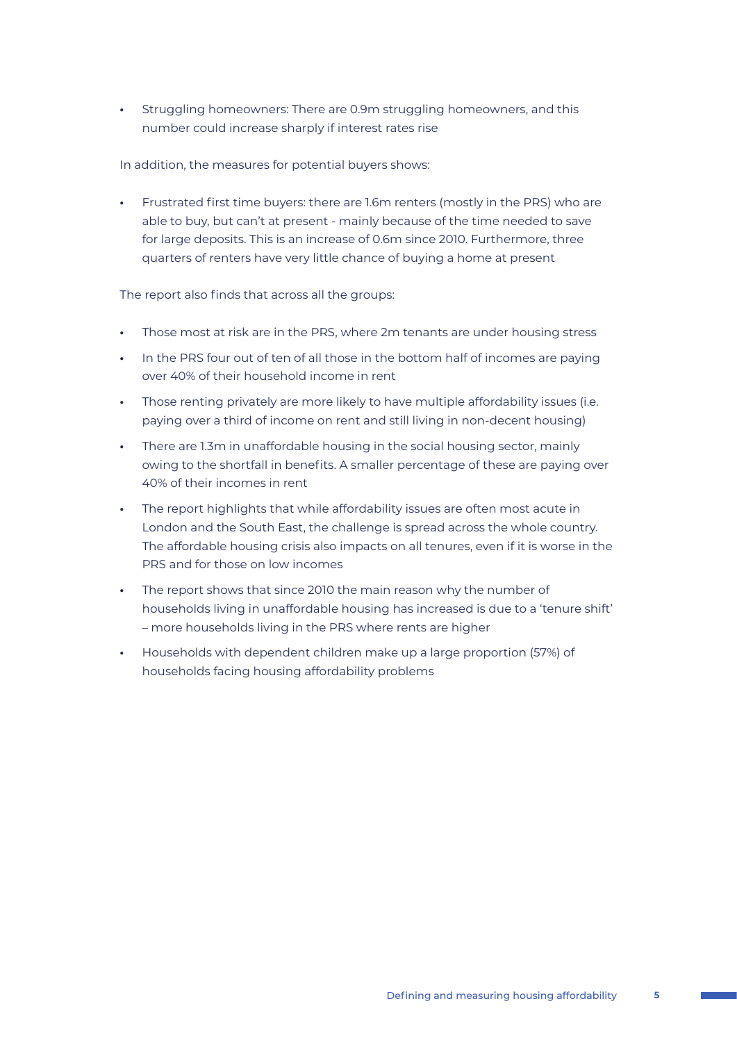- Struggling homeowners: There are 0.9m struggling homeowners, and this number could increase sharply if interest rates rise

In addition, the measures for potential buyers shows:

- Frustrated first time buyers: there are 1.6m renters (mostly in the PRS) who are able to buy, but can't at present - mainly because of the time needed to save for large deposits. This is an increase of 0.6m since 2010. Furthermore, three quarters of renters have very little chance of buying a home at present

The report also finds that across all the groups:

- Those most at risk are in the PRS, where 2m tenants are under housing stress
- In the PRS four out of ten of all those in the bottom half of incomes are paying over 40% of their household income in rent
- Those renting privately are more likely to have multiple affordability issues (i.e. paying over a third of income on rent and still living in non-decent housing)
- There are 1.3m in unaffordable housing in the social housing sector, mainly owing to the shortfall in benefits. A smaller percentage of these are paying over 40% of their incomes in rent
- The report highlights that while affordability issues are often most acute in London and the South East, the challenge is spread across the whole country. The affordable housing crisis also impacts on all tenures, even if it is worse in the PRS and for those on low incomes
- The report shows that since 2010 the main reason why the number of households living in unaffordable housing has increased is due to a 'tenure shift' – more households living in the PRS where rents are higher
- Households with dependent children make up a large proportion (57%) of households facing housing affordability problems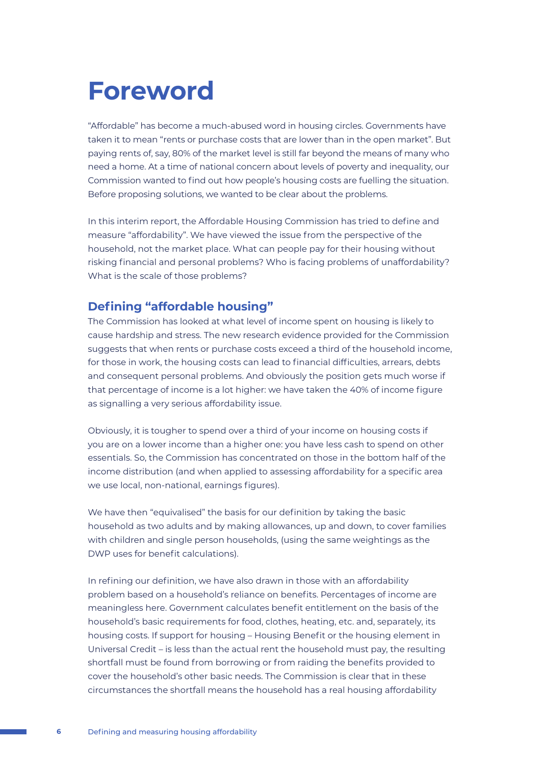# Foreword

"Affordable" has become a much-abused word in housing circles. Governments have taken it to mean "rents or purchase costs that are lower than in the open market". But paying rents of, say, 80% of the market level is still far beyond the means of many who need a home. At a time of national concern about levels of poverty and inequality, our Commission wanted to find out how people's housing costs are fuelling the situation. Before proposing solutions, we wanted to be clear about the problems.

In this interim report, the Affordable Housing Commission has tried to define and measure "affordability". We have viewed the issue from the perspective of the household, not the market place. What can people pay for their housing without risking financial and personal problems? Who is facing problems of unaffordability? What is the scale of those problems?

## Defining "affordable housing"

The Commission has looked at what level of income spent on housing is likely to cause hardship and stress. The new research evidence provided for the Commission suggests that when rents or purchase costs exceed a third of the household income, for those in work, the housing costs can lead to financial difficulties, arrears, debts and consequent personal problems. And obviously the position gets much worse if that percentage of income is a lot higher: we have taken the 40% of income figure as signalling a very serious affordability issue.

Obviously, it is tougher to spend over a third of your income on housing costs if you are on a lower income than a higher one: you have less cash to spend on other essentials. So, the Commission has concentrated on those in the bottom half of the income distribution (and when applied to assessing affordability for a specific area we use local, non-national, earnings figures).

We have then "equivalised" the basis for our definition by taking the basic household as two adults and by making allowances, up and down, to cover families with children and single person households, (using the same weightings as the DWP uses for benefit calculations).

In refining our definition, we have also drawn in those with an affordability problem based on a household's reliance on benefits. Percentages of income are meaningless here. Government calculates benefit entitlement on the basis of the household's basic requirements for food, clothes, heating, etc. and, separately, its housing costs. If support for housing – Housing Benefit or the housing element in Universal Credit – is less than the actual rent the household must pay, the resulting shortfall must be found from borrowing or from raiding the benefits provided to cover the household's other basic needs. The Commission is clear that in these circumstances the shortfall means the household has a real housing affordability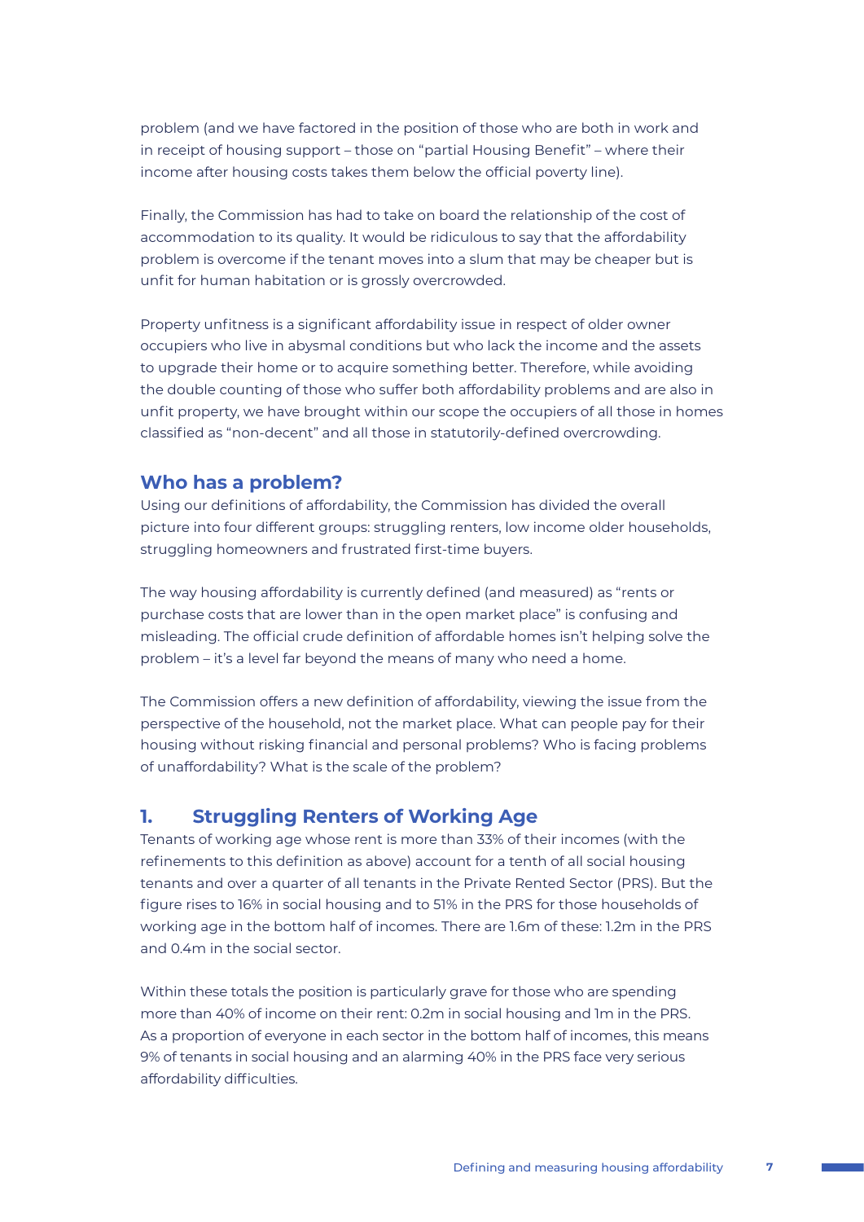problem (and we have factored in the position of those who are both in work and in receipt of housing support – those on "partial Housing Benefit" – where their income after housing costs takes them below the official poverty line).

Finally, the Commission has had to take on board the relationship of the cost of accommodation to its quality. It would be ridiculous to say that the affordability problem is overcome if the tenant moves into a slum that may be cheaper but is unfit for human habitation or is grossly overcrowded.

Property unfitness is a significant affordability issue in respect of older owner occupiers who live in abysmal conditions but who lack the income and the assets to upgrade their home or to acquire something better. Therefore, while avoiding the double counting of those who suffer both affordability problems and are also in unfit property, we have brought within our scope the occupiers of all those in homes classified as "non-decent" and all those in statutorily-defined overcrowding.

## Who has a problem?

Using our definitions of affordability, the Commission has divided the overall picture into four different groups: struggling renters, low income older households, struggling homeowners and frustrated first-time buyers.

The way housing affordability is currently defined (and measured) as "rents or purchase costs that are lower than in the open market place" is confusing and misleading. The official crude definition of affordable homes isn't helping solve the problem – it's a level far beyond the means of many who need a home.

The Commission offers a new definition of affordability, viewing the issue from the perspective of the household, not the market place. What can people pay for their housing without risking financial and personal problems? Who is facing problems of unaffordability? What is the scale of the problem?

## 1. Struggling Renters of Working Age

Tenants of working age whose rent is more than 33% of their incomes (with the refinements to this definition as above) account for a tenth of all social housing tenants and over a quarter of all tenants in the Private Rented Sector (PRS). But the figure rises to 16% in social housing and to 51% in the PRS for those households of working age in the bottom half of incomes. There are 1.6m of these: 1.2m in the PRS and 0.4m in the social sector.

Within these totals the position is particularly grave for those who are spending more than 40% of income on their rent: 0.2m in social housing and 1m in the PRS. As a proportion of everyone in each sector in the bottom half of incomes, this means 9% of tenants in social housing and an alarming 40% in the PRS face very serious affordability difficulties.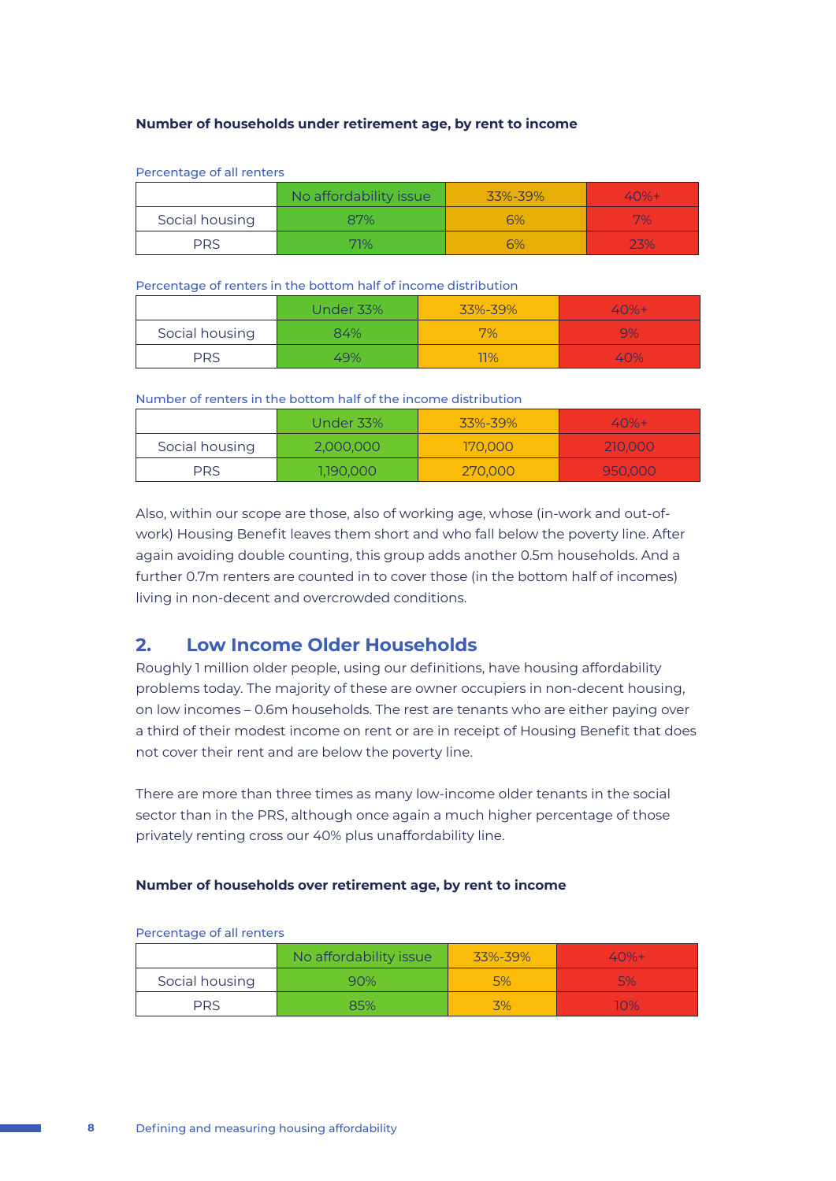**Number of households under retirement age, by rent to income**

Percentage of all renters

| | No affordability issue | 33%-39% | 40%+ |
|---|---|---|---|
| Social housing | 87% | 6% | 7% |
| PRS | 71% | 6% | 23% |

Percentage of renters in the bottom half of income distribution

| | Under 33% | 33%-39% | 40%+ |
|---|---|---|---|
| Social housing | 84% | 7% | 9% |
| PRS | 49% | 11% | 40% |

Number of renters in the bottom half of the income distribution

| | Under 33% | 33%-39% | 40%+ |
|---|---|---|---|
| Social housing | 2,000,000 | 170,000 | 210,000 |
| PRS | 1,190,000 | 270,000 | 950,000 |

Also, within our scope are those, also of working age, whose (in-work and out-of-work) Housing Benefit leaves them short and who fall below the poverty line. After again avoiding double counting, this group adds another 0.5m households. And a further 0.7m renters are counted in to cover those (in the bottom half of incomes) living in non-decent and overcrowded conditions.

## 2. Low Income Older Households

Roughly 1 million older people, using our definitions, have housing affordability problems today. The majority of these are owner occupiers in non-decent housing, on low incomes – 0.6m households. The rest are tenants who are either paying over a third of their modest income on rent or are in receipt of Housing Benefit that does not cover their rent and are below the poverty line.

There are more than three times as many low-income older tenants in the social sector than in the PRS, although once again a much higher percentage of those privately renting cross our 40% plus unaffordability line.

**Number of households over retirement age, by rent to income**

Percentage of all renters

| | No affordability issue | 33%-39% | 40%+ |
|---|---|---|---|
| Social housing | 90% | 5% | 5% |
| PRS | 85% | 3% | 10% |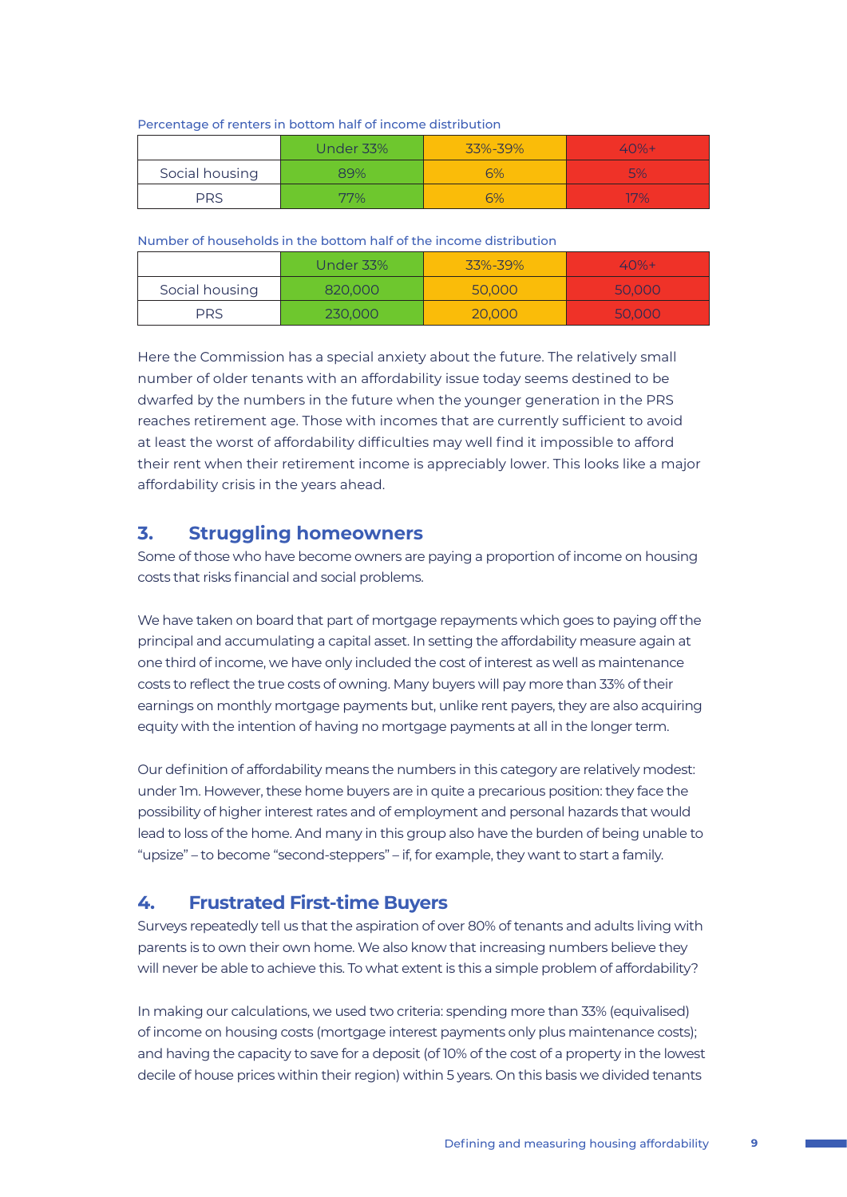Percentage of renters in bottom half of income distribution

| | Under 33% | 33%-39% | 40%+ |
|---|---|---|---|
| Social housing | 89% | 6% | 5% |
| PRS | 77% | 6% | 17% |

Number of households in the bottom half of the income distribution

| | Under 33% | 33%-39% | 40%+ |
|---|---|---|---|
| Social housing | 820,000 | 50,000 | 50,000 |
| PRS | 230,000 | 20,000 | 50,000 |

Here the Commission has a special anxiety about the future. The relatively small number of older tenants with an affordability issue today seems destined to be dwarfed by the numbers in the future when the younger generation in the PRS reaches retirement age. Those with incomes that are currently sufficient to avoid at least the worst of affordability difficulties may well find it impossible to afford their rent when their retirement income is appreciably lower. This looks like a major affordability crisis in the years ahead.

## 3. Struggling homeowners

Some of those who have become owners are paying a proportion of income on housing costs that risks financial and social problems.

We have taken on board that part of mortgage repayments which goes to paying off the principal and accumulating a capital asset. In setting the affordability measure again at one third of income, we have only included the cost of interest as well as maintenance costs to reflect the true costs of owning. Many buyers will pay more than 33% of their earnings on monthly mortgage payments but, unlike rent payers, they are also acquiring equity with the intention of having no mortgage payments at all in the longer term.

Our definition of affordability means the numbers in this category are relatively modest: under 1m. However, these home buyers are in quite a precarious position: they face the possibility of higher interest rates and of employment and personal hazards that would lead to loss of the home. And many in this group also have the burden of being unable to "upsize" – to become "second-steppers" – if, for example, they want to start a family.

## 4. Frustrated First-time Buyers

Surveys repeatedly tell us that the aspiration of over 80% of tenants and adults living with parents is to own their own home. We also know that increasing numbers believe they will never be able to achieve this. To what extent is this a simple problem of affordability?

In making our calculations, we used two criteria: spending more than 33% (equivalised) of income on housing costs (mortgage interest payments only plus maintenance costs); and having the capacity to save for a deposit (of 10% of the cost of a property in the lowest decile of house prices within their region) within 5 years. On this basis we divided tenants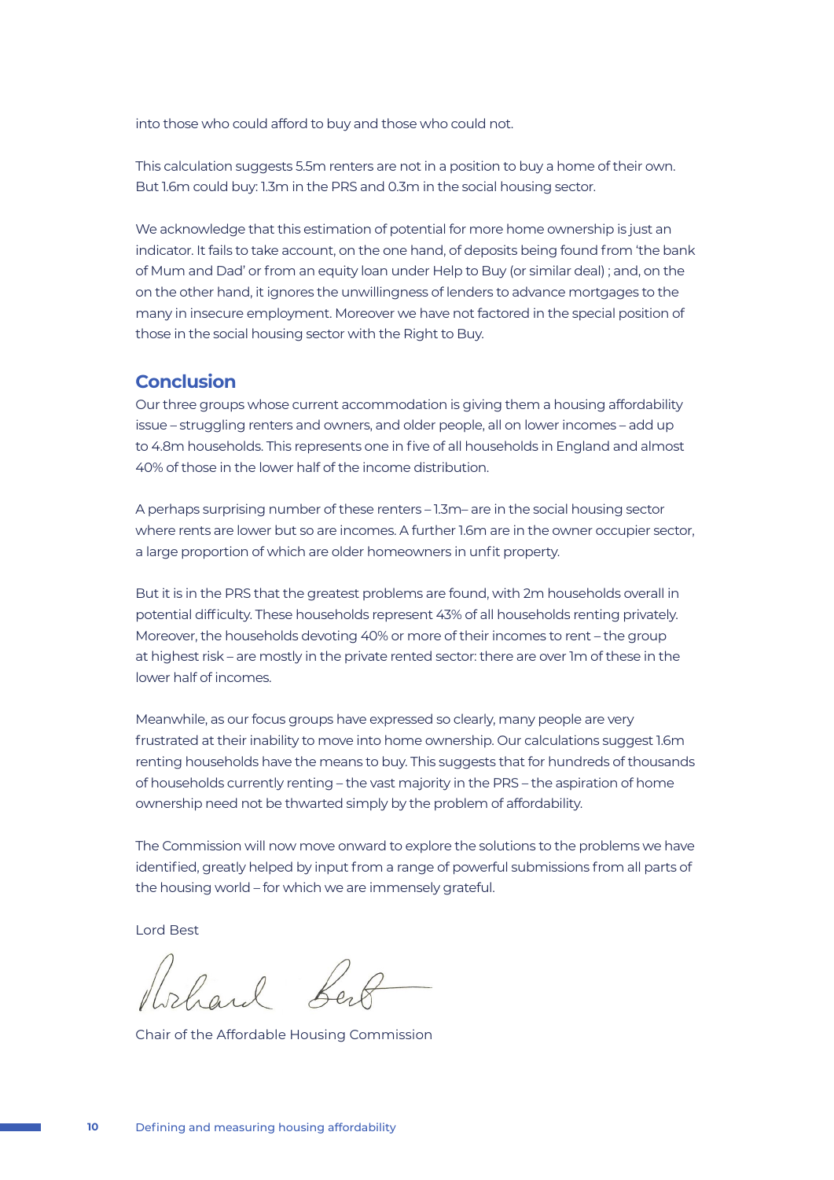into those who could afford to buy and those who could not.

This calculation suggests 5.5m renters are not in a position to buy a home of their own. But 1.6m could buy: 1.3m in the PRS and 0.3m in the social housing sector.

We acknowledge that this estimation of potential for more home ownership is just an indicator. It fails to take account, on the one hand, of deposits being found from 'the bank of Mum and Dad' or from an equity loan under Help to Buy (or similar deal) ; and, on the on the other hand, it ignores the unwillingness of lenders to advance mortgages to the many in insecure employment. Moreover we have not factored in the special position of those in the social housing sector with the Right to Buy.

## Conclusion

Our three groups whose current accommodation is giving them a housing affordability issue – struggling renters and owners, and older people, all on lower incomes – add up to 4.8m households. This represents one in five of all households in England and almost 40% of those in the lower half of the income distribution.

A perhaps surprising number of these renters – 1.3m– are in the social housing sector where rents are lower but so are incomes. A further 1.6m are in the owner occupier sector, a large proportion of which are older homeowners in unfit property.

But it is in the PRS that the greatest problems are found, with 2m households overall in potential difficulty. These households represent 43% of all households renting privately. Moreover, the households devoting 40% or more of their incomes to rent – the group at highest risk – are mostly in the private rented sector: there are over 1m of these in the lower half of incomes.

Meanwhile, as our focus groups have expressed so clearly, many people are very frustrated at their inability to move into home ownership. Our calculations suggest 1.6m renting households have the means to buy. This suggests that for hundreds of thousands of households currently renting – the vast majority in the PRS – the aspiration of home ownership need not be thwarted simply by the problem of affordability.

The Commission will now move onward to explore the solutions to the problems we have identified, greatly helped by input from a range of powerful submissions from all parts of the housing world – for which we are immensely grateful.

Lord Best

Richard Best

Chair of the Affordable Housing Commission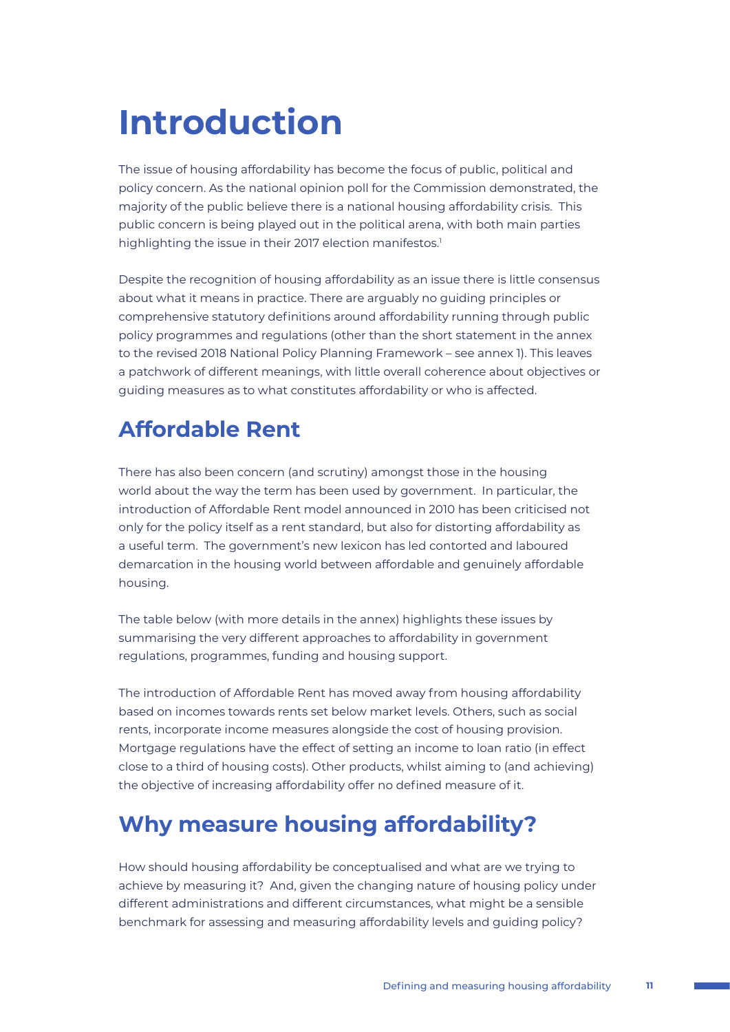# Introduction

The issue of housing affordability has become the focus of public, political and policy concern. As the national opinion poll for the Commission demonstrated, the majority of the public believe there is a national housing affordability crisis. This public concern is being played out in the political arena, with both main parties highlighting the issue in their 2017 election manifestos.[1]

Despite the recognition of housing affordability as an issue there is little consensus about what it means in practice. There are arguably no guiding principles or comprehensive statutory definitions around affordability running through public policy programmes and regulations (other than the short statement in the annex to the revised 2018 National Policy Planning Framework – see annex 1). This leaves a patchwork of different meanings, with little overall coherence about objectives or guiding measures as to what constitutes affordability or who is affected.

## Affordable Rent

There has also been concern (and scrutiny) amongst those in the housing world about the way the term has been used by government. In particular, the introduction of Affordable Rent model announced in 2010 has been criticised not only for the policy itself as a rent standard, but also for distorting affordability as a useful term. The government's new lexicon has led contorted and laboured demarcation in the housing world between affordable and genuinely affordable housing.

The table below (with more details in the annex) highlights these issues by summarising the very different approaches to affordability in government regulations, programmes, funding and housing support.

The introduction of Affordable Rent has moved away from housing affordability based on incomes towards rents set below market levels. Others, such as social rents, incorporate income measures alongside the cost of housing provision. Mortgage regulations have the effect of setting an income to loan ratio (in effect close to a third of housing costs). Other products, whilst aiming to (and achieving) the objective of increasing affordability offer no defined measure of it.

## Why measure housing affordability?

How should housing affordability be conceptualised and what are we trying to achieve by measuring it? And, given the changing nature of housing policy under different administrations and different circumstances, what might be a sensible benchmark for assessing and measuring affordability levels and guiding policy?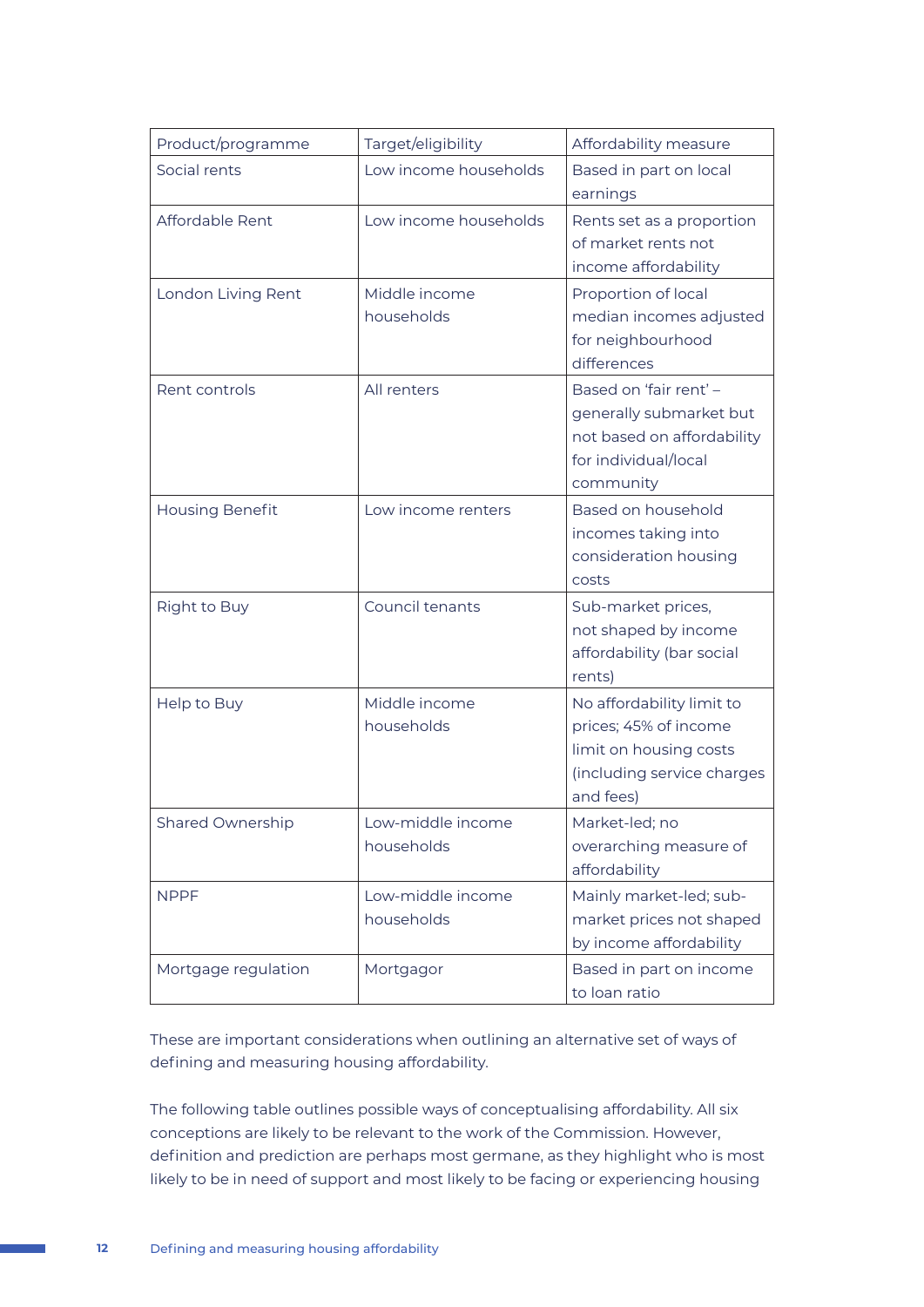| Product/programme | Target/eligibility | Affordability measure |
|---|---|---|
| Social rents | Low income households | Based in part on local earnings |
| Affordable Rent | Low income households | Rents set as a proportion of market rents not income affordability |
| London Living Rent | Middle income households | Proportion of local median incomes adjusted for neighbourhood differences |
| Rent controls | All renters | Based on 'fair rent' – generally submarket but not based on affordability for individual/local community |
| Housing Benefit | Low income renters | Based on household incomes taking into consideration housing costs |
| Right to Buy | Council tenants | Sub-market prices, not shaped by income affordability (bar social rents) |
| Help to Buy | Middle income households | No affordability limit to prices; 45% of income limit on housing costs (including service charges and fees) |
| Shared Ownership | Low-middle income households | Market-led; no overarching measure of affordability |
| NPPF | Low-middle income households | Mainly market-led; sub-market prices not shaped by income affordability |
| Mortgage regulation | Mortgagor | Based in part on income to loan ratio |

These are important considerations when outlining an alternative set of ways of defining and measuring housing affordability.

The following table outlines possible ways of conceptualising affordability. All six conceptions are likely to be relevant to the work of the Commission. However, definition and prediction are perhaps most germane, as they highlight who is most likely to be in need of support and most likely to be facing or experiencing housing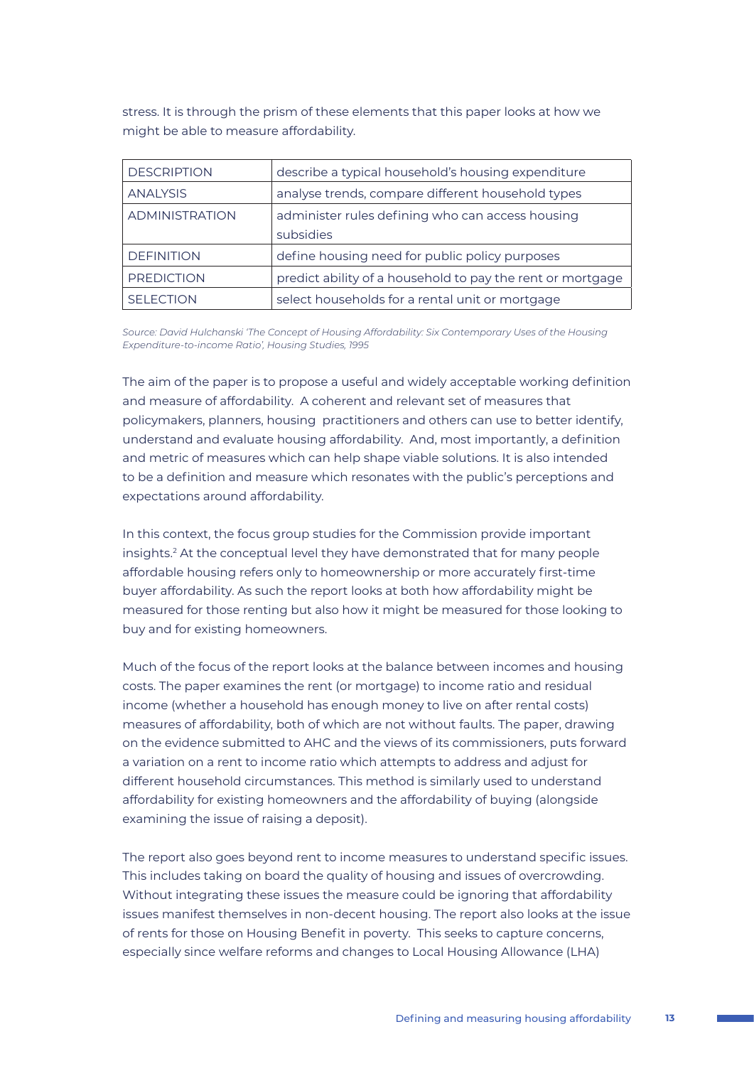stress. It is through the prism of these elements that this paper looks at how we might be able to measure affordability.

| DESCRIPTION | describe a typical household's housing expenditure |
|---|---|
| ANALYSIS | analyse trends, compare different household types |
| ADMINISTRATION | administer rules defining who can access housing subsidies |
| DEFINITION | define housing need for public policy purposes |
| PREDICTION | predict ability of a household to pay the rent or mortgage |
| SELECTION | select households for a rental unit or mortgage |

*Source: David Hulchanski 'The Concept of Housing Affordability: Six Contemporary Uses of the Housing Expenditure-to-income Ratio', Housing Studies, 1995*

The aim of the paper is to propose a useful and widely acceptable working definition and measure of affordability. A coherent and relevant set of measures that policymakers, planners, housing practitioners and others can use to better identify, understand and evaluate housing affordability. And, most importantly, a definition and metric of measures which can help shape viable solutions. It is also intended to be a definition and measure which resonates with the public's perceptions and expectations around affordability.

In this context, the focus group studies for the Commission provide important insights.[2] At the conceptual level they have demonstrated that for many people affordable housing refers only to homeownership or more accurately first-time buyer affordability. As such the report looks at both how affordability might be measured for those renting but also how it might be measured for those looking to buy and for existing homeowners.

Much of the focus of the report looks at the balance between incomes and housing costs. The paper examines the rent (or mortgage) to income ratio and residual income (whether a household has enough money to live on after rental costs) measures of affordability, both of which are not without faults. The paper, drawing on the evidence submitted to AHC and the views of its commissioners, puts forward a variation on a rent to income ratio which attempts to address and adjust for different household circumstances. This method is similarly used to understand affordability for existing homeowners and the affordability of buying (alongside examining the issue of raising a deposit).

The report also goes beyond rent to income measures to understand specific issues. This includes taking on board the quality of housing and issues of overcrowding. Without integrating these issues the measure could be ignoring that affordability issues manifest themselves in non-decent housing. The report also looks at the issue of rents for those on Housing Benefit in poverty. This seeks to capture concerns, especially since welfare reforms and changes to Local Housing Allowance (LHA)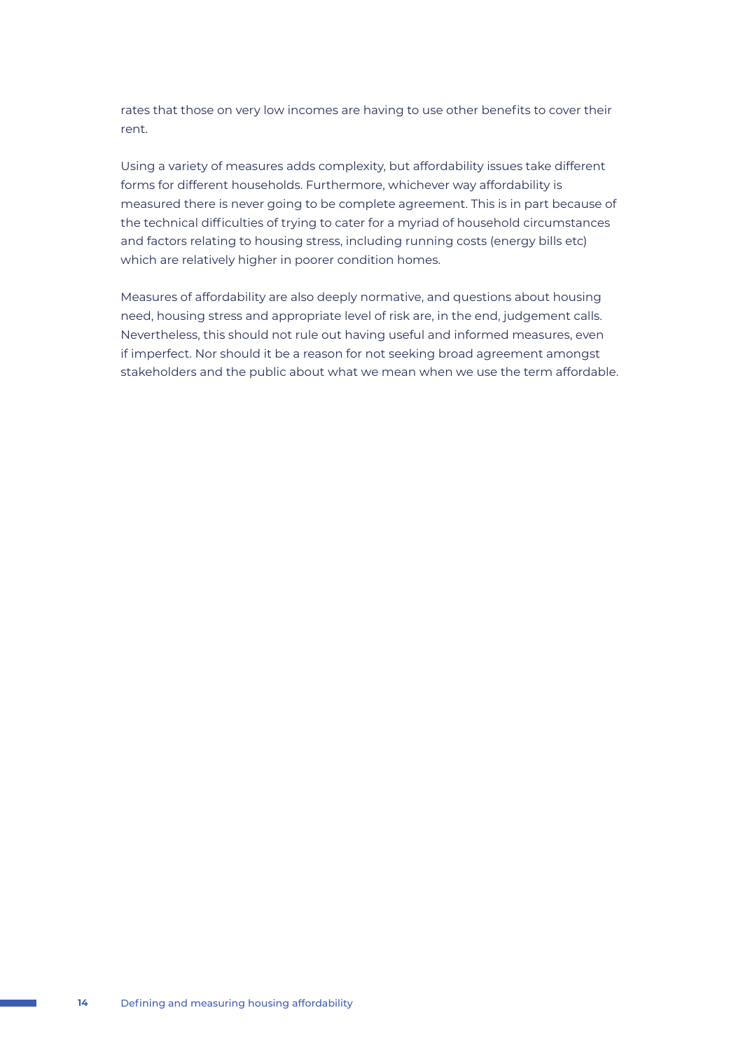rates that those on very low incomes are having to use other benefits to cover their rent.

Using a variety of measures adds complexity, but affordability issues take different forms for different households. Furthermore, whichever way affordability is measured there is never going to be complete agreement. This is in part because of the technical difficulties of trying to cater for a myriad of household circumstances and factors relating to housing stress, including running costs (energy bills etc) which are relatively higher in poorer condition homes.

Measures of affordability are also deeply normative, and questions about housing need, housing stress and appropriate level of risk are, in the end, judgement calls. Nevertheless, this should not rule out having useful and informed measures, even if imperfect. Nor should it be a reason for not seeking broad agreement amongst stakeholders and the public about what we mean when we use the term affordable.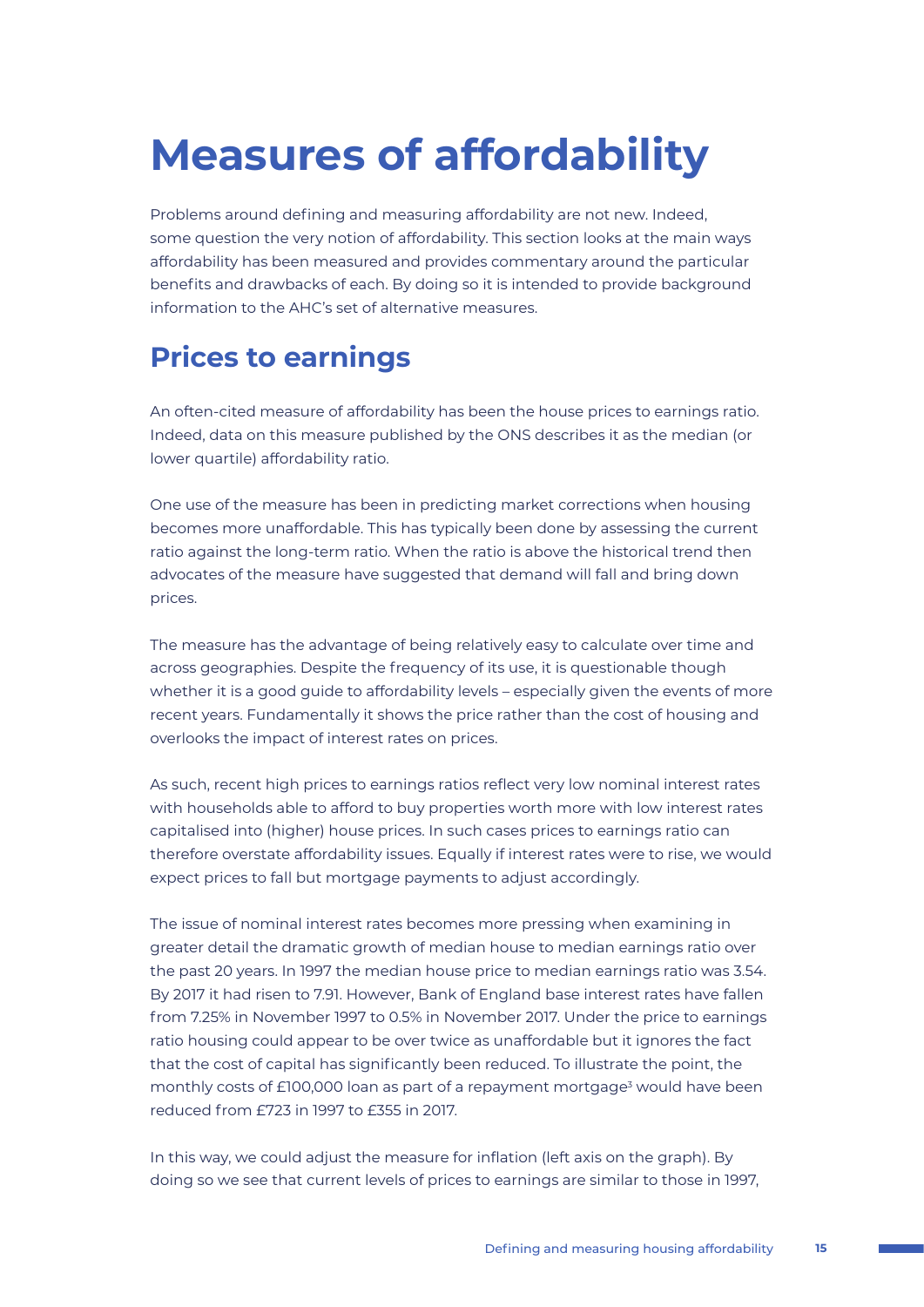# Measures of affordability

Problems around defining and measuring affordability are not new. Indeed, some question the very notion of affordability. This section looks at the main ways affordability has been measured and provides commentary around the particular benefits and drawbacks of each. By doing so it is intended to provide background information to the AHC's set of alternative measures.

## Prices to earnings

An often-cited measure of affordability has been the house prices to earnings ratio. Indeed, data on this measure published by the ONS describes it as the median (or lower quartile) affordability ratio.

One use of the measure has been in predicting market corrections when housing becomes more unaffordable. This has typically been done by assessing the current ratio against the long-term ratio. When the ratio is above the historical trend then advocates of the measure have suggested that demand will fall and bring down prices.

The measure has the advantage of being relatively easy to calculate over time and across geographies. Despite the frequency of its use, it is questionable though whether it is a good guide to affordability levels – especially given the events of more recent years. Fundamentally it shows the price rather than the cost of housing and overlooks the impact of interest rates on prices.

As such, recent high prices to earnings ratios reflect very low nominal interest rates with households able to afford to buy properties worth more with low interest rates capitalised into (higher) house prices. In such cases prices to earnings ratio can therefore overstate affordability issues. Equally if interest rates were to rise, we would expect prices to fall but mortgage payments to adjust accordingly.

The issue of nominal interest rates becomes more pressing when examining in greater detail the dramatic growth of median house to median earnings ratio over the past 20 years. In 1997 the median house price to median earnings ratio was 3.54. By 2017 it had risen to 7.91. However, Bank of England base interest rates have fallen from 7.25% in November 1997 to 0.5% in November 2017. Under the price to earnings ratio housing could appear to be over twice as unaffordable but it ignores the fact that the cost of capital has significantly been reduced. To illustrate the point, the monthly costs of £100,000 loan as part of a repayment mortgage[3] would have been reduced from £723 in 1997 to £355 in 2017.

In this way, we could adjust the measure for inflation (left axis on the graph). By doing so we see that current levels of prices to earnings are similar to those in 1997,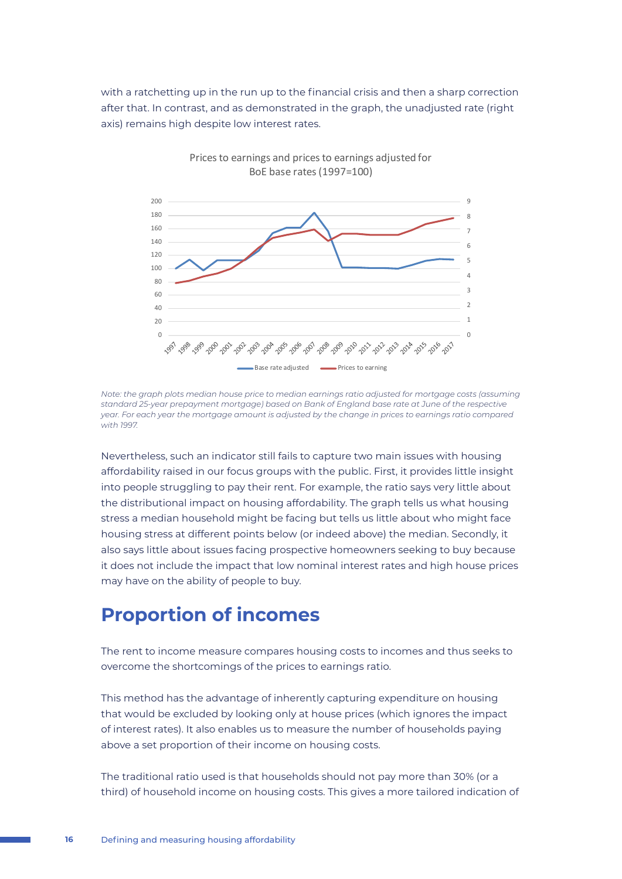with a ratchetting up in the run up to the financial crisis and then a sharp correction after that. In contrast, and as demonstrated in the graph, the unadjusted rate (right axis) remains high despite low interest rates.

Prices to earnings and prices to earnings adjusted for BoE base rates (1997=100)

*Note: the graph plots median house price to median earnings ratio adjusted for mortgage costs (assuming standard 25-year prepayment mortgage) based on Bank of England base rate at June of the respective year. For each year the mortgage amount is adjusted by the change in prices to earnings ratio compared with 1997.*

Nevertheless, such an indicator still fails to capture two main issues with housing affordability raised in our focus groups with the public. First, it provides little insight into people struggling to pay their rent. For example, the ratio says very little about the distributional impact on housing affordability. The graph tells us what housing stress a median household might be facing but tells us little about who might face housing stress at different points below (or indeed above) the median. Secondly, it also says little about issues facing prospective homeowners seeking to buy because it does not include the impact that low nominal interest rates and high house prices may have on the ability of people to buy.

## Proportion of incomes

The rent to income measure compares housing costs to incomes and thus seeks to overcome the shortcomings of the prices to earnings ratio.

This method has the advantage of inherently capturing expenditure on housing that would be excluded by looking only at house prices (which ignores the impact of interest rates). It also enables us to measure the number of households paying above a set proportion of their income on housing costs.

The traditional ratio used is that households should not pay more than 30% (or a third) of household income on housing costs. This gives a more tailored indication of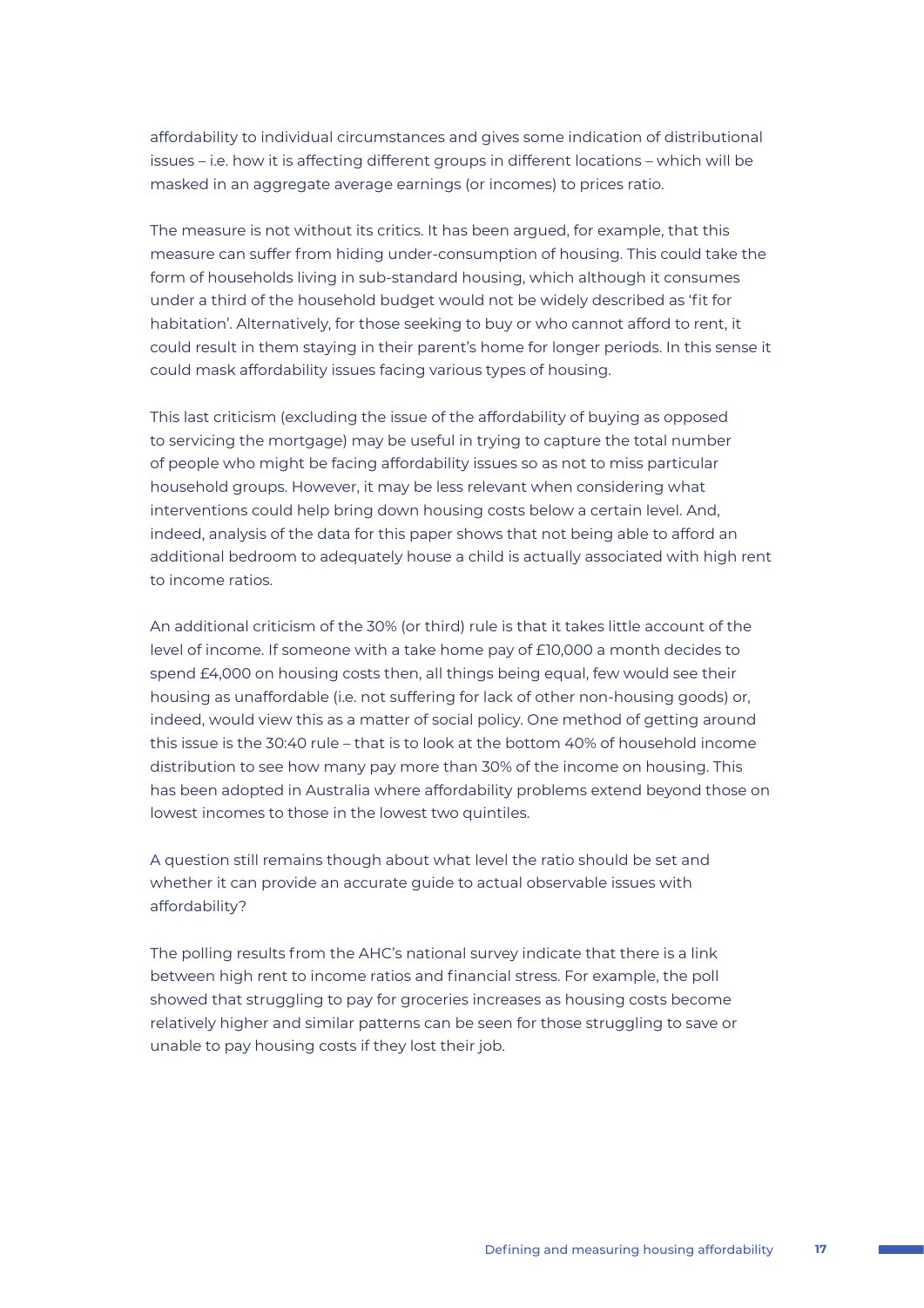affordability to individual circumstances and gives some indication of distributional issues – i.e. how it is affecting different groups in different locations – which will be masked in an aggregate average earnings (or incomes) to prices ratio.

The measure is not without its critics. It has been argued, for example, that this measure can suffer from hiding under-consumption of housing. This could take the form of households living in sub-standard housing, which although it consumes under a third of the household budget would not be widely described as 'fit for habitation'. Alternatively, for those seeking to buy or who cannot afford to rent, it could result in them staying in their parent's home for longer periods. In this sense it could mask affordability issues facing various types of housing.

This last criticism (excluding the issue of the affordability of buying as opposed to servicing the mortgage) may be useful in trying to capture the total number of people who might be facing affordability issues so as not to miss particular household groups. However, it may be less relevant when considering what interventions could help bring down housing costs below a certain level. And, indeed, analysis of the data for this paper shows that not being able to afford an additional bedroom to adequately house a child is actually associated with high rent to income ratios.

An additional criticism of the 30% (or third) rule is that it takes little account of the level of income. If someone with a take home pay of £10,000 a month decides to spend £4,000 on housing costs then, all things being equal, few would see their housing as unaffordable (i.e. not suffering for lack of other non-housing goods) or, indeed, would view this as a matter of social policy. One method of getting around this issue is the 30:40 rule – that is to look at the bottom 40% of household income distribution to see how many pay more than 30% of the income on housing. This has been adopted in Australia where affordability problems extend beyond those on lowest incomes to those in the lowest two quintiles.

A question still remains though about what level the ratio should be set and whether it can provide an accurate guide to actual observable issues with affordability?

The polling results from the AHC's national survey indicate that there is a link between high rent to income ratios and financial stress. For example, the poll showed that struggling to pay for groceries increases as housing costs become relatively higher and similar patterns can be seen for those struggling to save or unable to pay housing costs if they lost their job.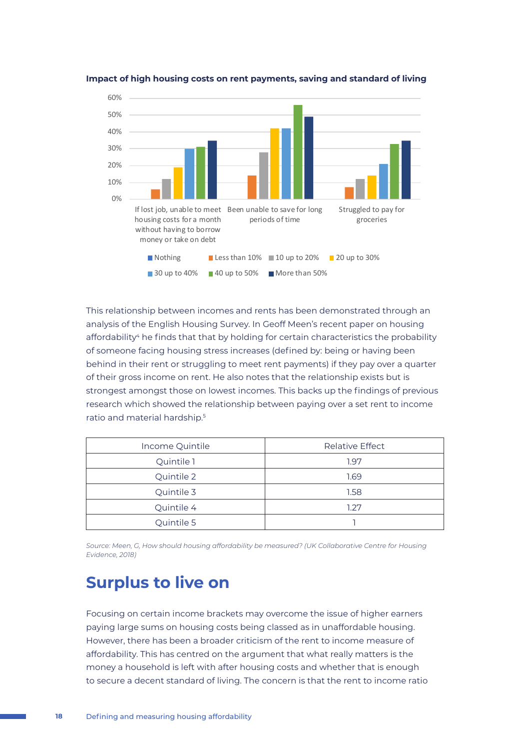**Impact of high housing costs on rent payments, saving and standard of living**

This relationship between incomes and rents has been demonstrated through an analysis of the English Housing Survey. In Geoff Meen's recent paper on housing affordability[4] he finds that that by holding for certain characteristics the probability of someone facing housing stress increases (defined by: being or having been behind in their rent or struggling to meet rent payments) if they pay over a quarter of their gross income on rent. He also notes that the relationship exists but is strongest amongst those on lowest incomes. This backs up the findings of previous research which showed the relationship between paying over a set rent to income ratio and material hardship.[5]

| Income Quintile | Relative Effect |
|---|---|
| Quintile 1 | 1.97 |
| Quintile 2 | 1.69 |
| Quintile 3 | 1.58 |
| Quintile 4 | 1.27 |
| Quintile 5 | 1 |

*Source: Meen, G, How should housing affordability be measured? (UK Collaborative Centre for Housing Evidence, 2018)*

## Surplus to live on

Focusing on certain income brackets may overcome the issue of higher earners paying large sums on housing costs being classed as in unaffordable housing. However, there has been a broader criticism of the rent to income measure of affordability. This has centred on the argument that what really matters is the money a household is left with after housing costs and whether that is enough to secure a decent standard of living. The concern is that the rent to income ratio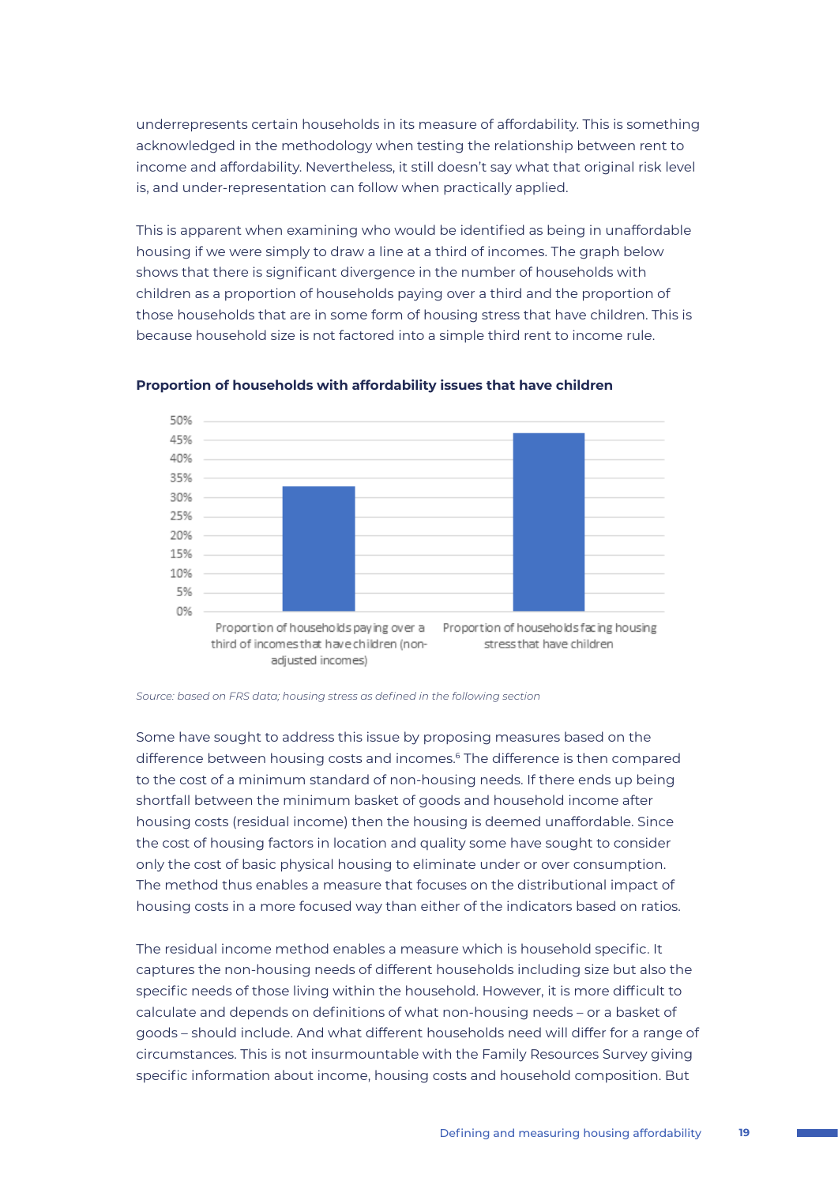underrepresents certain households in its measure of affordability. This is something acknowledged in the methodology when testing the relationship between rent to income and affordability. Nevertheless, it still doesn't say what that original risk level is, and under-representation can follow when practically applied.

This is apparent when examining who would be identified as being in unaffordable housing if we were simply to draw a line at a third of incomes. The graph below shows that there is significant divergence in the number of households with children as a proportion of households paying over a third and the proportion of those households that are in some form of housing stress that have children. This is because household size is not factored into a simple third rent to income rule.

**Proportion of households with affordability issues that have children**

| Category | Proportion |
|---|---|
| Proportion of households paying over a third of incomes that have children (non-adjusted incomes) | ~33% |
| Proportion of households facing housing stress that have children | ~47% |

*Source: based on FRS data; housing stress as defined in the following section*

Some have sought to address this issue by proposing measures based on the difference between housing costs and incomes.[6] The difference is then compared to the cost of a minimum standard of non-housing needs. If there ends up being shortfall between the minimum basket of goods and household income after housing costs (residual income) then the housing is deemed unaffordable. Since the cost of housing factors in location and quality some have sought to consider only the cost of basic physical housing to eliminate under or over consumption. The method thus enables a measure that focuses on the distributional impact of housing costs in a more focused way than either of the indicators based on ratios.

The residual income method enables a measure which is household specific. It captures the non-housing needs of different households including size but also the specific needs of those living within the household. However, it is more difficult to calculate and depends on definitions of what non-housing needs – or a basket of goods – should include. And what different households need will differ for a range of circumstances. This is not insurmountable with the Family Resources Survey giving specific information about income, housing costs and household composition. But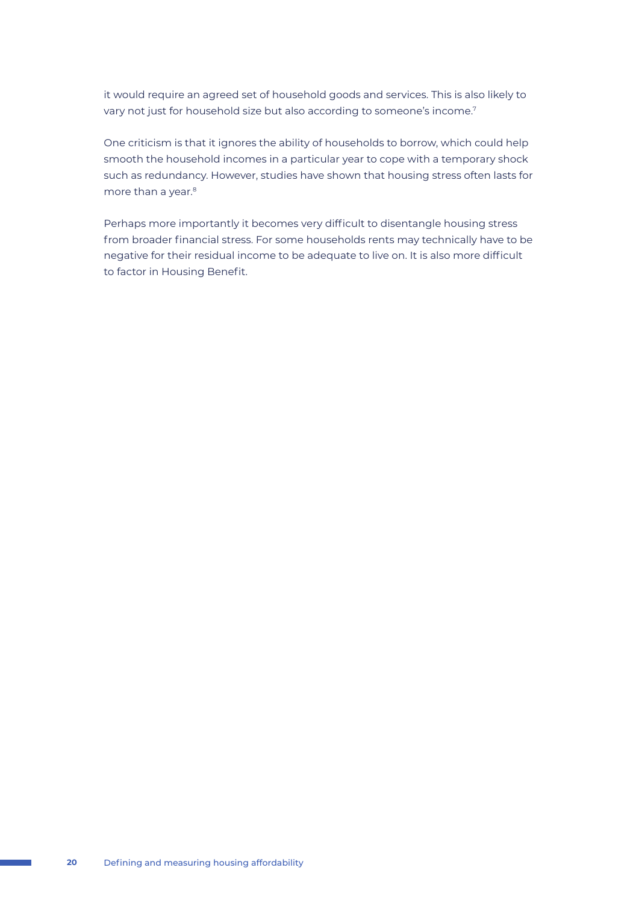it would require an agreed set of household goods and services. This is also likely to vary not just for household size but also according to someone's income.[7]

One criticism is that it ignores the ability of households to borrow, which could help smooth the household incomes in a particular year to cope with a temporary shock such as redundancy. However, studies have shown that housing stress often lasts for more than a year.[8]

Perhaps more importantly it becomes very difficult to disentangle housing stress from broader financial stress. For some households rents may technically have to be negative for their residual income to be adequate to live on. It is also more difficult to factor in Housing Benefit.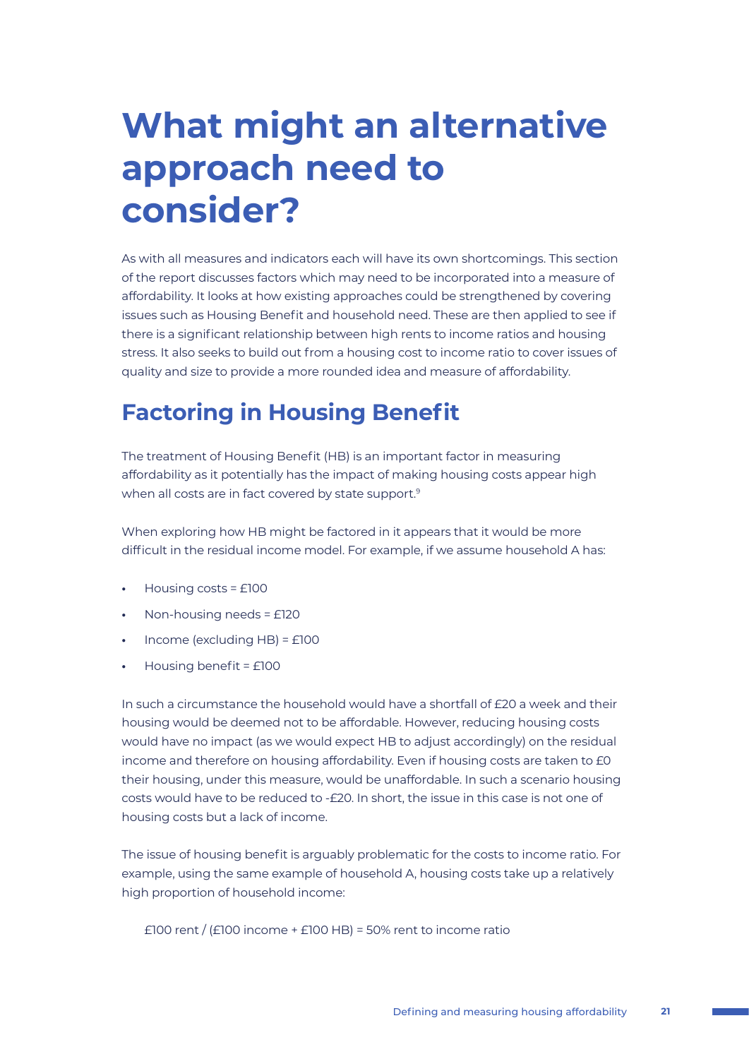# What might an alternative approach need to consider?

As with all measures and indicators each will have its own shortcomings. This section of the report discusses factors which may need to be incorporated into a measure of affordability. It looks at how existing approaches could be strengthened by covering issues such as Housing Benefit and household need. These are then applied to see if there is a significant relationship between high rents to income ratios and housing stress. It also seeks to build out from a housing cost to income ratio to cover issues of quality and size to provide a more rounded idea and measure of affordability.

## Factoring in Housing Benefit

The treatment of Housing Benefit (HB) is an important factor in measuring affordability as it potentially has the impact of making housing costs appear high when all costs are in fact covered by state support.[9]

When exploring how HB might be factored in it appears that it would be more difficult in the residual income model. For example, if we assume household A has:

- Housing costs = £100
- Non-housing needs = £120
- Income (excluding HB) = £100
- Housing benefit = £100

In such a circumstance the household would have a shortfall of £20 a week and their housing would be deemed not to be affordable. However, reducing housing costs would have no impact (as we would expect HB to adjust accordingly) on the residual income and therefore on housing affordability. Even if housing costs are taken to £0 their housing, under this measure, would be unaffordable. In such a scenario housing costs would have to be reduced to -£20. In short, the issue in this case is not one of housing costs but a lack of income.

The issue of housing benefit is arguably problematic for the costs to income ratio. For example, using the same example of household A, housing costs take up a relatively high proportion of household income:

£100 rent / (£100 income + £100 HB) = 50% rent to income ratio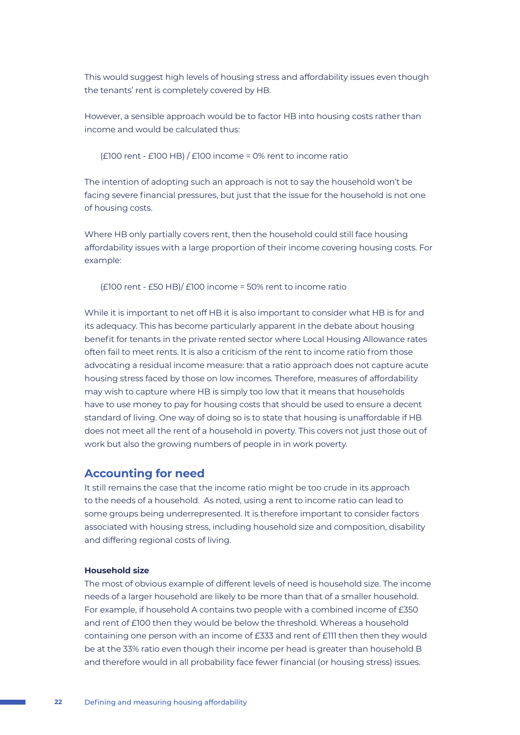This would suggest high levels of housing stress and affordability issues even though the tenants' rent is completely covered by HB.

However, a sensible approach would be to factor HB into housing costs rather than income and would be calculated thus:

(£100 rent - £100 HB) / £100 income = 0% rent to income ratio

The intention of adopting such an approach is not to say the household won't be facing severe financial pressures, but just that the issue for the household is not one of housing costs.

Where HB only partially covers rent, then the household could still face housing affordability issues with a large proportion of their income covering housing costs. For example:

(£100 rent - £50 HB)/ £100 income = 50% rent to income ratio

While it is important to net off HB it is also important to consider what HB is for and its adequacy. This has become particularly apparent in the debate about housing benefit for tenants in the private rented sector where Local Housing Allowance rates often fail to meet rents. It is also a criticism of the rent to income ratio from those advocating a residual income measure: that a ratio approach does not capture acute housing stress faced by those on low incomes. Therefore, measures of affordability may wish to capture where HB is simply too low that it means that households have to use money to pay for housing costs that should be used to ensure a decent standard of living. One way of doing so is to state that housing is unaffordable if HB does not meet all the rent of a household in poverty. This covers not just those out of work but also the growing numbers of people in in work poverty.

## Accounting for need

It still remains the case that the income ratio might be too crude in its approach to the needs of a household. As noted, using a rent to income ratio can lead to some groups being underrepresented. It is therefore important to consider factors associated with housing stress, including household size and composition, disability and differing regional costs of living.

#### Household size

The most of obvious example of different levels of need is household size. The income needs of a larger household are likely to be more than that of a smaller household. For example, if household A contains two people with a combined income of £350 and rent of £100 then they would be below the threshold. Whereas a household containing one person with an income of £333 and rent of £111 then then they would be at the 33% ratio even though their income per head is greater than household B and therefore would in all probability face fewer financial (or housing stress) issues.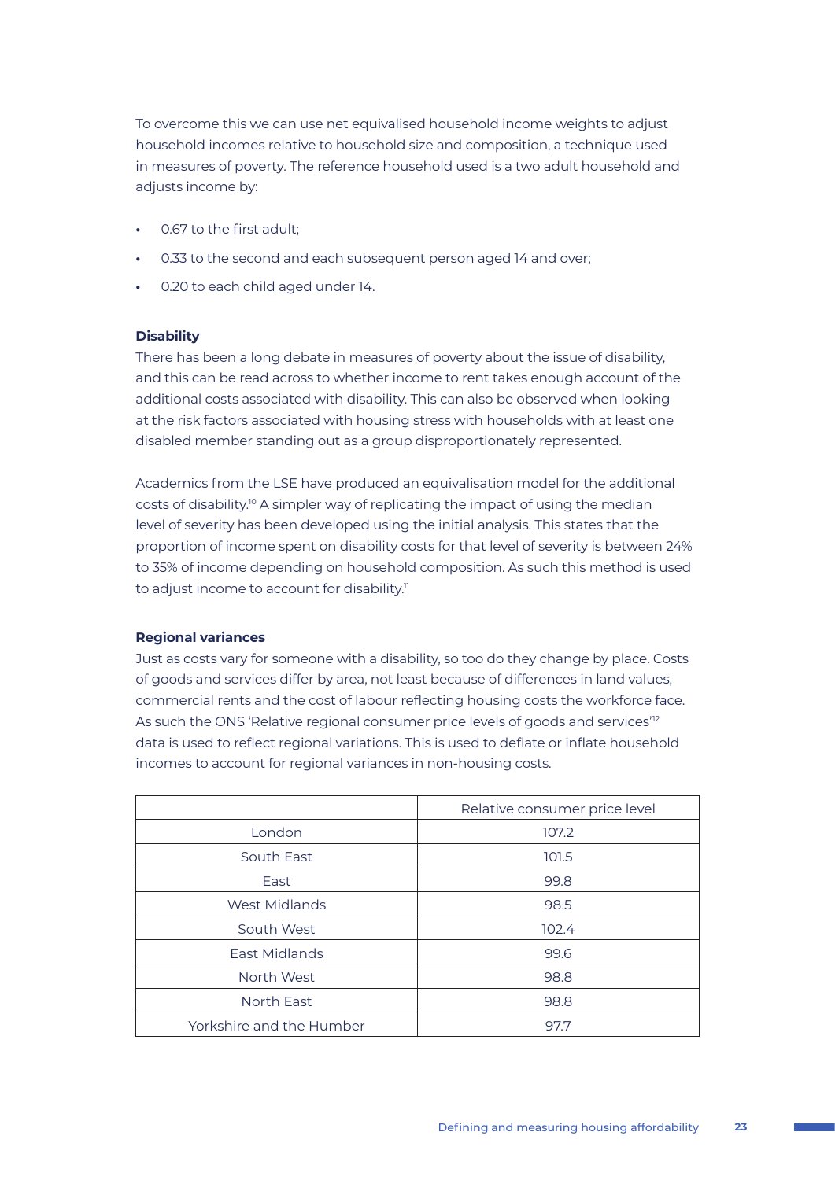To overcome this we can use net equivalised household income weights to adjust household incomes relative to household size and composition, a technique used in measures of poverty. The reference household used is a two adult household and adjusts income by:

- 0.67 to the first adult;
- 0.33 to the second and each subsequent person aged 14 and over;
- 0.20 to each child aged under 14.

**Disability**

There has been a long debate in measures of poverty about the issue of disability, and this can be read across to whether income to rent takes enough account of the additional costs associated with disability. This can also be observed when looking at the risk factors associated with housing stress with households with at least one disabled member standing out as a group disproportionately represented.

Academics from the LSE have produced an equivalisation model for the additional costs of disability.[10] A simpler way of replicating the impact of using the median level of severity has been developed using the initial analysis. This states that the proportion of income spent on disability costs for that level of severity is between 24% to 35% of income depending on household composition. As such this method is used to adjust income to account for disability.[11]

**Regional variances**

Just as costs vary for someone with a disability, so too do they change by place. Costs of goods and services differ by area, not least because of differences in land values, commercial rents and the cost of labour reflecting housing costs the workforce face. As such the ONS 'Relative regional consumer price levels of goods and services'[12] data is used to reflect regional variations. This is used to deflate or inflate household incomes to account for regional variances in non-housing costs.

| | Relative consumer price level |
|---|---|
| London | 107.2 |
| South East | 101.5 |
| East | 99.8 |
| West Midlands | 98.5 |
| South West | 102.4 |
| East Midlands | 99.6 |
| North West | 98.8 |
| North East | 98.8 |
| Yorkshire and the Humber | 97.7 |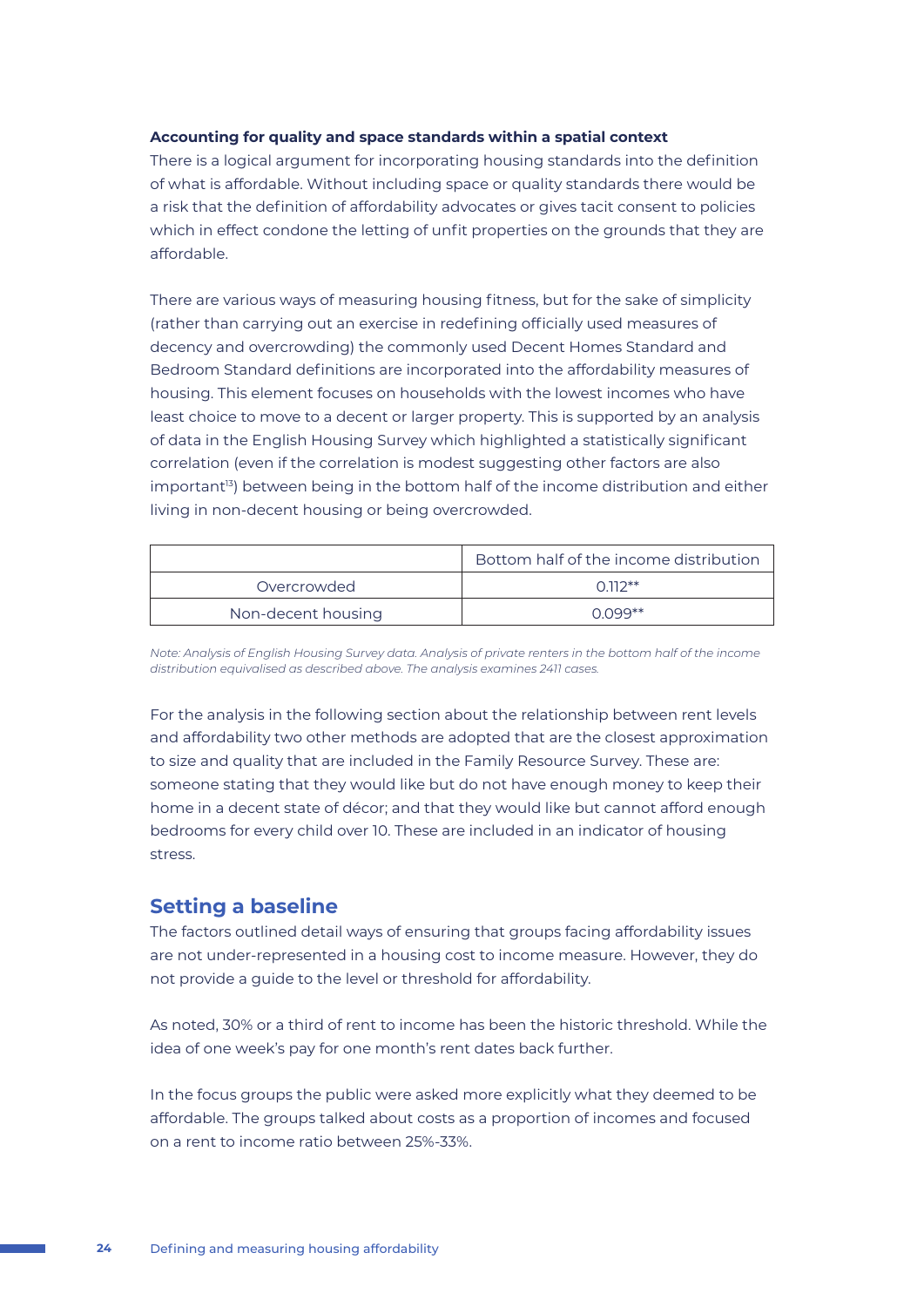**Accounting for quality and space standards within a spatial context**

There is a logical argument for incorporating housing standards into the definition of what is affordable. Without including space or quality standards there would be a risk that the definition of affordability advocates or gives tacit consent to policies which in effect condone the letting of unfit properties on the grounds that they are affordable.

There are various ways of measuring housing fitness, but for the sake of simplicity (rather than carrying out an exercise in redefining officially used measures of decency and overcrowding) the commonly used Decent Homes Standard and Bedroom Standard definitions are incorporated into the affordability measures of housing. This element focuses on households with the lowest incomes who have least choice to move to a decent or larger property. This is supported by an analysis of data in the English Housing Survey which highlighted a statistically significant correlation (even if the correlation is modest suggesting other factors are also important[13]) between being in the bottom half of the income distribution and either living in non-decent housing or being overcrowded.

| | Bottom half of the income distribution |
|---|---|
| Overcrowded | 0.112** |
| Non-decent housing | 0.099** |

*Note: Analysis of English Housing Survey data. Analysis of private renters in the bottom half of the income distribution equivalised as described above. The analysis examines 2411 cases.*

For the analysis in the following section about the relationship between rent levels and affordability two other methods are adopted that are the closest approximation to size and quality that are included in the Family Resource Survey. These are: someone stating that they would like but do not have enough money to keep their home in a decent state of décor; and that they would like but cannot afford enough bedrooms for every child over 10. These are included in an indicator of housing stress.

## Setting a baseline

The factors outlined detail ways of ensuring that groups facing affordability issues are not under-represented in a housing cost to income measure. However, they do not provide a guide to the level or threshold for affordability.

As noted, 30% or a third of rent to income has been the historic threshold. While the idea of one week's pay for one month's rent dates back further.

In the focus groups the public were asked more explicitly what they deemed to be affordable. The groups talked about costs as a proportion of incomes and focused on a rent to income ratio between 25%-33%.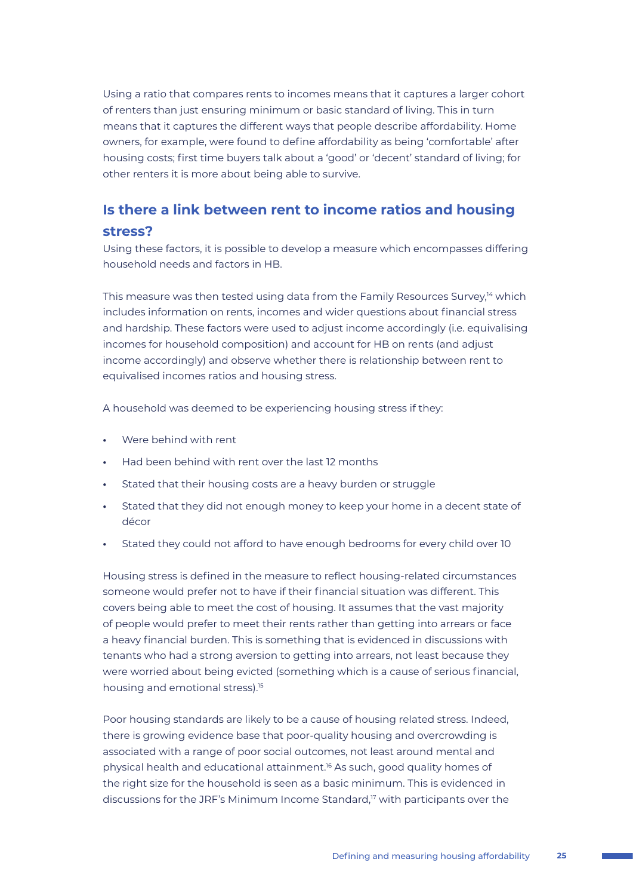Using a ratio that compares rents to incomes means that it captures a larger cohort of renters than just ensuring minimum or basic standard of living. This in turn means that it captures the different ways that people describe affordability. Home owners, for example, were found to define affordability as being 'comfortable' after housing costs; first time buyers talk about a 'good' or 'decent' standard of living; for other renters it is more about being able to survive.

## Is there a link between rent to income ratios and housing stress?

Using these factors, it is possible to develop a measure which encompasses differing household needs and factors in HB.

This measure was then tested using data from the Family Resources Survey,[14] which includes information on rents, incomes and wider questions about financial stress and hardship. These factors were used to adjust income accordingly (i.e. equivalising incomes for household composition) and account for HB on rents (and adjust income accordingly) and observe whether there is relationship between rent to equivalised incomes ratios and housing stress.

A household was deemed to be experiencing housing stress if they:

- Were behind with rent
- Had been behind with rent over the last 12 months
- Stated that their housing costs are a heavy burden or struggle
- Stated that they did not enough money to keep your home in a decent state of décor
- Stated they could not afford to have enough bedrooms for every child over 10

Housing stress is defined in the measure to reflect housing-related circumstances someone would prefer not to have if their financial situation was different. This covers being able to meet the cost of housing. It assumes that the vast majority of people would prefer to meet their rents rather than getting into arrears or face a heavy financial burden. This is something that is evidenced in discussions with tenants who had a strong aversion to getting into arrears, not least because they were worried about being evicted (something which is a cause of serious financial, housing and emotional stress).[15]

Poor housing standards are likely to be a cause of housing related stress. Indeed, there is growing evidence base that poor-quality housing and overcrowding is associated with a range of poor social outcomes, not least around mental and physical health and educational attainment.[16] As such, good quality homes of the right size for the household is seen as a basic minimum. This is evidenced in discussions for the JRF's Minimum Income Standard,[17] with participants over the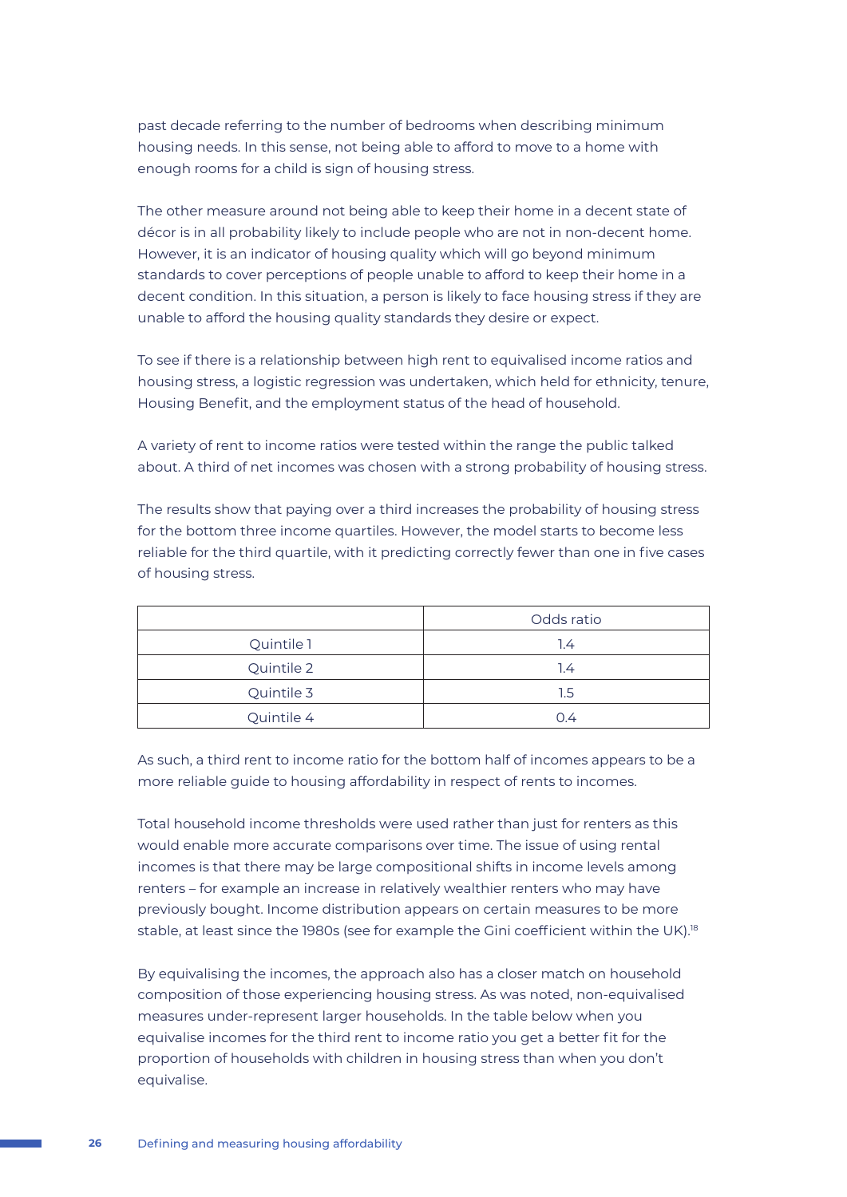past decade referring to the number of bedrooms when describing minimum housing needs. In this sense, not being able to afford to move to a home with enough rooms for a child is sign of housing stress.

The other measure around not being able to keep their home in a decent state of décor is in all probability likely to include people who are not in non-decent home. However, it is an indicator of housing quality which will go beyond minimum standards to cover perceptions of people unable to afford to keep their home in a decent condition. In this situation, a person is likely to face housing stress if they are unable to afford the housing quality standards they desire or expect.

To see if there is a relationship between high rent to equivalised income ratios and housing stress, a logistic regression was undertaken, which held for ethnicity, tenure, Housing Benefit, and the employment status of the head of household.

A variety of rent to income ratios were tested within the range the public talked about. A third of net incomes was chosen with a strong probability of housing stress.

The results show that paying over a third increases the probability of housing stress for the bottom three income quartiles. However, the model starts to become less reliable for the third quartile, with it predicting correctly fewer than one in five cases of housing stress.

| | Odds ratio |
|---|---|
| Quintile 1 | 1.4 |
| Quintile 2 | 1.4 |
| Quintile 3 | 1.5 |
| Quintile 4 | 0.4 |

As such, a third rent to income ratio for the bottom half of incomes appears to be a more reliable guide to housing affordability in respect of rents to incomes.

Total household income thresholds were used rather than just for renters as this would enable more accurate comparisons over time. The issue of using rental incomes is that there may be large compositional shifts in income levels among renters – for example an increase in relatively wealthier renters who may have previously bought. Income distribution appears on certain measures to be more stable, at least since the 1980s (see for example the Gini coefficient within the UK).[18]

By equivalising the incomes, the approach also has a closer match on household composition of those experiencing housing stress. As was noted, non-equivalised measures under-represent larger households. In the table below when you equivalise incomes for the third rent to income ratio you get a better fit for the proportion of households with children in housing stress than when you don't equivalise.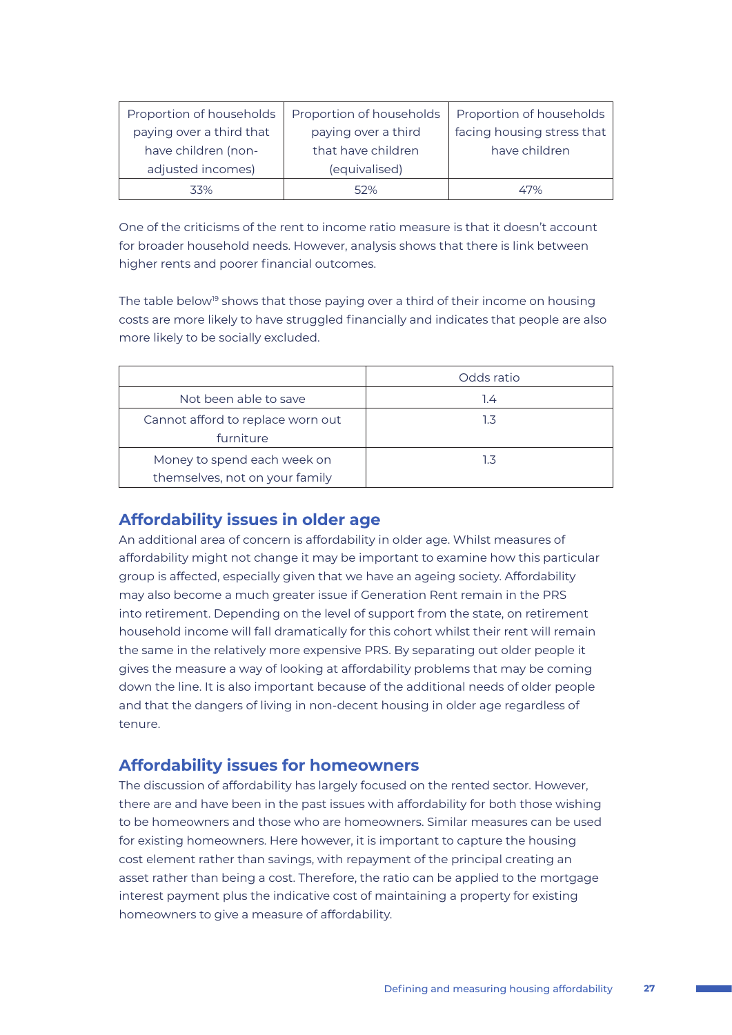| Proportion of households paying over a third that have children (non-adjusted incomes) | Proportion of households paying over a third that have children (equivalised) | Proportion of households facing housing stress that have children |
|---|---|---|
| 33% | 52% | 47% |

One of the criticisms of the rent to income ratio measure is that it doesn't account for broader household needs. However, analysis shows that there is link between higher rents and poorer financial outcomes.

The table below[19] shows that those paying over a third of their income on housing costs are more likely to have struggled financially and indicates that people are also more likely to be socially excluded.

| | Odds ratio |
|---|---|
| Not been able to save | 1.4 |
| Cannot afford to replace worn out furniture | 1.3 |
| Money to spend each week on themselves, not on your family | 1.3 |

## Affordability issues in older age

An additional area of concern is affordability in older age. Whilst measures of affordability might not change it may be important to examine how this particular group is affected, especially given that we have an ageing society. Affordability may also become a much greater issue if Generation Rent remain in the PRS into retirement. Depending on the level of support from the state, on retirement household income will fall dramatically for this cohort whilst their rent will remain the same in the relatively more expensive PRS. By separating out older people it gives the measure a way of looking at affordability problems that may be coming down the line. It is also important because of the additional needs of older people and that the dangers of living in non-decent housing in older age regardless of tenure.

## Affordability issues for homeowners

The discussion of affordability has largely focused on the rented sector. However, there are and have been in the past issues with affordability for both those wishing to be homeowners and those who are homeowners. Similar measures can be used for existing homeowners. Here however, it is important to capture the housing cost element rather than savings, with repayment of the principal creating an asset rather than being a cost. Therefore, the ratio can be applied to the mortgage interest payment plus the indicative cost of maintaining a property for existing homeowners to give a measure of affordability.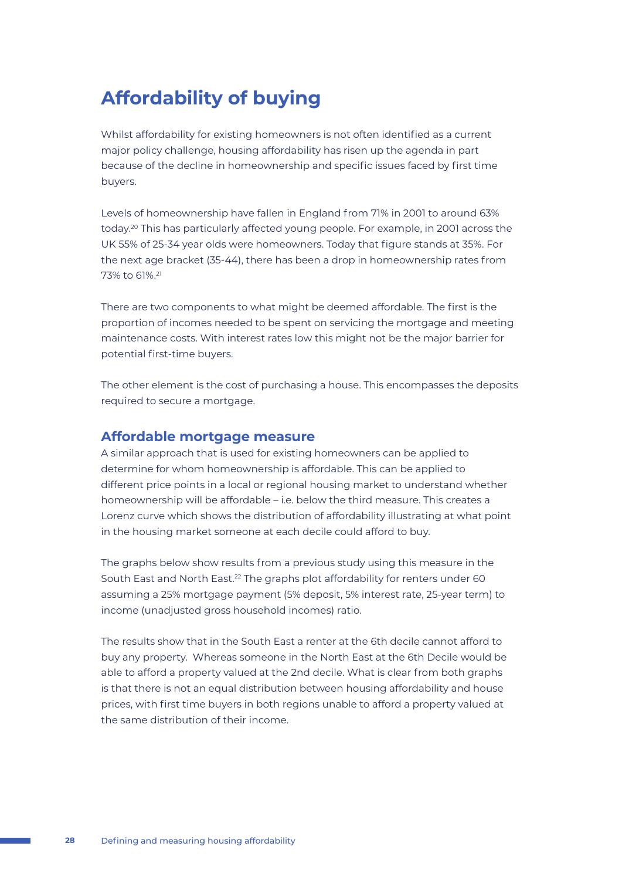## Affordability of buying

Whilst affordability for existing homeowners is not often identified as a current major policy challenge, housing affordability has risen up the agenda in part because of the decline in homeownership and specific issues faced by first time buyers.

Levels of homeownership have fallen in England from 71% in 2001 to around 63% today.[20] This has particularly affected young people. For example, in 2001 across the UK 55% of 25-34 year olds were homeowners. Today that figure stands at 35%. For the next age bracket (35-44), there has been a drop in homeownership rates from 73% to 61%.[21]

There are two components to what might be deemed affordable. The first is the proportion of incomes needed to be spent on servicing the mortgage and meeting maintenance costs. With interest rates low this might not be the major barrier for potential first-time buyers.

The other element is the cost of purchasing a house. This encompasses the deposits required to secure a mortgage.

### Affordable mortgage measure

A similar approach that is used for existing homeowners can be applied to determine for whom homeownership is affordable. This can be applied to different price points in a local or regional housing market to understand whether homeownership will be affordable – i.e. below the third measure. This creates a Lorenz curve which shows the distribution of affordability illustrating at what point in the housing market someone at each decile could afford to buy.

The graphs below show results from a previous study using this measure in the South East and North East.[22] The graphs plot affordability for renters under 60 assuming a 25% mortgage payment (5% deposit, 5% interest rate, 25-year term) to income (unadjusted gross household incomes) ratio.

The results show that in the South East a renter at the 6th decile cannot afford to buy any property. Whereas someone in the North East at the 6th Decile would be able to afford a property valued at the 2nd decile. What is clear from both graphs is that there is not an equal distribution between housing affordability and house prices, with first time buyers in both regions unable to afford a property valued at the same distribution of their income.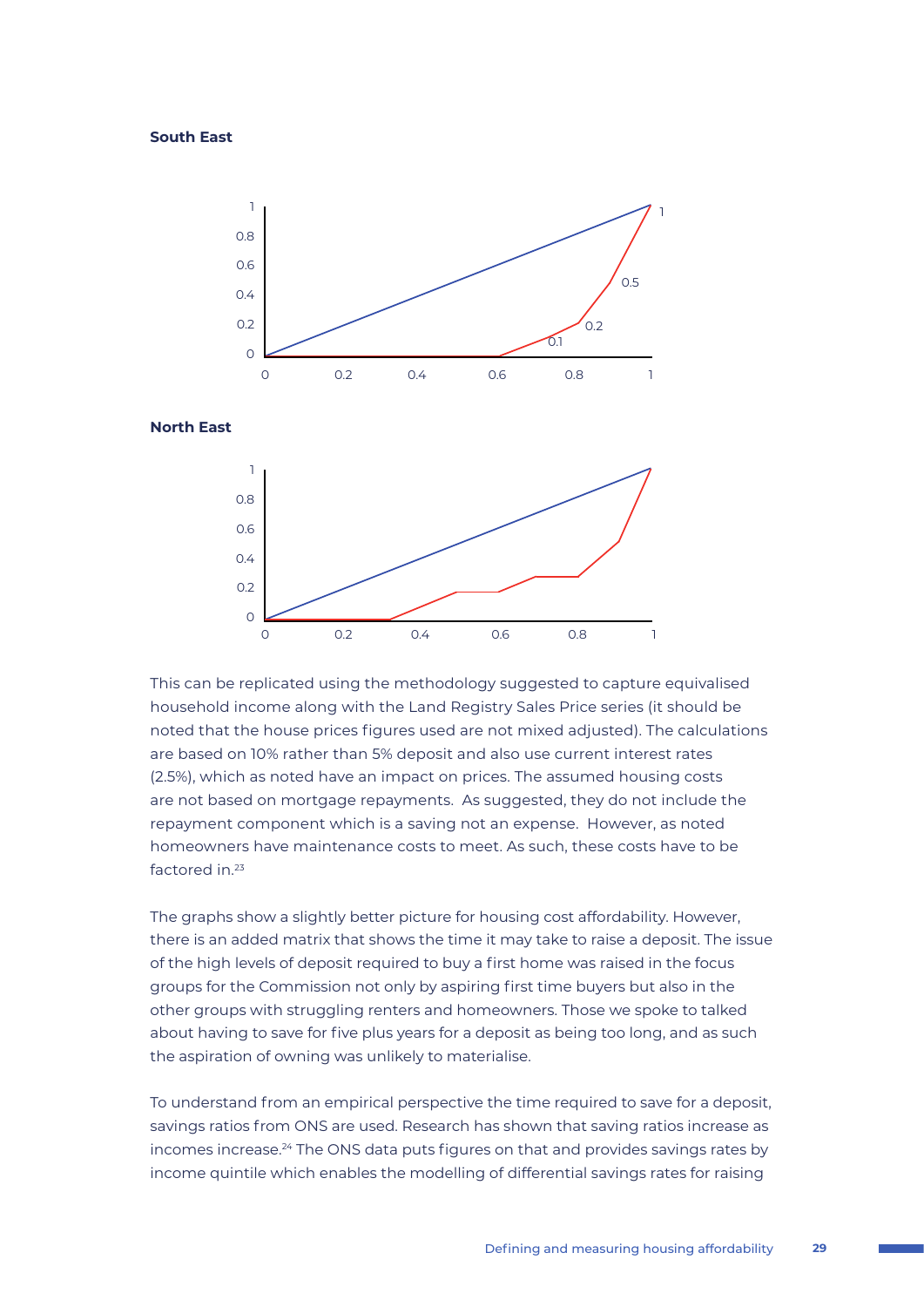**South East**

**North East**

This can be replicated using the methodology suggested to capture equivalised household income along with the Land Registry Sales Price series (it should be noted that the house prices figures used are not mixed adjusted). The calculations are based on 10% rather than 5% deposit and also use current interest rates (2.5%), which as noted have an impact on prices. The assumed housing costs are not based on mortgage repayments. As suggested, they do not include the repayment component which is a saving not an expense. However, as noted homeowners have maintenance costs to meet. As such, these costs have to be factored in.[23]

The graphs show a slightly better picture for housing cost affordability. However, there is an added matrix that shows the time it may take to raise a deposit. The issue of the high levels of deposit required to buy a first home was raised in the focus groups for the Commission not only by aspiring first time buyers but also in the other groups with struggling renters and homeowners. Those we spoke to talked about having to save for five plus years for a deposit as being too long, and as such the aspiration of owning was unlikely to materialise.

To understand from an empirical perspective the time required to save for a deposit, savings ratios from ONS are used. Research has shown that saving ratios increase as incomes increase.[24] The ONS data puts figures on that and provides savings rates by income quintile which enables the modelling of differential savings rates for raising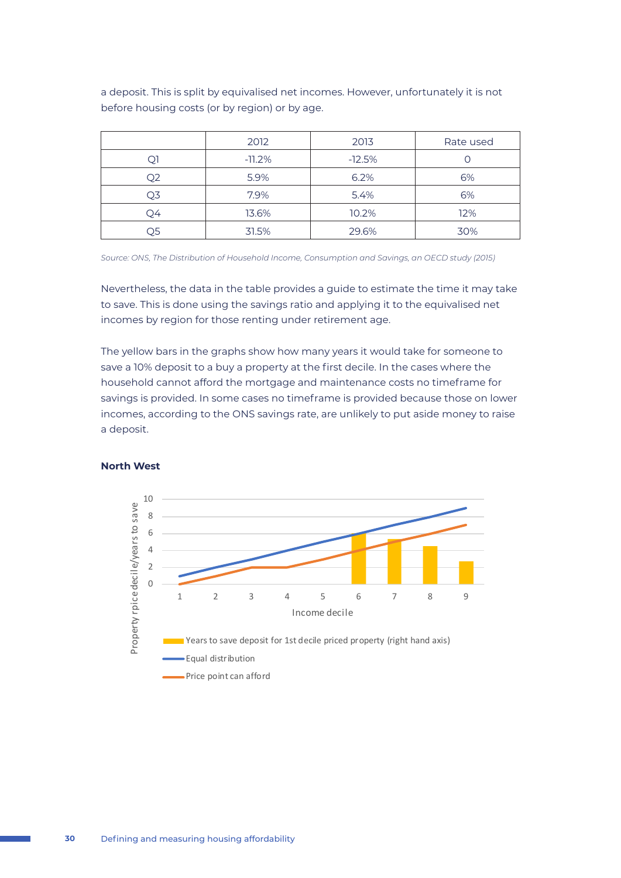a deposit. This is split by equivalised net incomes. However, unfortunately it is not before housing costs (or by region) or by age.

| | 2012 | 2013 | Rate used |
|---|---|---|---|
| Q1 | -11.2% | -12.5% | 0 |
| Q2 | 5.9% | 6.2% | 6% |
| Q3 | 7.9% | 5.4% | 6% |
| Q4 | 13.6% | 10.2% | 12% |
| Q5 | 31.5% | 29.6% | 30% |

*Source: ONS, The Distribution of Household Income, Consumption and Savings, an OECD study (2015)*

Nevertheless, the data in the table provides a guide to estimate the time it may take to save. This is done using the savings ratio and applying it to the equivalised net incomes by region for those renting under retirement age.

The yellow bars in the graphs show how many years it would take for someone to save a 10% deposit to a buy a property at the first decile. In the cases where the household cannot afford the mortgage and maintenance costs no timeframe for savings is provided. In some cases no timeframe is provided because those on lower incomes, according to the ONS savings rate, are unlikely to put aside money to raise a deposit.

**North West**

Property rpice decile/years to save

Income decile

Years to save deposit for 1st decile priced property (right hand axis)

Equal distribution

Price point can afford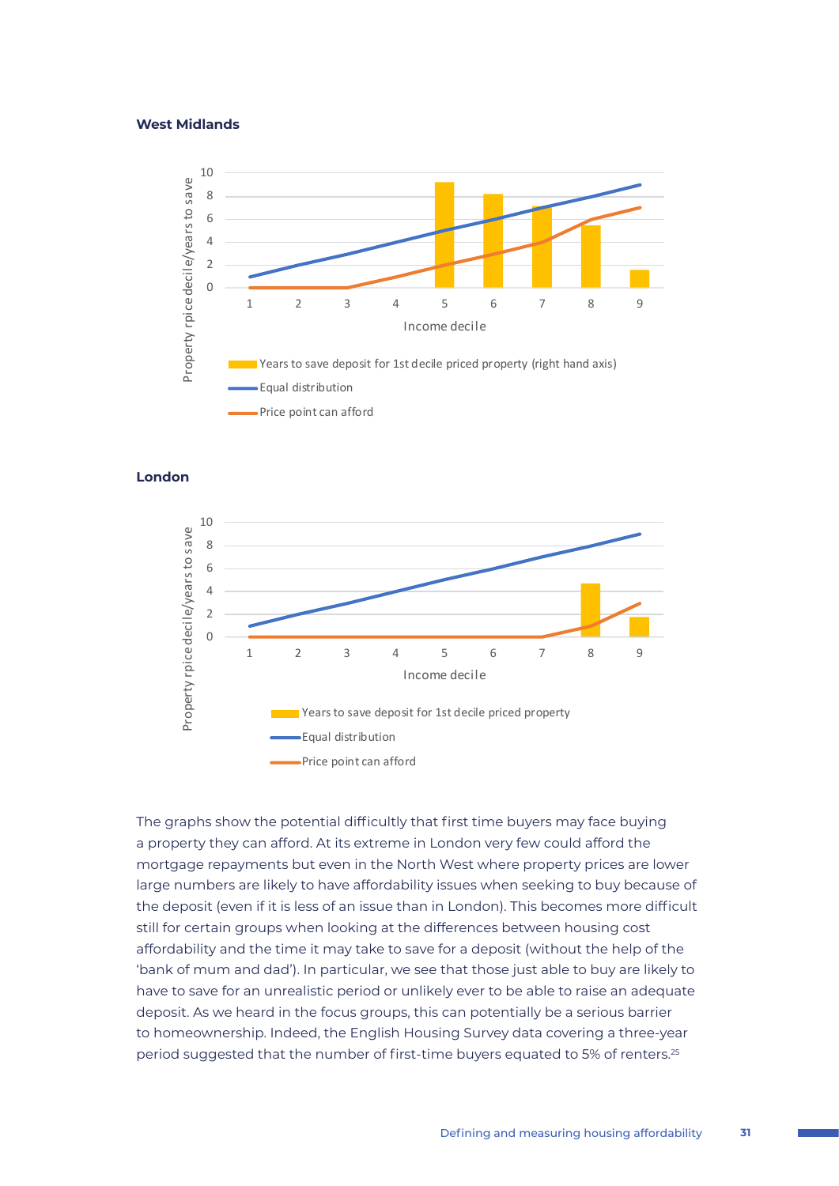**West Midlands**

Property rprice decile/years to save

Income decile

Years to save deposit for 1st decile priced property (right hand axis)

Equal distribution

Price point can afford

**London**

Property rprice decile/years to save

Income decile

Years to save deposit for 1st decile priced property

Equal distribution

Price point can afford

The graphs show the potential difficultly that first time buyers may face buying a property they can afford. At its extreme in London very few could afford the mortgage repayments but even in the North West where property prices are lower large numbers are likely to have affordability issues when seeking to buy because of the deposit (even if it is less of an issue than in London). This becomes more difficult still for certain groups when looking at the differences between housing cost affordability and the time it may take to save for a deposit (without the help of the 'bank of mum and dad'). In particular, we see that those just able to buy are likely to have to save for an unrealistic period or unlikely ever to be able to raise an adequate deposit. As we heard in the focus groups, this can potentially be a serious barrier to homeownership. Indeed, the English Housing Survey data covering a three-year period suggested that the number of first-time buyers equated to 5% of renters.[25]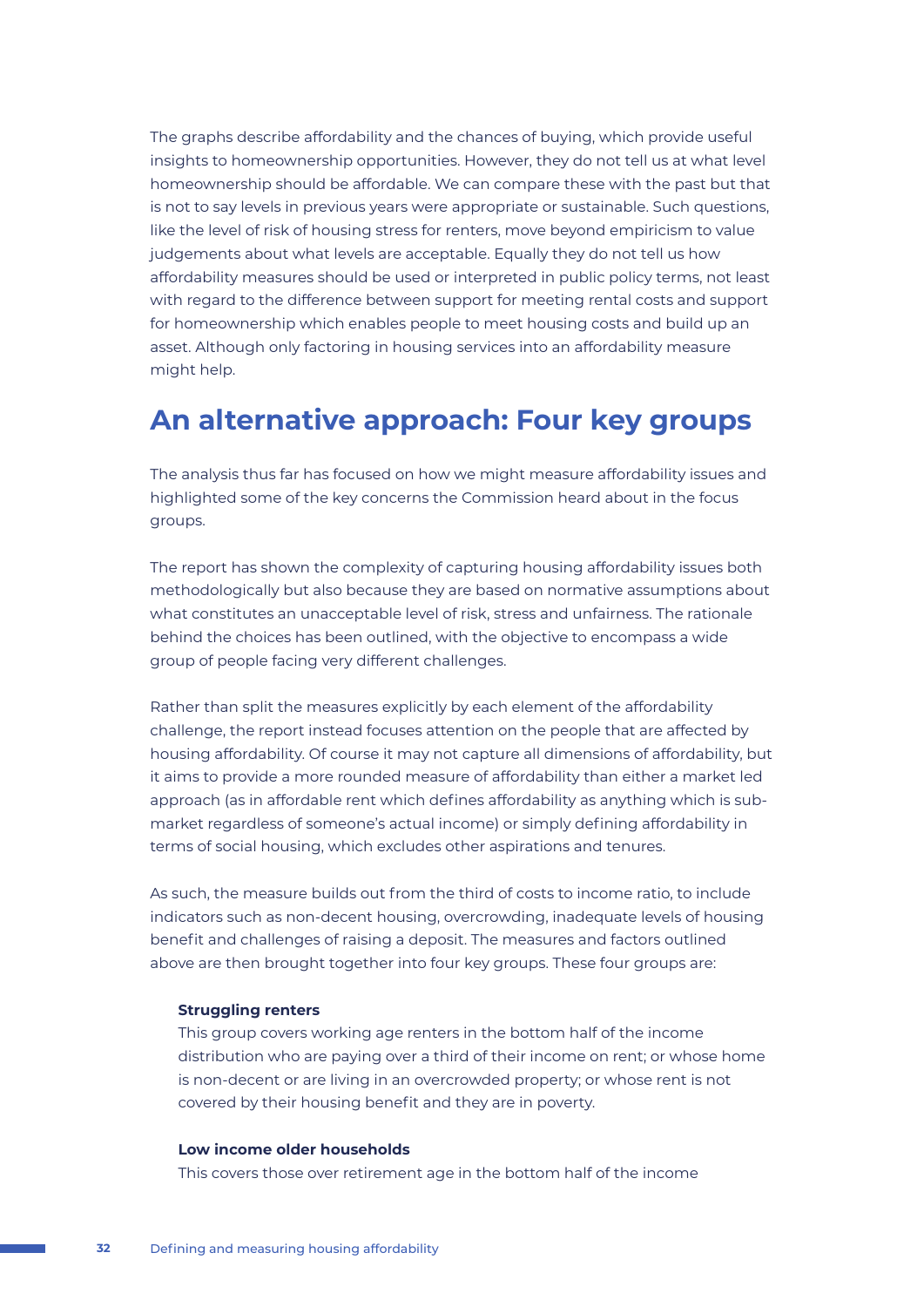The graphs describe affordability and the chances of buying, which provide useful insights to homeownership opportunities. However, they do not tell us at what level homeownership should be affordable. We can compare these with the past but that is not to say levels in previous years were appropriate or sustainable. Such questions, like the level of risk of housing stress for renters, move beyond empiricism to value judgements about what levels are acceptable. Equally they do not tell us how affordability measures should be used or interpreted in public policy terms, not least with regard to the difference between support for meeting rental costs and support for homeownership which enables people to meet housing costs and build up an asset. Although only factoring in housing services into an affordability measure might help.

## An alternative approach: Four key groups

The analysis thus far has focused on how we might measure affordability issues and highlighted some of the key concerns the Commission heard about in the focus groups.

The report has shown the complexity of capturing housing affordability issues both methodologically but also because they are based on normative assumptions about what constitutes an unacceptable level of risk, stress and unfairness. The rationale behind the choices has been outlined, with the objective to encompass a wide group of people facing very different challenges.

Rather than split the measures explicitly by each element of the affordability challenge, the report instead focuses attention on the people that are affected by housing affordability. Of course it may not capture all dimensions of affordability, but it aims to provide a more rounded measure of affordability than either a market led approach (as in affordable rent which defines affordability as anything which is sub-market regardless of someone's actual income) or simply defining affordability in terms of social housing, which excludes other aspirations and tenures.

As such, the measure builds out from the third of costs to income ratio, to include indicators such as non-decent housing, overcrowding, inadequate levels of housing benefit and challenges of raising a deposit. The measures and factors outlined above are then brought together into four key groups. These four groups are:

**Struggling renters**
This group covers working age renters in the bottom half of the income distribution who are paying over a third of their income on rent; or whose home is non-decent or are living in an overcrowded property; or whose rent is not covered by their housing benefit and they are in poverty.

**Low income older households**
This covers those over retirement age in the bottom half of the income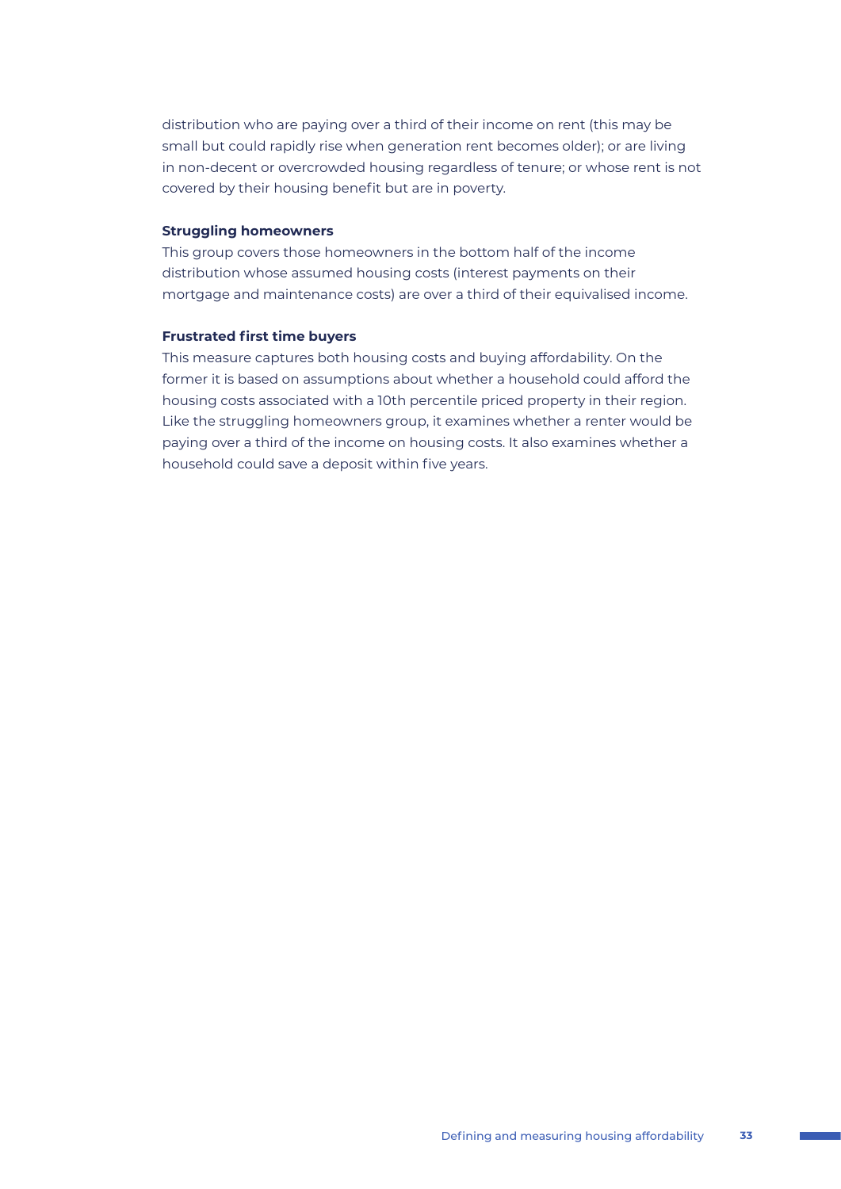distribution who are paying over a third of their income on rent (this may be small but could rapidly rise when generation rent becomes older); or are living in non-decent or overcrowded housing regardless of tenure; or whose rent is not covered by their housing benefit but are in poverty.

**Struggling homeowners**

This group covers those homeowners in the bottom half of the income distribution whose assumed housing costs (interest payments on their mortgage and maintenance costs) are over a third of their equivalised income.

**Frustrated first time buyers**

This measure captures both housing costs and buying affordability. On the former it is based on assumptions about whether a household could afford the housing costs associated with a 10th percentile priced property in their region. Like the struggling homeowners group, it examines whether a renter would be paying over a third of the income on housing costs. It also examines whether a household could save a deposit within five years.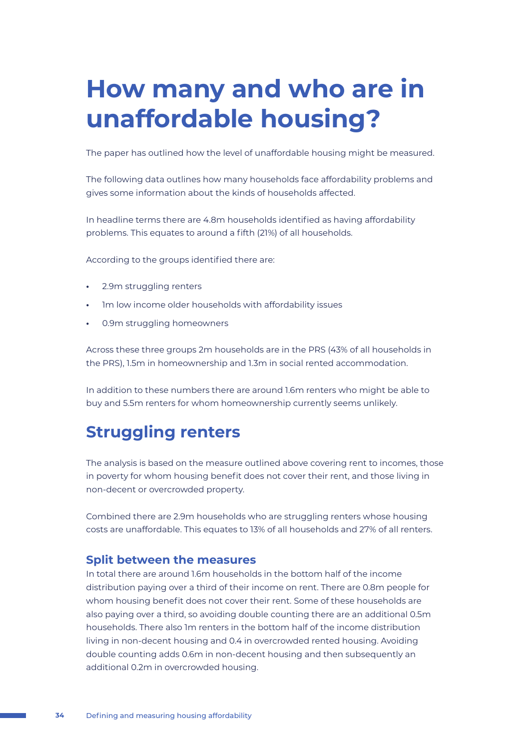# How many and who are in unaffordable housing?

The paper has outlined how the level of unaffordable housing might be measured.

The following data outlines how many households face affordability problems and gives some information about the kinds of households affected.

In headline terms there are 4.8m households identified as having affordability problems. This equates to around a fifth (21%) of all households.

According to the groups identified there are:

- 2.9m struggling renters
- 1m low income older households with affordability issues
- 0.9m struggling homeowners

Across these three groups 2m households are in the PRS (43% of all households in the PRS), 1.5m in homeownership and 1.3m in social rented accommodation.

In addition to these numbers there are around 1.6m renters who might be able to buy and 5.5m renters for whom homeownership currently seems unlikely.

## Struggling renters

The analysis is based on the measure outlined above covering rent to incomes, those in poverty for whom housing benefit does not cover their rent, and those living in non-decent or overcrowded property.

Combined there are 2.9m households who are struggling renters whose housing costs are unaffordable. This equates to 13% of all households and 27% of all renters.

### Split between the measures

In total there are around 1.6m households in the bottom half of the income distribution paying over a third of their income on rent. There are 0.8m people for whom housing benefit does not cover their rent. Some of these households are also paying over a third, so avoiding double counting there are an additional 0.5m households. There also 1m renters in the bottom half of the income distribution living in non-decent housing and 0.4 in overcrowded rented housing. Avoiding double counting adds 0.6m in non-decent housing and then subsequently an additional 0.2m in overcrowded housing.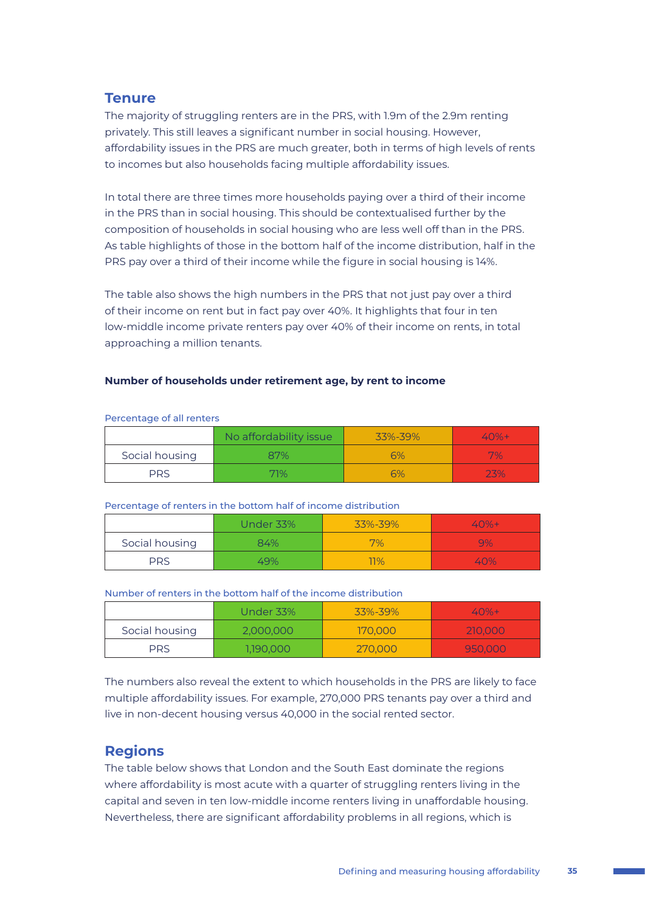## Tenure

The majority of struggling renters are in the PRS, with 1.9m of the 2.9m renting privately. This still leaves a significant number in social housing. However, affordability issues in the PRS are much greater, both in terms of high levels of rents to incomes but also households facing multiple affordability issues.

In total there are three times more households paying over a third of their income in the PRS than in social housing. This should be contextualised further by the composition of households in social housing who are less well off than in the PRS. As table highlights of those in the bottom half of the income distribution, half in the PRS pay over a third of their income while the figure in social housing is 14%.

The table also shows the high numbers in the PRS that not just pay over a third of their income on rent but in fact pay over 40%. It highlights that four in ten low-middle income private renters pay over 40% of their income on rents, in total approaching a million tenants.

**Number of households under retirement age, by rent to income**

Percentage of all renters

| | No affordability issue | 33%-39% | 40%+ |
|---|---|---|---|
| Social housing | 87% | 6% | 7% |
| PRS | 71% | 6% | 23% |

Percentage of renters in the bottom half of income distribution

| | Under 33% | 33%-39% | 40%+ |
|---|---|---|---|
| Social housing | 84% | 7% | 9% |
| PRS | 49% | 11% | 40% |

Number of renters in the bottom half of the income distribution

| | Under 33% | 33%-39% | 40%+ |
|---|---|---|---|
| Social housing | 2,000,000 | 170,000 | 210,000 |
| PRS | 1,190,000 | 270,000 | 950,000 |

The numbers also reveal the extent to which households in the PRS are likely to face multiple affordability issues. For example, 270,000 PRS tenants pay over a third and live in non-decent housing versus 40,000 in the social rented sector.

## Regions

The table below shows that London and the South East dominate the regions where affordability is most acute with a quarter of struggling renters living in the capital and seven in ten low-middle income renters living in unaffordable housing. Nevertheless, there are significant affordability problems in all regions, which is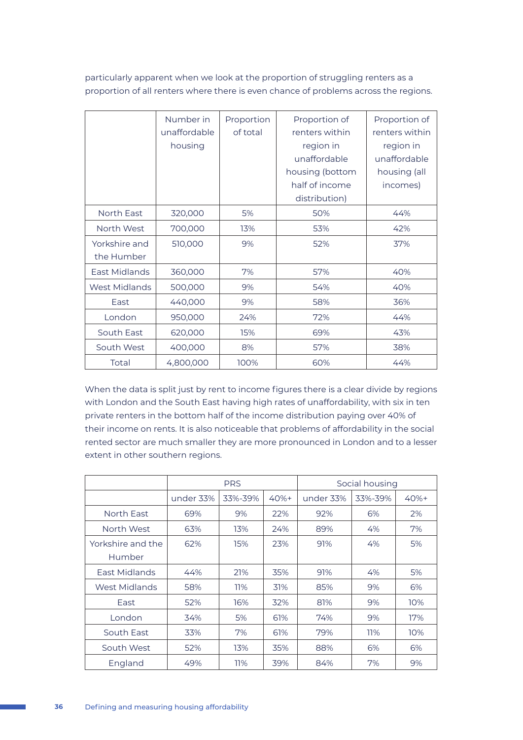particularly apparent when we look at the proportion of struggling renters as a proportion of all renters where there is even chance of problems across the regions.

| | Number in unaffordable housing | Proportion of total | Proportion of renters within region in unaffordable housing (bottom half of income distribution) | Proportion of renters within region in unaffordable housing (all incomes) |
|---|---|---|---|---|
| North East | 320,000 | 5% | 50% | 44% |
| North West | 700,000 | 13% | 53% | 42% |
| Yorkshire and the Humber | 510,000 | 9% | 52% | 37% |
| East Midlands | 360,000 | 7% | 57% | 40% |
| West Midlands | 500,000 | 9% | 54% | 40% |
| East | 440,000 | 9% | 58% | 36% |
| London | 950,000 | 24% | 72% | 44% |
| South East | 620,000 | 15% | 69% | 43% |
| South West | 400,000 | 8% | 57% | 38% |
| Total | 4,800,000 | 100% | 60% | 44% |

When the data is split just by rent to income figures there is a clear divide by regions with London and the South East having high rates of unaffordability, with six in ten private renters in the bottom half of the income distribution paying over 40% of their income on rents. It is also noticeable that problems of affordability in the social rented sector are much smaller they are more pronounced in London and to a lesser extent in other southern regions.

| | PRS | | | Social housing | | |
|---|---|---|---|---|---|---|
| | under 33% | 33%-39% | 40%+ | under 33% | 33%-39% | 40%+ |
| North East | 69% | 9% | 22% | 92% | 6% | 2% |
| North West | 63% | 13% | 24% | 89% | 4% | 7% |
| Yorkshire and the Humber | 62% | 15% | 23% | 91% | 4% | 5% |
| East Midlands | 44% | 21% | 35% | 91% | 4% | 5% |
| West Midlands | 58% | 11% | 31% | 85% | 9% | 6% |
| East | 52% | 16% | 32% | 81% | 9% | 10% |
| London | 34% | 5% | 61% | 74% | 9% | 17% |
| South East | 33% | 7% | 61% | 79% | 11% | 10% |
| South West | 52% | 13% | 35% | 88% | 6% | 6% |
| England | 49% | 11% | 39% | 84% | 7% | 9% |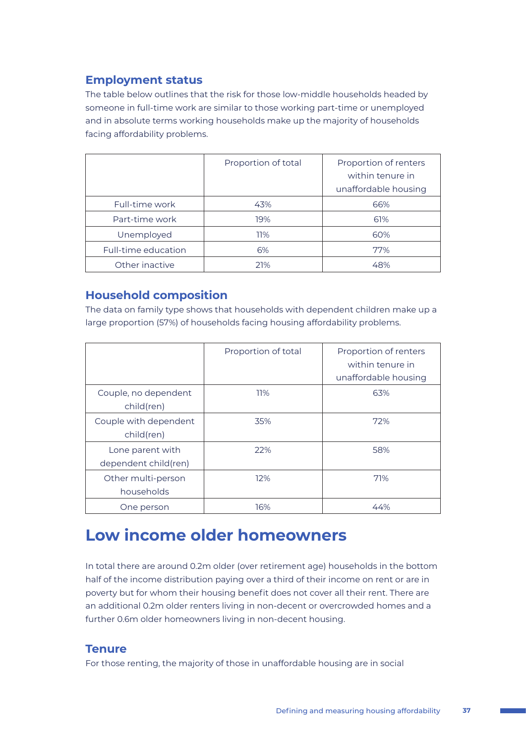### Employment status

The table below outlines that the risk for those low-middle households headed by someone in full-time work are similar to those working part-time or unemployed and in absolute terms working households make up the majority of households facing affordability problems.

| | Proportion of total | Proportion of renters within tenure in unaffordable housing |
|---|---|---|
| Full-time work | 43% | 66% |
| Part-time work | 19% | 61% |
| Unemployed | 11% | 60% |
| Full-time education | 6% | 77% |
| Other inactive | 21% | 48% |

### Household composition

The data on family type shows that households with dependent children make up a large proportion (57%) of households facing housing affordability problems.

| | Proportion of total | Proportion of renters within tenure in unaffordable housing |
|---|---|---|
| Couple, no dependent child(ren) | 11% | 63% |
| Couple with dependent child(ren) | 35% | 72% |
| Lone parent with dependent child(ren) | 22% | 58% |
| Other multi-person households | 12% | 71% |
| One person | 16% | 44% |

## Low income older homeowners

In total there are around 0.2m older (over retirement age) households in the bottom half of the income distribution paying over a third of their income on rent or are in poverty but for whom their housing benefit does not cover all their rent. There are an additional 0.2m older renters living in non-decent or overcrowded homes and a further 0.6m older homeowners living in non-decent housing.

### Tenure

For those renting, the majority of those in unaffordable housing are in social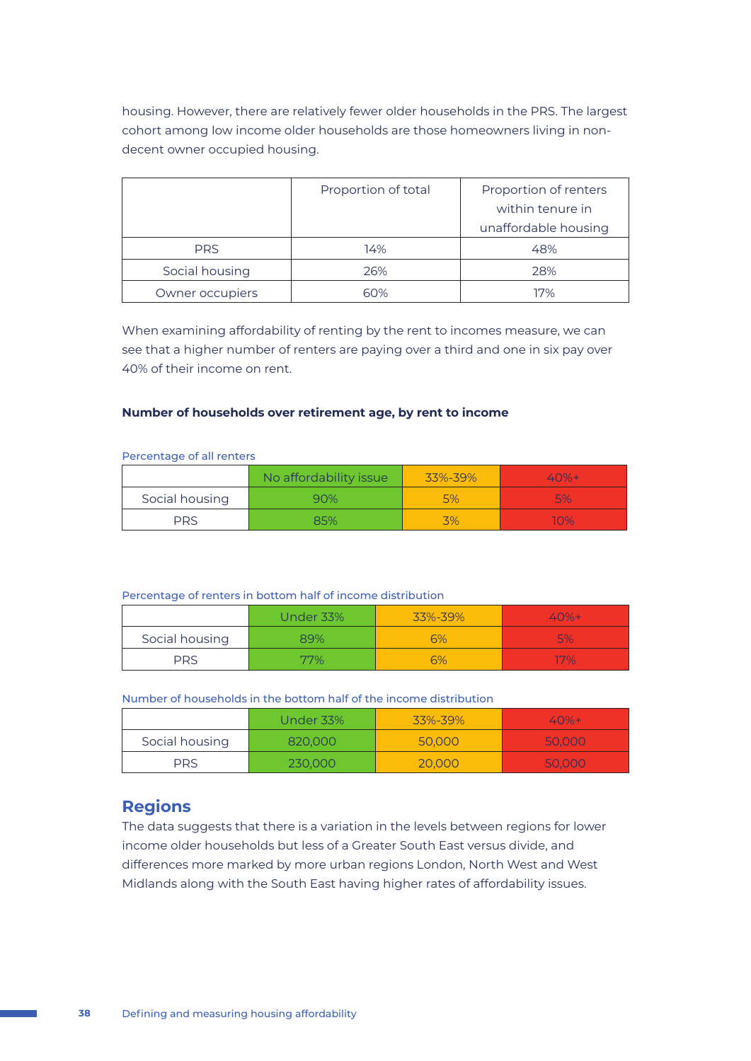housing. However, there are relatively fewer older households in the PRS. The largest cohort among low income older households are those homeowners living in non-decent owner occupied housing.

| | Proportion of total | Proportion of renters within tenure in unaffordable housing |
|---|---|---|
| PRS | 14% | 48% |
| Social housing | 26% | 28% |
| Owner occupiers | 60% | 17% |

When examining affordability of renting by the rent to incomes measure, we can see that a higher number of renters are paying over a third and one in six pay over 40% of their income on rent.

**Number of households over retirement age, by rent to income**

Percentage of all renters

| | No affordability issue | 33%-39% | 40%+ |
|---|---|---|---|
| Social housing | 90% | 5% | 5% |
| PRS | 85% | 3% | 10% |

Percentage of renters in bottom half of income distribution

| | Under 33% | 33%-39% | 40%+ |
|---|---|---|---|
| Social housing | 89% | 6% | 5% |
| PRS | 77% | 6% | 17% |

Number of households in the bottom half of the income distribution

| | Under 33% | 33%-39% | 40%+ |
|---|---|---|---|
| Social housing | 820,000 | 50,000 | 50,000 |
| PRS | 230,000 | 20,000 | 50,000 |

## Regions

The data suggests that there is a variation in the levels between regions for lower income older households but less of a Greater South East versus divide, and differences more marked by more urban regions London, North West and West Midlands along with the South East having higher rates of affordability issues.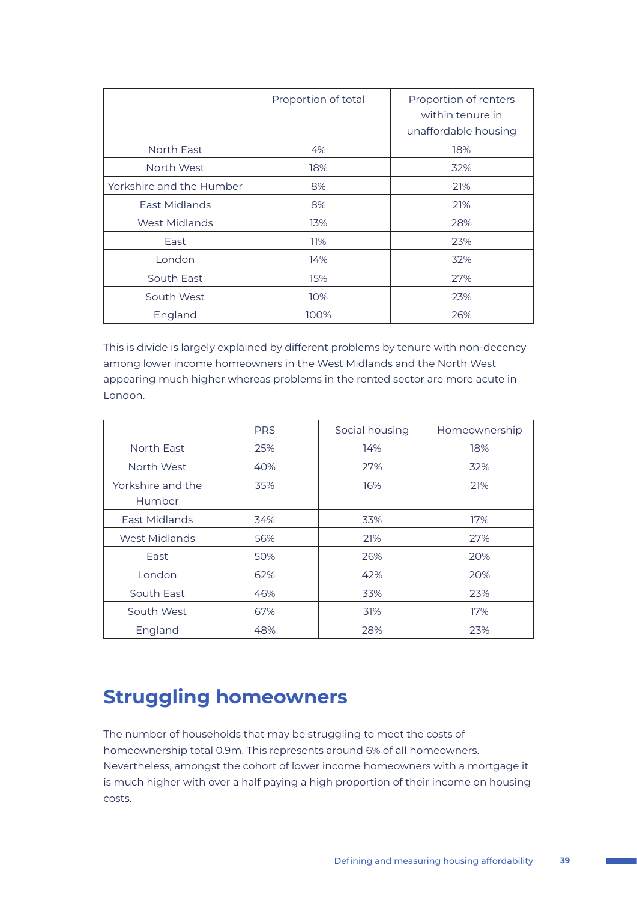| | Proportion of total | Proportion of renters within tenure in unaffordable housing |
|---|---|---|
| North East | 4% | 18% |
| North West | 18% | 32% |
| Yorkshire and the Humber | 8% | 21% |
| East Midlands | 8% | 21% |
| West Midlands | 13% | 28% |
| East | 11% | 23% |
| London | 14% | 32% |
| South East | 15% | 27% |
| South West | 10% | 23% |
| England | 100% | 26% |

This is divide is largely explained by different problems by tenure with non-decency among lower income homeowners in the West Midlands and the North West appearing much higher whereas problems in the rented sector are more acute in London.

| | PRS | Social housing | Homeownership |
|---|---|---|---|
| North East | 25% | 14% | 18% |
| North West | 40% | 27% | 32% |
| Yorkshire and the Humber | 35% | 16% | 21% |
| East Midlands | 34% | 33% | 17% |
| West Midlands | 56% | 21% | 27% |
| East | 50% | 26% | 20% |
| London | 62% | 42% | 20% |
| South East | 46% | 33% | 23% |
| South West | 67% | 31% | 17% |
| England | 48% | 28% | 23% |

## Struggling homeowners

The number of households that may be struggling to meet the costs of homeownership total 0.9m. This represents around 6% of all homeowners. Nevertheless, amongst the cohort of lower income homeowners with a mortgage it is much higher with over a half paying a high proportion of their income on housing costs.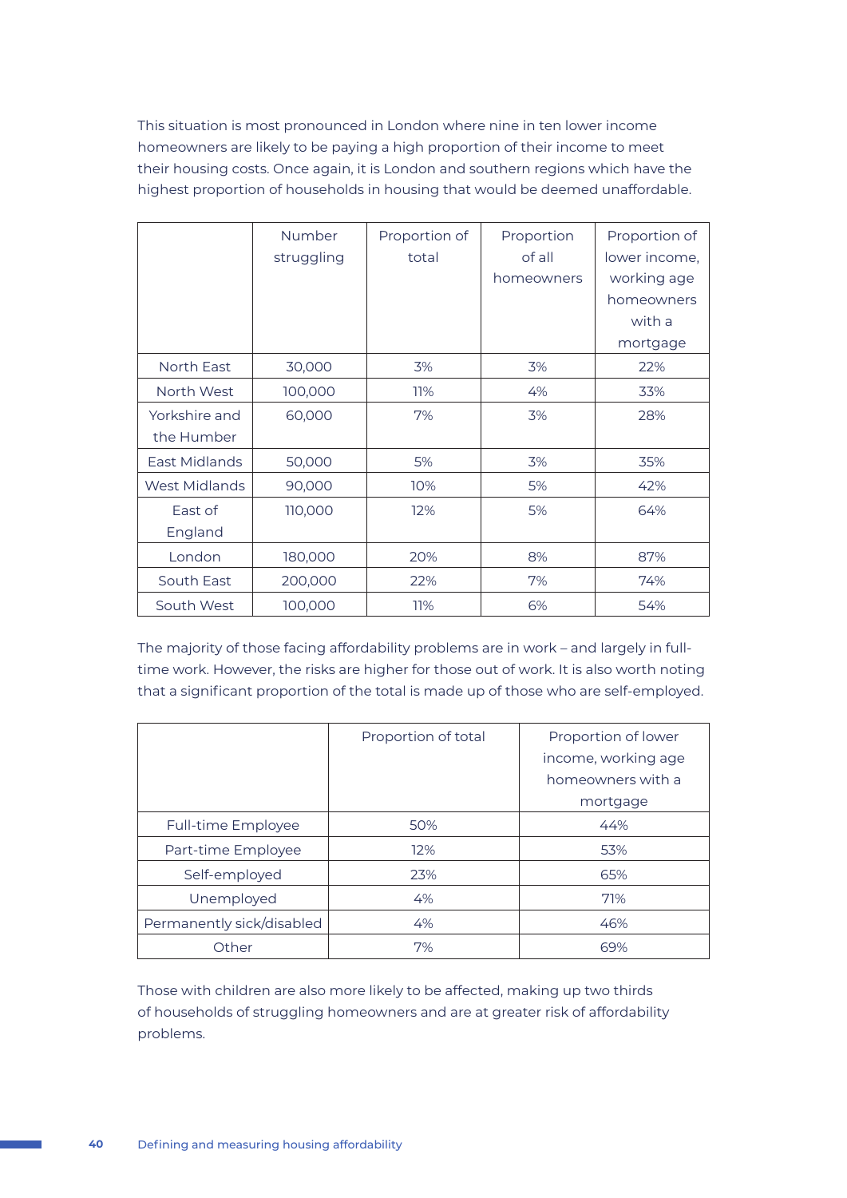This situation is most pronounced in London where nine in ten lower income homeowners are likely to be paying a high proportion of their income to meet their housing costs. Once again, it is London and southern regions which have the highest proportion of households in housing that would be deemed unaffordable.

| | Number struggling | Proportion of total | Proportion of all homeowners | Proportion of lower income, working age homeowners with a mortgage |
|---|---|---|---|---|
| North East | 30,000 | 3% | 3% | 22% |
| North West | 100,000 | 11% | 4% | 33% |
| Yorkshire and the Humber | 60,000 | 7% | 3% | 28% |
| East Midlands | 50,000 | 5% | 3% | 35% |
| West Midlands | 90,000 | 10% | 5% | 42% |
| East of England | 110,000 | 12% | 5% | 64% |
| London | 180,000 | 20% | 8% | 87% |
| South East | 200,000 | 22% | 7% | 74% |
| South West | 100,000 | 11% | 6% | 54% |

The majority of those facing affordability problems are in work – and largely in full-time work. However, the risks are higher for those out of work. It is also worth noting that a significant proportion of the total is made up of those who are self-employed.

| | Proportion of total | Proportion of lower income, working age homeowners with a mortgage |
|---|---|---|
| Full-time Employee | 50% | 44% |
| Part-time Employee | 12% | 53% |
| Self-employed | 23% | 65% |
| Unemployed | 4% | 71% |
| Permanently sick/disabled | 4% | 46% |
| Other | 7% | 69% |

Those with children are also more likely to be affected, making up two thirds of households of struggling homeowners and are at greater risk of affordability problems.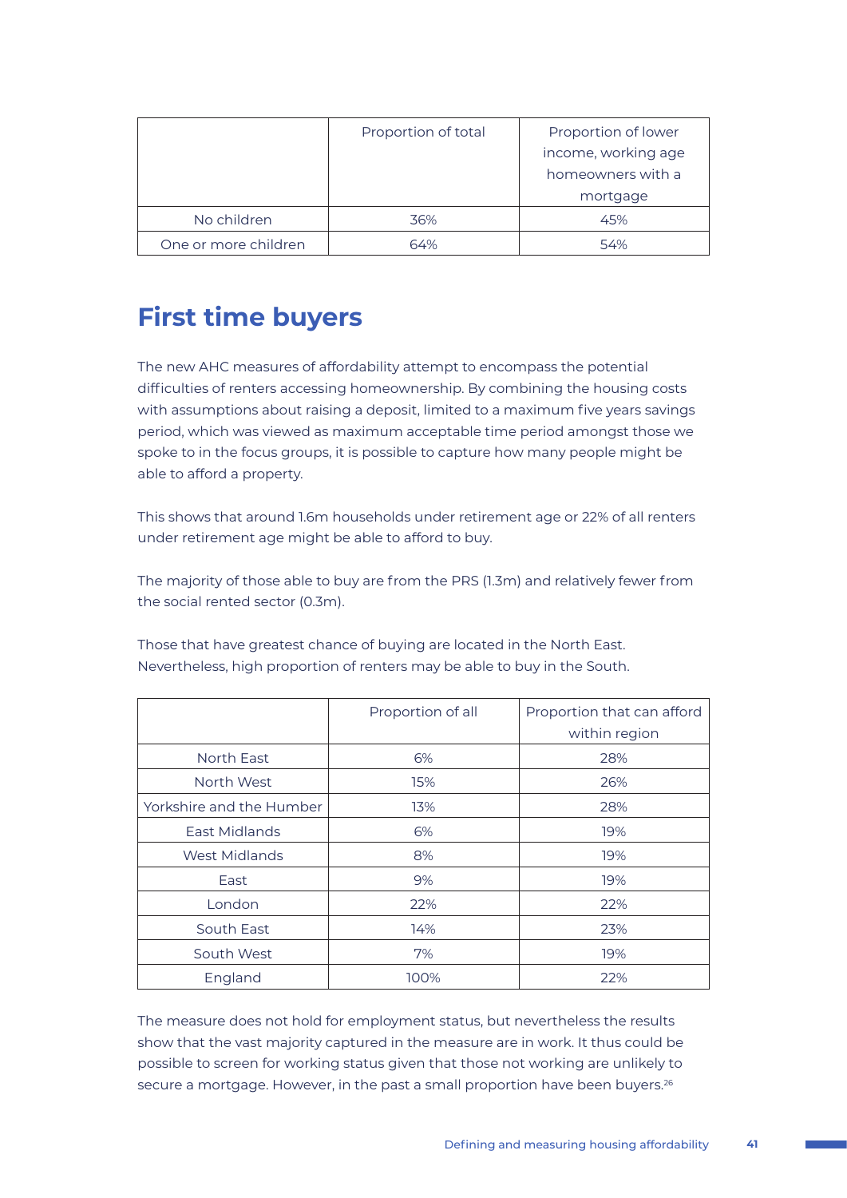| | Proportion of total | Proportion of lower income, working age homeowners with a mortgage |
|---|---|---|
| No children | 36% | 45% |
| One or more children | 64% | 54% |

## First time buyers

The new AHC measures of affordability attempt to encompass the potential difficulties of renters accessing homeownership. By combining the housing costs with assumptions about raising a deposit, limited to a maximum five years savings period, which was viewed as maximum acceptable time period amongst those we spoke to in the focus groups, it is possible to capture how many people might be able to afford a property.

This shows that around 1.6m households under retirement age or 22% of all renters under retirement age might be able to afford to buy.

The majority of those able to buy are from the PRS (1.3m) and relatively fewer from the social rented sector (0.3m).

Those that have greatest chance of buying are located in the North East. Nevertheless, high proportion of renters may be able to buy in the South.

| | Proportion of all | Proportion that can afford within region |
|---|---|---|
| North East | 6% | 28% |
| North West | 15% | 26% |
| Yorkshire and the Humber | 13% | 28% |
| East Midlands | 6% | 19% |
| West Midlands | 8% | 19% |
| East | 9% | 19% |
| London | 22% | 22% |
| South East | 14% | 23% |
| South West | 7% | 19% |
| England | 100% | 22% |

The measure does not hold for employment status, but nevertheless the results show that the vast majority captured in the measure are in work. It thus could be possible to screen for working status given that those not working are unlikely to secure a mortgage. However, in the past a small proportion have been buyers.[26]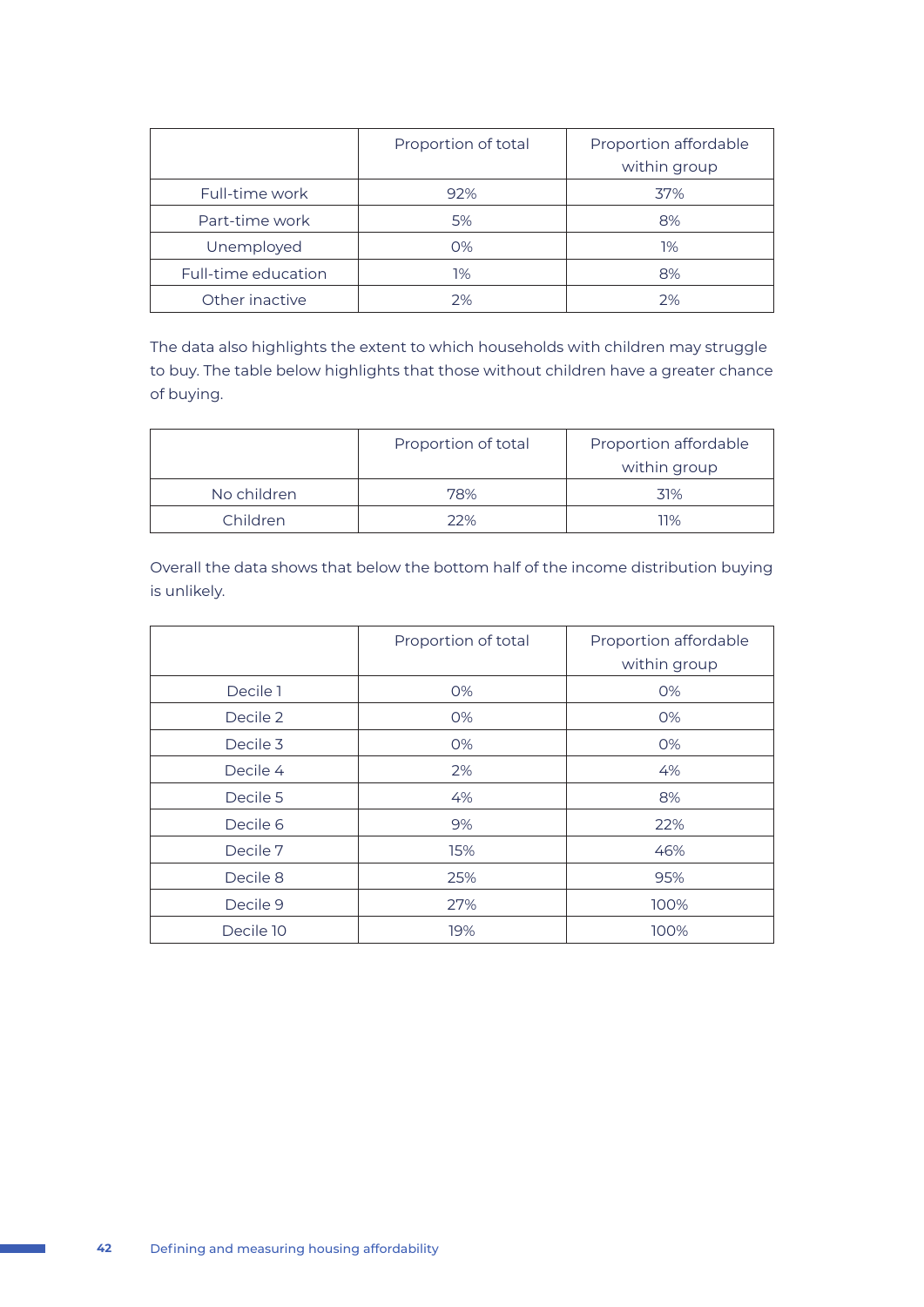|  | Proportion of total | Proportion affordable within group |
| --- | --- | --- |
| Full-time work | 92% | 37% |
| Part-time work | 5% | 8% |
| Unemployed | 0% | 1% |
| Full-time education | 1% | 8% |
| Other inactive | 2% | 2% |

The data also highlights the extent to which households with children may struggle to buy. The table below highlights that those without children have a greater chance of buying.

|  | Proportion of total | Proportion affordable within group |
| --- | --- | --- |
| No children | 78% | 31% |
| Children | 22% | 11% |

Overall the data shows that below the bottom half of the income distribution buying is unlikely.

|  | Proportion of total | Proportion affordable within group |
| --- | --- | --- |
| Decile 1 | 0% | 0% |
| Decile 2 | 0% | 0% |
| Decile 3 | 0% | 0% |
| Decile 4 | 2% | 4% |
| Decile 5 | 4% | 8% |
| Decile 6 | 9% | 22% |
| Decile 7 | 15% | 46% |
| Decile 8 | 25% | 95% |
| Decile 9 | 27% | 100% |
| Decile 10 | 19% | 100% |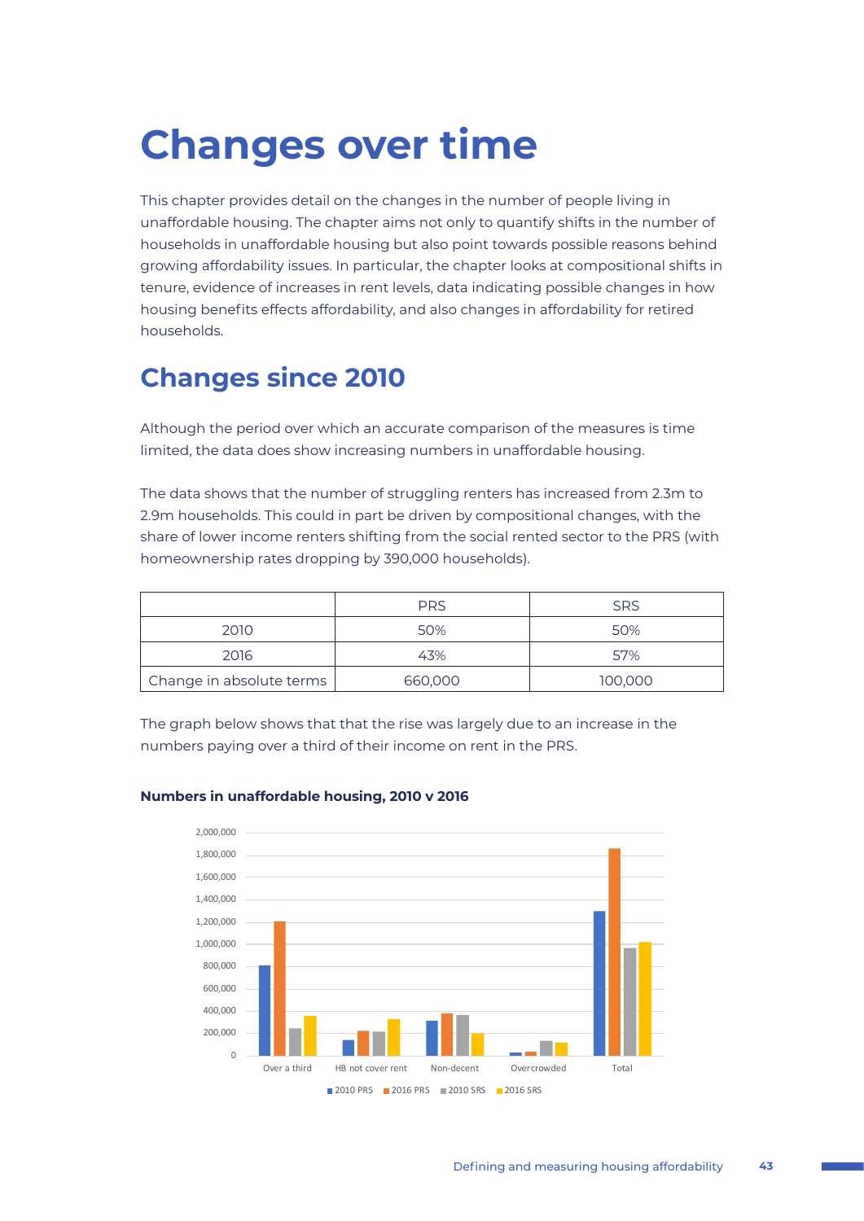# Changes over time

This chapter provides detail on the changes in the number of people living in unaffordable housing. The chapter aims not only to quantify shifts in the number of households in unaffordable housing but also point towards possible reasons behind growing affordability issues. In particular, the chapter looks at compositional shifts in tenure, evidence of increases in rent levels, data indicating possible changes in how housing benefits effects affordability, and also changes in affordability for retired households.

## Changes since 2010

Although the period over which an accurate comparison of the measures is time limited, the data does show increasing numbers in unaffordable housing.

The data shows that the number of struggling renters has increased from 2.3m to 2.9m households. This could in part be driven by compositional changes, with the share of lower income renters shifting from the social rented sector to the PRS (with homeownership rates dropping by 390,000 households).

| | PRS | SRS |
|---|---|---|
| 2010 | 50% | 50% |
| 2016 | 43% | 57% |
| Change in absolute terms | 660,000 | 100,000 |

The graph below shows that that the rise was largely due to an increase in the numbers paying over a third of their income on rent in the PRS.

**Numbers in unaffordable housing, 2010 v 2016**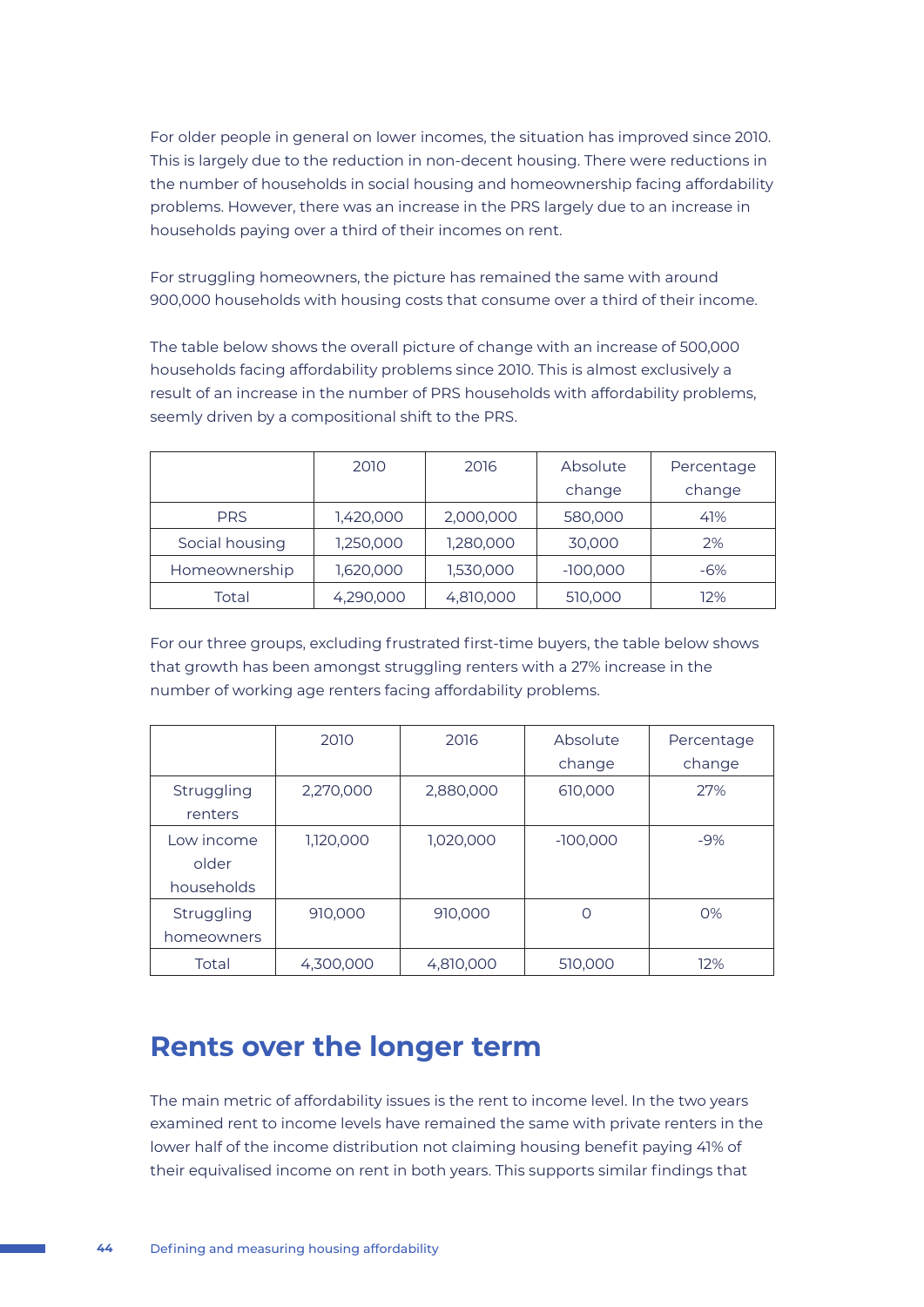For older people in general on lower incomes, the situation has improved since 2010. This is largely due to the reduction in non-decent housing. There were reductions in the number of households in social housing and homeownership facing affordability problems. However, there was an increase in the PRS largely due to an increase in households paying over a third of their incomes on rent.

For struggling homeowners, the picture has remained the same with around 900,000 households with housing costs that consume over a third of their income.

The table below shows the overall picture of change with an increase of 500,000 households facing affordability problems since 2010. This is almost exclusively a result of an increase in the number of PRS households with affordability problems, seemly driven by a compositional shift to the PRS.

| | 2010 | 2016 | Absolute change | Percentage change |
|---|---|---|---|---|
| PRS | 1,420,000 | 2,000,000 | 580,000 | 41% |
| Social housing | 1,250,000 | 1,280,000 | 30,000 | 2% |
| Homeownership | 1,620,000 | 1,530,000 | -100,000 | -6% |
| Total | 4,290,000 | 4,810,000 | 510,000 | 12% |

For our three groups, excluding frustrated first-time buyers, the table below shows that growth has been amongst struggling renters with a 27% increase in the number of working age renters facing affordability problems.

| | 2010 | 2016 | Absolute change | Percentage change |
|---|---|---|---|---|
| Struggling renters | 2,270,000 | 2,880,000 | 610,000 | 27% |
| Low income older households | 1,120,000 | 1,020,000 | -100,000 | -9% |
| Struggling homeowners | 910,000 | 910,000 | 0 | 0% |
| Total | 4,300,000 | 4,810,000 | 510,000 | 12% |

## Rents over the longer term

The main metric of affordability issues is the rent to income level. In the two years examined rent to income levels have remained the same with private renters in the lower half of the income distribution not claiming housing benefit paying 41% of their equivalised income on rent in both years. This supports similar findings that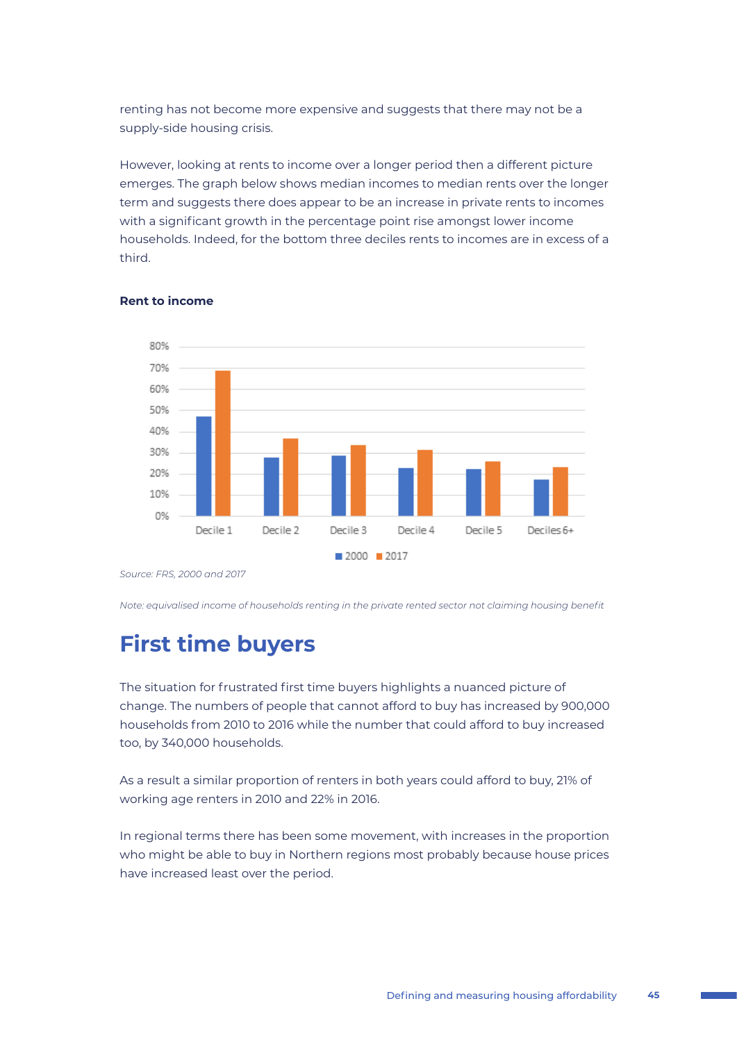renting has not become more expensive and suggests that there may not be a supply-side housing crisis.

However, looking at rents to income over a longer period then a different picture emerges. The graph below shows median incomes to median rents over the longer term and suggests there does appear to be an increase in private rents to incomes with a significant growth in the percentage point rise amongst lower income households. Indeed, for the bottom three deciles rents to incomes are in excess of a third.

**Rent to income**

*Source: FRS, 2000 and 2017*

*Note: equivalised income of households renting in the private rented sector not claiming housing benefit*

## First time buyers

The situation for frustrated first time buyers highlights a nuanced picture of change. The numbers of people that cannot afford to buy has increased by 900,000 households from 2010 to 2016 while the number that could afford to buy increased too, by 340,000 households.

As a result a similar proportion of renters in both years could afford to buy, 21% of working age renters in 2010 and 22% in 2016.

In regional terms there has been some movement, with increases in the proportion who might be able to buy in Northern regions most probably because house prices have increased least over the period.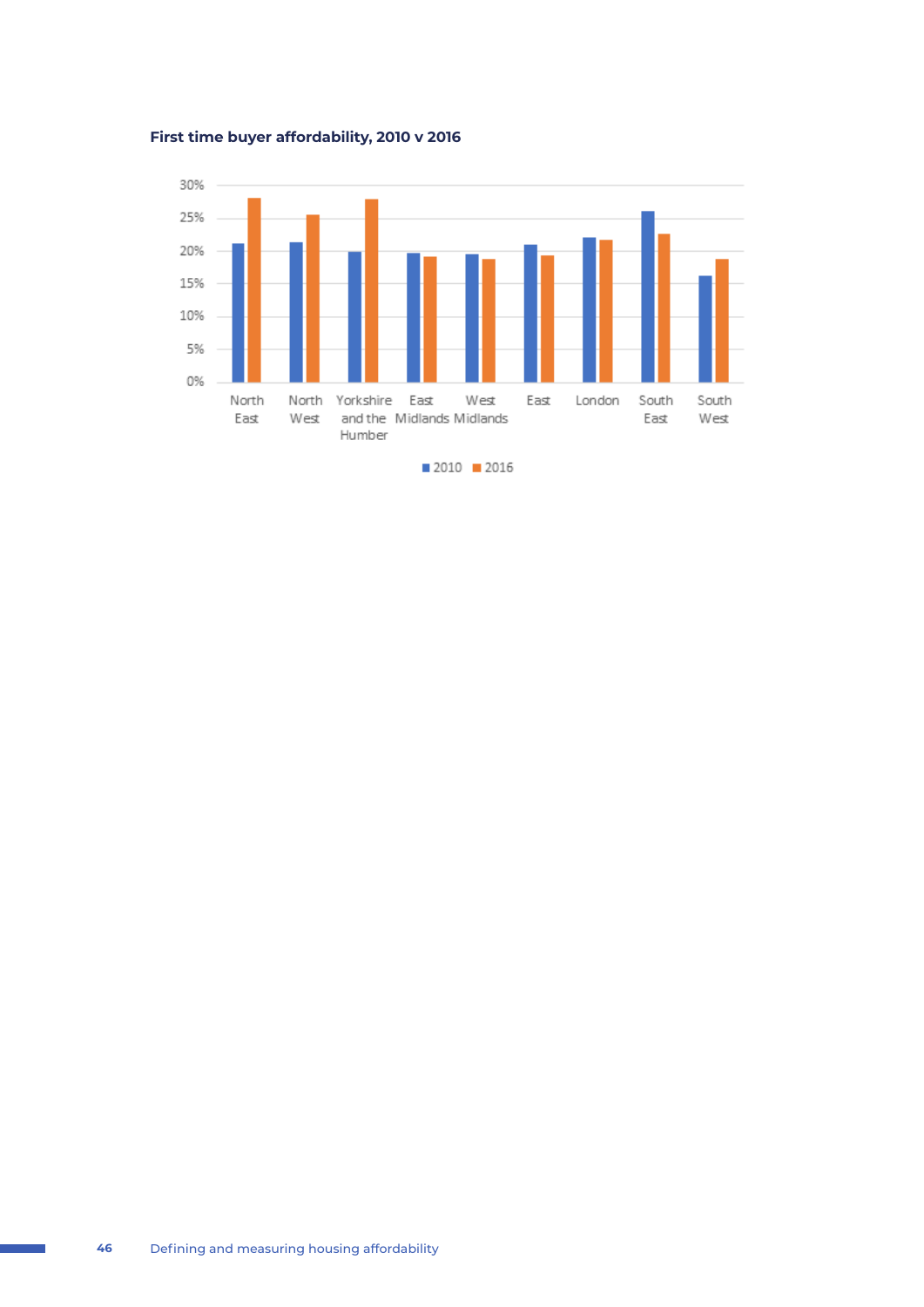**First time buyer affordability, 2010 v 2016**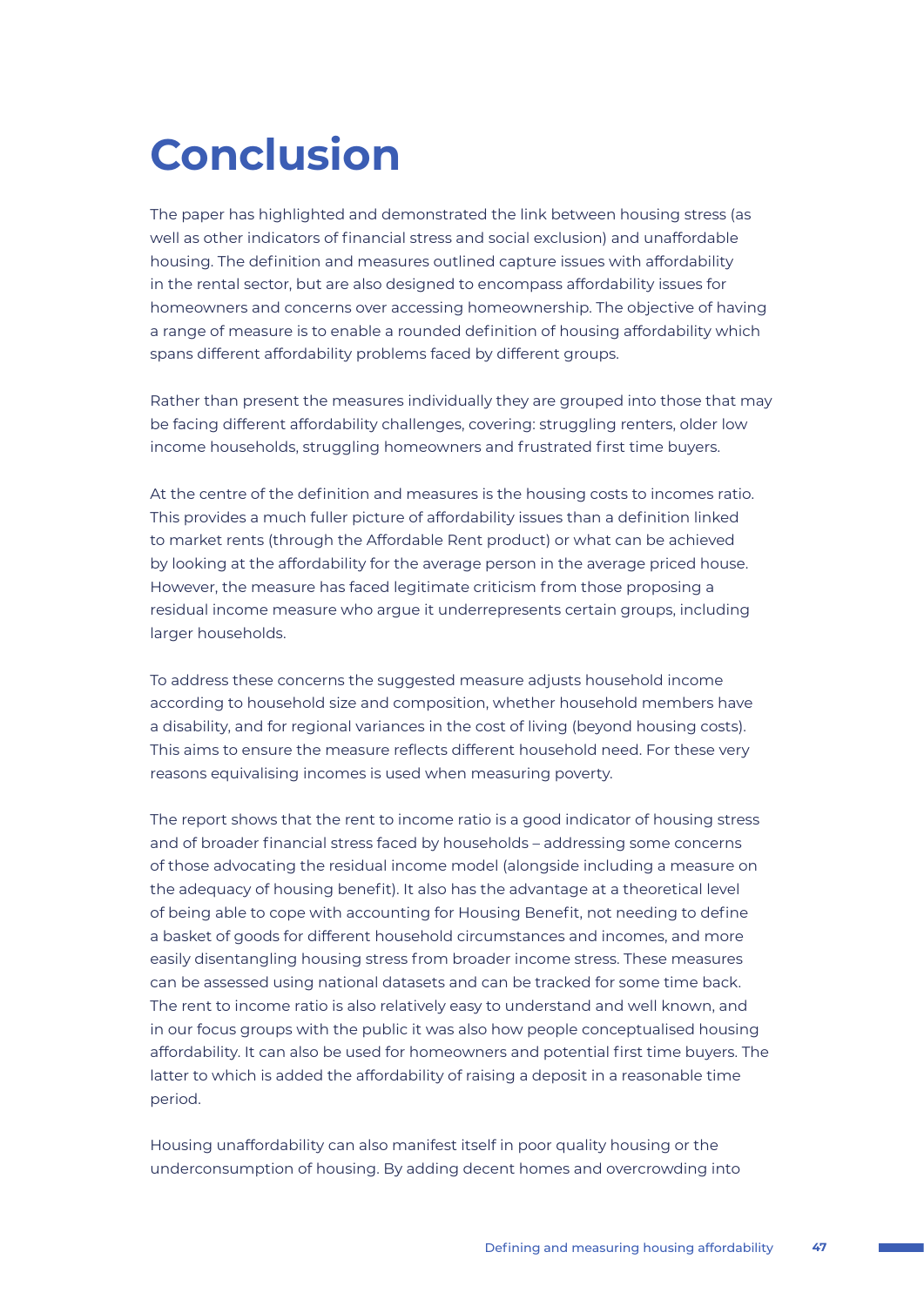# Conclusion

The paper has highlighted and demonstrated the link between housing stress (as well as other indicators of financial stress and social exclusion) and unaffordable housing. The definition and measures outlined capture issues with affordability in the rental sector, but are also designed to encompass affordability issues for homeowners and concerns over accessing homeownership. The objective of having a range of measure is to enable a rounded definition of housing affordability which spans different affordability problems faced by different groups.

Rather than present the measures individually they are grouped into those that may be facing different affordability challenges, covering: struggling renters, older low income households, struggling homeowners and frustrated first time buyers.

At the centre of the definition and measures is the housing costs to incomes ratio. This provides a much fuller picture of affordability issues than a definition linked to market rents (through the Affordable Rent product) or what can be achieved by looking at the affordability for the average person in the average priced house. However, the measure has faced legitimate criticism from those proposing a residual income measure who argue it underrepresents certain groups, including larger households.

To address these concerns the suggested measure adjusts household income according to household size and composition, whether household members have a disability, and for regional variances in the cost of living (beyond housing costs). This aims to ensure the measure reflects different household need. For these very reasons equivalising incomes is used when measuring poverty.

The report shows that the rent to income ratio is a good indicator of housing stress and of broader financial stress faced by households – addressing some concerns of those advocating the residual income model (alongside including a measure on the adequacy of housing benefit). It also has the advantage at a theoretical level of being able to cope with accounting for Housing Benefit, not needing to define a basket of goods for different household circumstances and incomes, and more easily disentangling housing stress from broader income stress. These measures can be assessed using national datasets and can be tracked for some time back. The rent to income ratio is also relatively easy to understand and well known, and in our focus groups with the public it was also how people conceptualised housing affordability. It can also be used for homeowners and potential first time buyers. The latter to which is added the affordability of raising a deposit in a reasonable time period.

Housing unaffordability can also manifest itself in poor quality housing or the underconsumption of housing. By adding decent homes and overcrowding into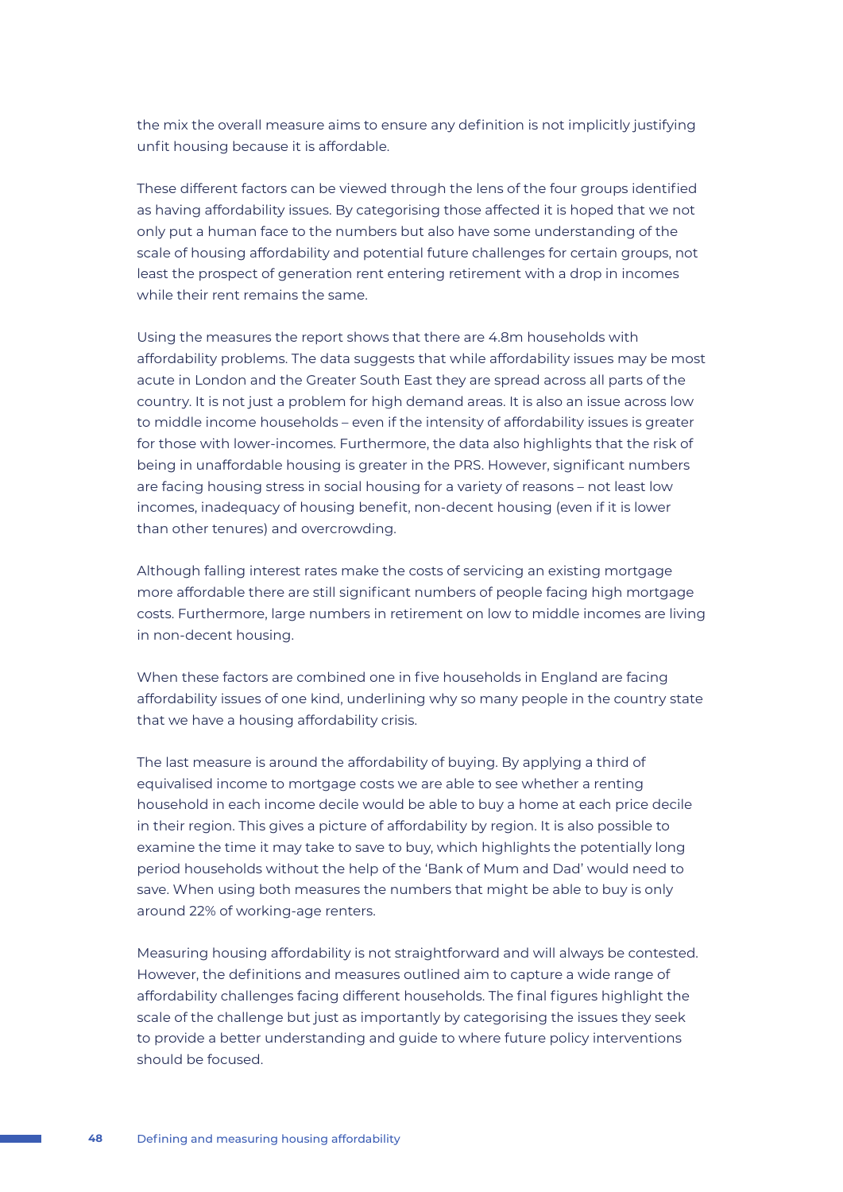the mix the overall measure aims to ensure any definition is not implicitly justifying unfit housing because it is affordable.

These different factors can be viewed through the lens of the four groups identified as having affordability issues. By categorising those affected it is hoped that we not only put a human face to the numbers but also have some understanding of the scale of housing affordability and potential future challenges for certain groups, not least the prospect of generation rent entering retirement with a drop in incomes while their rent remains the same.

Using the measures the report shows that there are 4.8m households with affordability problems. The data suggests that while affordability issues may be most acute in London and the Greater South East they are spread across all parts of the country. It is not just a problem for high demand areas. It is also an issue across low to middle income households – even if the intensity of affordability issues is greater for those with lower-incomes. Furthermore, the data also highlights that the risk of being in unaffordable housing is greater in the PRS. However, significant numbers are facing housing stress in social housing for a variety of reasons – not least low incomes, inadequacy of housing benefit, non-decent housing (even if it is lower than other tenures) and overcrowding.

Although falling interest rates make the costs of servicing an existing mortgage more affordable there are still significant numbers of people facing high mortgage costs. Furthermore, large numbers in retirement on low to middle incomes are living in non-decent housing.

When these factors are combined one in five households in England are facing affordability issues of one kind, underlining why so many people in the country state that we have a housing affordability crisis.

The last measure is around the affordability of buying. By applying a third of equivalised income to mortgage costs we are able to see whether a renting household in each income decile would be able to buy a home at each price decile in their region. This gives a picture of affordability by region. It is also possible to examine the time it may take to save to buy, which highlights the potentially long period households without the help of the 'Bank of Mum and Dad' would need to save. When using both measures the numbers that might be able to buy is only around 22% of working-age renters.

Measuring housing affordability is not straightforward and will always be contested. However, the definitions and measures outlined aim to capture a wide range of affordability challenges facing different households. The final figures highlight the scale of the challenge but just as importantly by categorising the issues they seek to provide a better understanding and guide to where future policy interventions should be focused.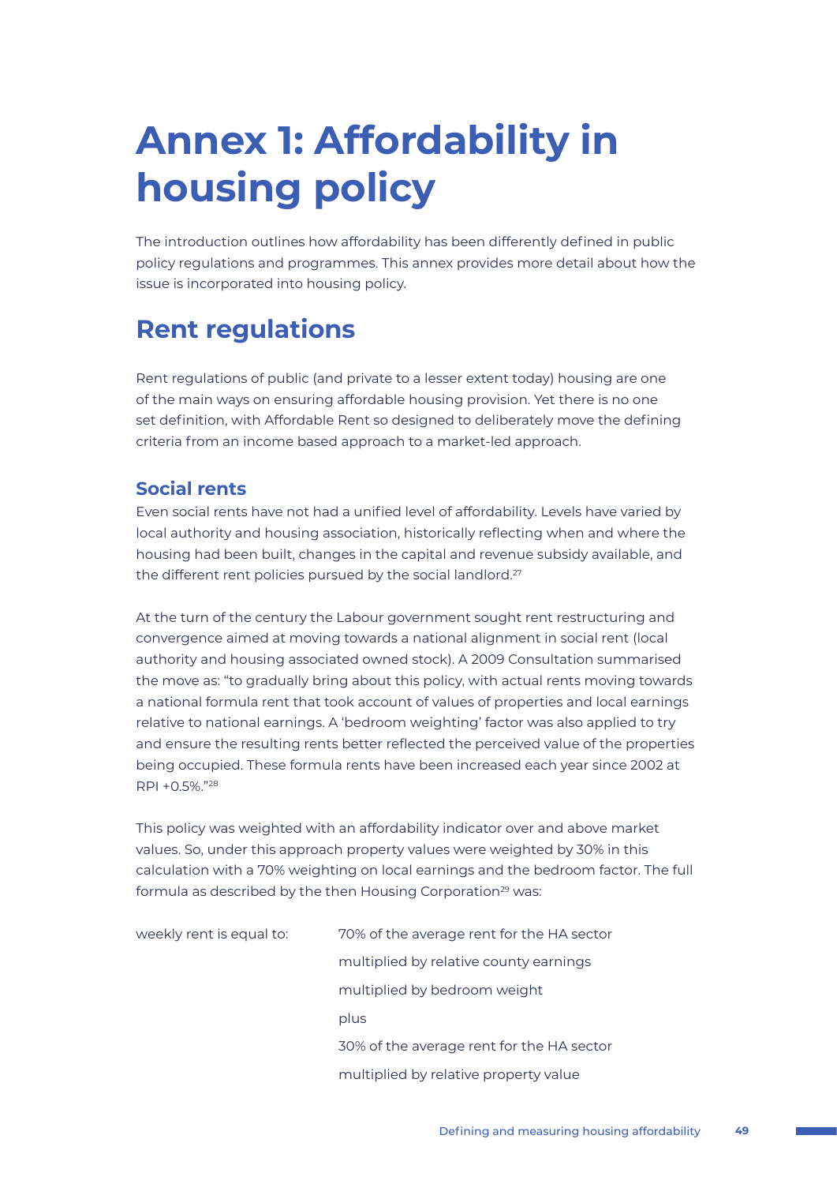# Annex 1: Affordability in housing policy

The introduction outlines how affordability has been differently defined in public policy regulations and programmes. This annex provides more detail about how the issue is incorporated into housing policy.

## Rent regulations

Rent regulations of public (and private to a lesser extent today) housing are one of the main ways on ensuring affordable housing provision. Yet there is no one set definition, with Affordable Rent so designed to deliberately move the defining criteria from an income based approach to a market-led approach.

### Social rents

Even social rents have not had a unified level of affordability. Levels have varied by local authority and housing association, historically reflecting when and where the housing had been built, changes in the capital and revenue subsidy available, and the different rent policies pursued by the social landlord.[27]

At the turn of the century the Labour government sought rent restructuring and convergence aimed at moving towards a national alignment in social rent (local authority and housing associated owned stock). A 2009 Consultation summarised the move as: "to gradually bring about this policy, with actual rents moving towards a national formula rent that took account of values of properties and local earnings relative to national earnings. A 'bedroom weighting' factor was also applied to try and ensure the resulting rents better reflected the perceived value of the properties being occupied. These formula rents have been increased each year since 2002 at RPI +0.5%."[28]

This policy was weighted with an affordability indicator over and above market values. So, under this approach property values were weighted by 30% in this calculation with a 70% weighting on local earnings and the bedroom factor. The full formula as described by the then Housing Corporation[29] was:

weekly rent is equal to:

70% of the average rent for the HA sector
multiplied by relative county earnings
multiplied by bedroom weight
plus
30% of the average rent for the HA sector
multiplied by relative property value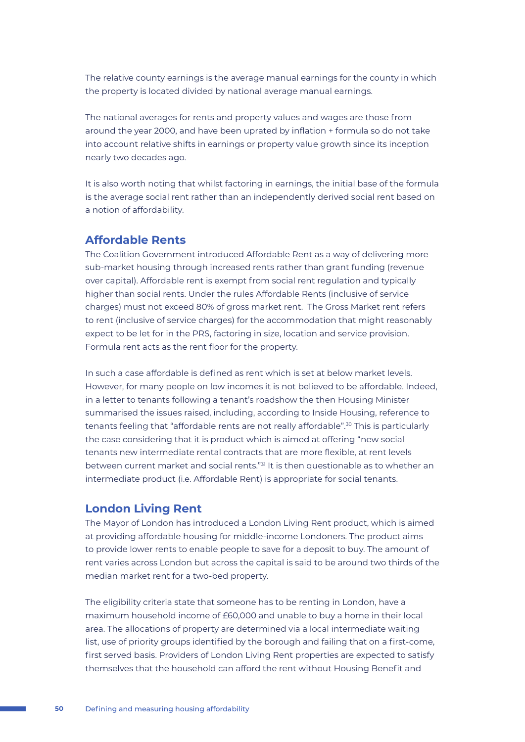The relative county earnings is the average manual earnings for the county in which the property is located divided by national average manual earnings.

The national averages for rents and property values and wages are those from around the year 2000, and have been uprated by inflation + formula so do not take into account relative shifts in earnings or property value growth since its inception nearly two decades ago.

It is also worth noting that whilst factoring in earnings, the initial base of the formula is the average social rent rather than an independently derived social rent based on a notion of affordability.

## Affordable Rents

The Coalition Government introduced Affordable Rent as a way of delivering more sub-market housing through increased rents rather than grant funding (revenue over capital). Affordable rent is exempt from social rent regulation and typically higher than social rents. Under the rules Affordable Rents (inclusive of service charges) must not exceed 80% of gross market rent. The Gross Market rent refers to rent (inclusive of service charges) for the accommodation that might reasonably expect to be let for in the PRS, factoring in size, location and service provision. Formula rent acts as the rent floor for the property.

In such a case affordable is defined as rent which is set at below market levels. However, for many people on low incomes it is not believed to be affordable. Indeed, in a letter to tenants following a tenant's roadshow the then Housing Minister summarised the issues raised, including, according to Inside Housing, reference to tenants feeling that "affordable rents are not really affordable".[30] This is particularly the case considering that it is product which is aimed at offering "new social tenants new intermediate rental contracts that are more flexible, at rent levels between current market and social rents."[31] It is then questionable as to whether an intermediate product (i.e. Affordable Rent) is appropriate for social tenants.

## London Living Rent

The Mayor of London has introduced a London Living Rent product, which is aimed at providing affordable housing for middle-income Londoners. The product aims to provide lower rents to enable people to save for a deposit to buy. The amount of rent varies across London but across the capital is said to be around two thirds of the median market rent for a two-bed property.

The eligibility criteria state that someone has to be renting in London, have a maximum household income of £60,000 and unable to buy a home in their local area. The allocations of property are determined via a local intermediate waiting list, use of priority groups identified by the borough and failing that on a first-come, first served basis. Providers of London Living Rent properties are expected to satisfy themselves that the household can afford the rent without Housing Benefit and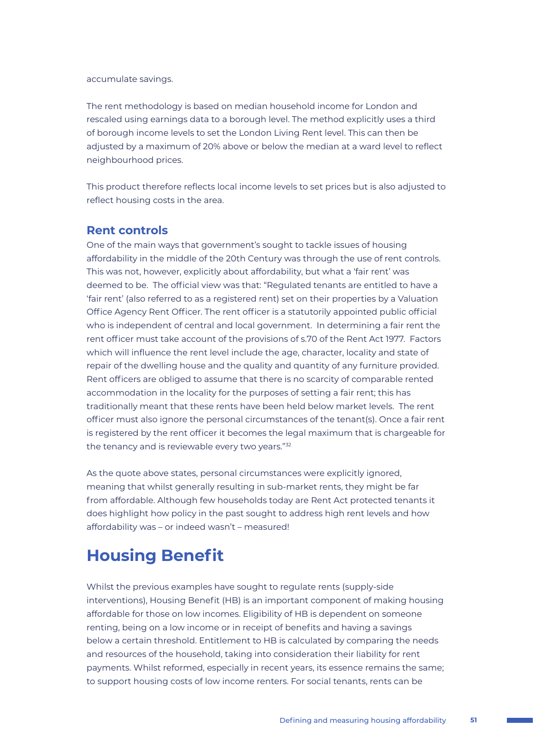accumulate savings.

The rent methodology is based on median household income for London and rescaled using earnings data to a borough level. The method explicitly uses a third of borough income levels to set the London Living Rent level. This can then be adjusted by a maximum of 20% above or below the median at a ward level to reflect neighbourhood prices.

This product therefore reflects local income levels to set prices but is also adjusted to reflect housing costs in the area.

### Rent controls

One of the main ways that government's sought to tackle issues of housing affordability in the middle of the 20th Century was through the use of rent controls. This was not, however, explicitly about affordability, but what a 'fair rent' was deemed to be. The official view was that: "Regulated tenants are entitled to have a 'fair rent' (also referred to as a registered rent) set on their properties by a Valuation Office Agency Rent Officer. The rent officer is a statutorily appointed public official who is independent of central and local government. In determining a fair rent the rent officer must take account of the provisions of s.70 of the Rent Act 1977. Factors which will influence the rent level include the age, character, locality and state of repair of the dwelling house and the quality and quantity of any furniture provided. Rent officers are obliged to assume that there is no scarcity of comparable rented accommodation in the locality for the purposes of setting a fair rent; this has traditionally meant that these rents have been held below market levels. The rent officer must also ignore the personal circumstances of the tenant(s). Once a fair rent is registered by the rent officer it becomes the legal maximum that is chargeable for the tenancy and is reviewable every two years."[32]

As the quote above states, personal circumstances were explicitly ignored, meaning that whilst generally resulting in sub-market rents, they might be far from affordable. Although few households today are Rent Act protected tenants it does highlight how policy in the past sought to address high rent levels and how affordability was – or indeed wasn't – measured!

## Housing Benefit

Whilst the previous examples have sought to regulate rents (supply-side interventions), Housing Benefit (HB) is an important component of making housing affordable for those on low incomes. Eligibility of HB is dependent on someone renting, being on a low income or in receipt of benefits and having a savings below a certain threshold. Entitlement to HB is calculated by comparing the needs and resources of the household, taking into consideration their liability for rent payments. Whilst reformed, especially in recent years, its essence remains the same; to support housing costs of low income renters. For social tenants, rents can be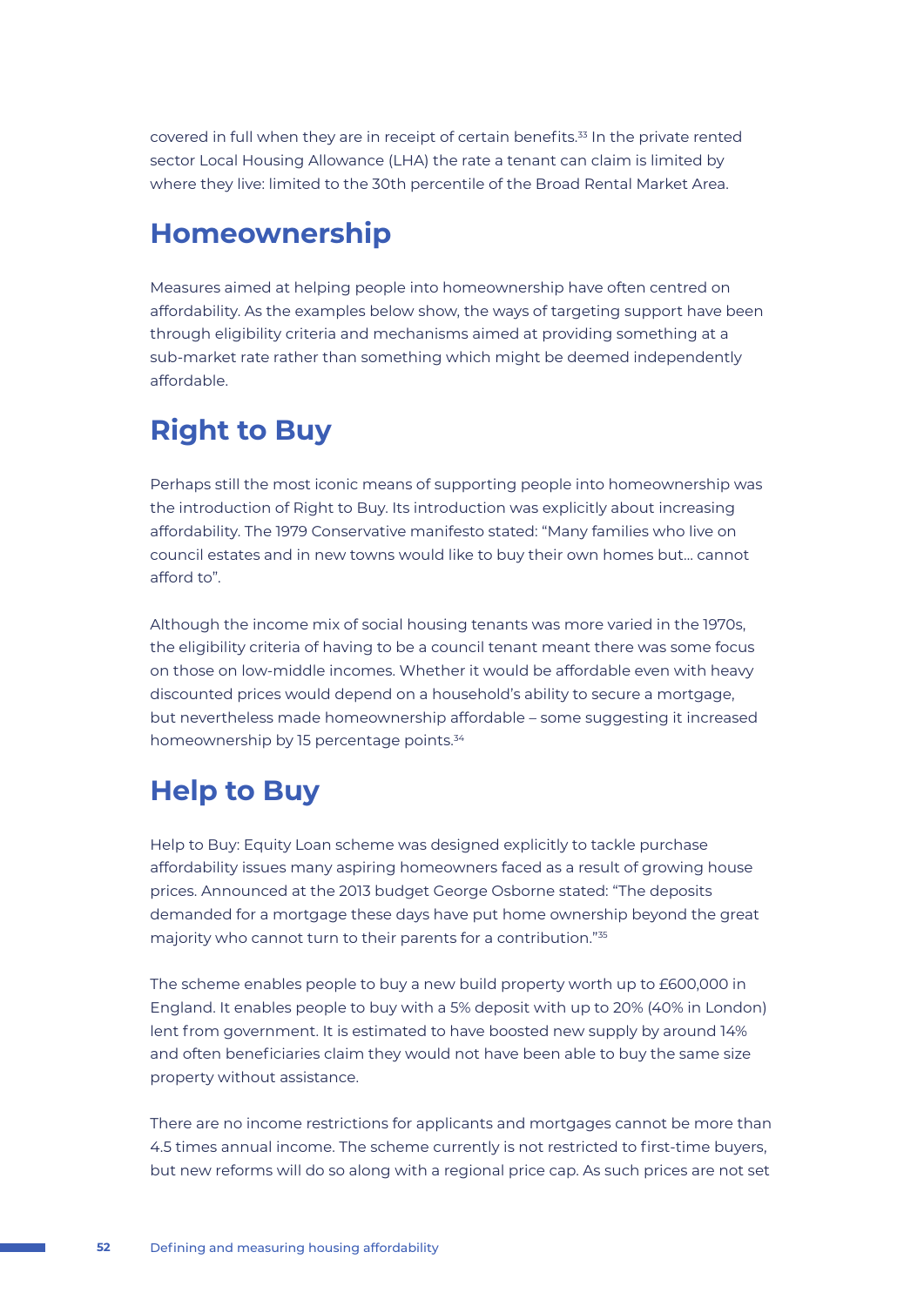covered in full when they are in receipt of certain benefits.[33] In the private rented sector Local Housing Allowance (LHA) the rate a tenant can claim is limited by where they live: limited to the 30th percentile of the Broad Rental Market Area.

## Homeownership

Measures aimed at helping people into homeownership have often centred on affordability. As the examples below show, the ways of targeting support have been through eligibility criteria and mechanisms aimed at providing something at a sub-market rate rather than something which might be deemed independently affordable.

## Right to Buy

Perhaps still the most iconic means of supporting people into homeownership was the introduction of Right to Buy. Its introduction was explicitly about increasing affordability. The 1979 Conservative manifesto stated: "Many families who live on council estates and in new towns would like to buy their own homes but… cannot afford to".

Although the income mix of social housing tenants was more varied in the 1970s, the eligibility criteria of having to be a council tenant meant there was some focus on those on low-middle incomes. Whether it would be affordable even with heavy discounted prices would depend on a household's ability to secure a mortgage, but nevertheless made homeownership affordable – some suggesting it increased homeownership by 15 percentage points.[34]

## Help to Buy

Help to Buy: Equity Loan scheme was designed explicitly to tackle purchase affordability issues many aspiring homeowners faced as a result of growing house prices. Announced at the 2013 budget George Osborne stated: "The deposits demanded for a mortgage these days have put home ownership beyond the great majority who cannot turn to their parents for a contribution."[35]

The scheme enables people to buy a new build property worth up to £600,000 in England. It enables people to buy with a 5% deposit with up to 20% (40% in London) lent from government. It is estimated to have boosted new supply by around 14% and often beneficiaries claim they would not have been able to buy the same size property without assistance.

There are no income restrictions for applicants and mortgages cannot be more than 4.5 times annual income. The scheme currently is not restricted to first-time buyers, but new reforms will do so along with a regional price cap. As such prices are not set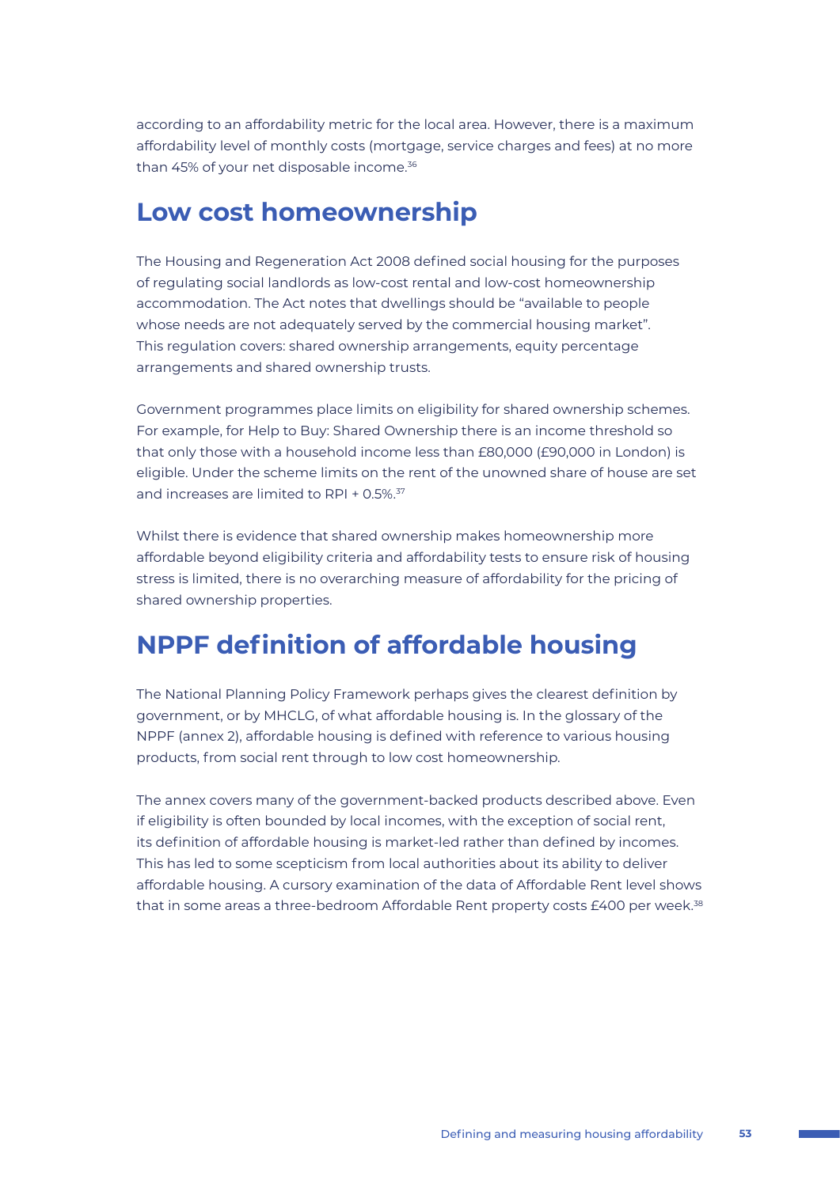according to an affordability metric for the local area. However, there is a maximum affordability level of monthly costs (mortgage, service charges and fees) at no more than 45% of your net disposable income.[36]

## Low cost homeownership

The Housing and Regeneration Act 2008 defined social housing for the purposes of regulating social landlords as low-cost rental and low-cost homeownership accommodation. The Act notes that dwellings should be "available to people whose needs are not adequately served by the commercial housing market". This regulation covers: shared ownership arrangements, equity percentage arrangements and shared ownership trusts.

Government programmes place limits on eligibility for shared ownership schemes. For example, for Help to Buy: Shared Ownership there is an income threshold so that only those with a household income less than £80,000 (£90,000 in London) is eligible. Under the scheme limits on the rent of the unowned share of house are set and increases are limited to RPI + 0.5%.[37]

Whilst there is evidence that shared ownership makes homeownership more affordable beyond eligibility criteria and affordability tests to ensure risk of housing stress is limited, there is no overarching measure of affordability for the pricing of shared ownership properties.

## NPPF definition of affordable housing

The National Planning Policy Framework perhaps gives the clearest definition by government, or by MHCLG, of what affordable housing is. In the glossary of the NPPF (annex 2), affordable housing is defined with reference to various housing products, from social rent through to low cost homeownership.

The annex covers many of the government-backed products described above. Even if eligibility is often bounded by local incomes, with the exception of social rent, its definition of affordable housing is market-led rather than defined by incomes. This has led to some scepticism from local authorities about its ability to deliver affordable housing. A cursory examination of the data of Affordable Rent level shows that in some areas a three-bedroom Affordable Rent property costs £400 per week.[38]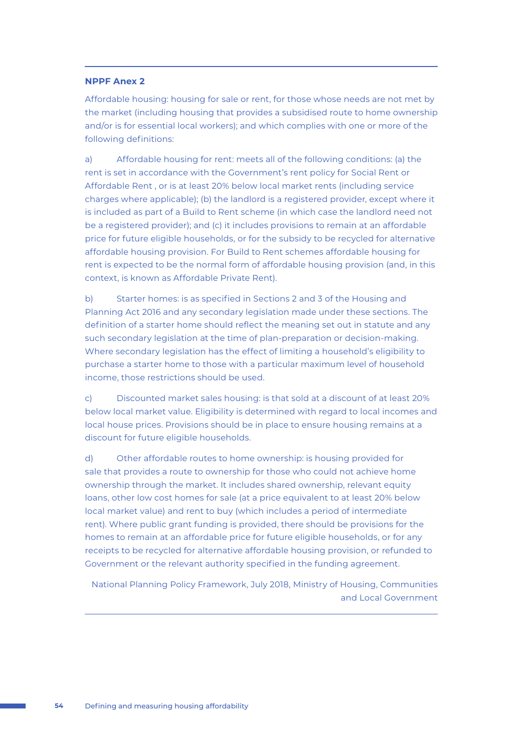**NPPF Anex 2**

Affordable housing: housing for sale or rent, for those whose needs are not met by the market (including housing that provides a subsidised route to home ownership and/or is for essential local workers); and which complies with one or more of the following definitions:

a) Affordable housing for rent: meets all of the following conditions: (a) the rent is set in accordance with the Government's rent policy for Social Rent or Affordable Rent , or is at least 20% below local market rents (including service charges where applicable); (b) the landlord is a registered provider, except where it is included as part of a Build to Rent scheme (in which case the landlord need not be a registered provider); and (c) it includes provisions to remain at an affordable price for future eligible households, or for the subsidy to be recycled for alternative affordable housing provision. For Build to Rent schemes affordable housing for rent is expected to be the normal form of affordable housing provision (and, in this context, is known as Affordable Private Rent).

b) Starter homes: is as specified in Sections 2 and 3 of the Housing and Planning Act 2016 and any secondary legislation made under these sections. The definition of a starter home should reflect the meaning set out in statute and any such secondary legislation at the time of plan-preparation or decision-making. Where secondary legislation has the effect of limiting a household's eligibility to purchase a starter home to those with a particular maximum level of household income, those restrictions should be used.

c) Discounted market sales housing: is that sold at a discount of at least 20% below local market value. Eligibility is determined with regard to local incomes and local house prices. Provisions should be in place to ensure housing remains at a discount for future eligible households.

d) Other affordable routes to home ownership: is housing provided for sale that provides a route to ownership for those who could not achieve home ownership through the market. It includes shared ownership, relevant equity loans, other low cost homes for sale (at a price equivalent to at least 20% below local market value) and rent to buy (which includes a period of intermediate rent). Where public grant funding is provided, there should be provisions for the homes to remain at an affordable price for future eligible households, or for any receipts to be recycled for alternative affordable housing provision, or refunded to Government or the relevant authority specified in the funding agreement.

National Planning Policy Framework, July 2018, Ministry of Housing, Communities and Local Government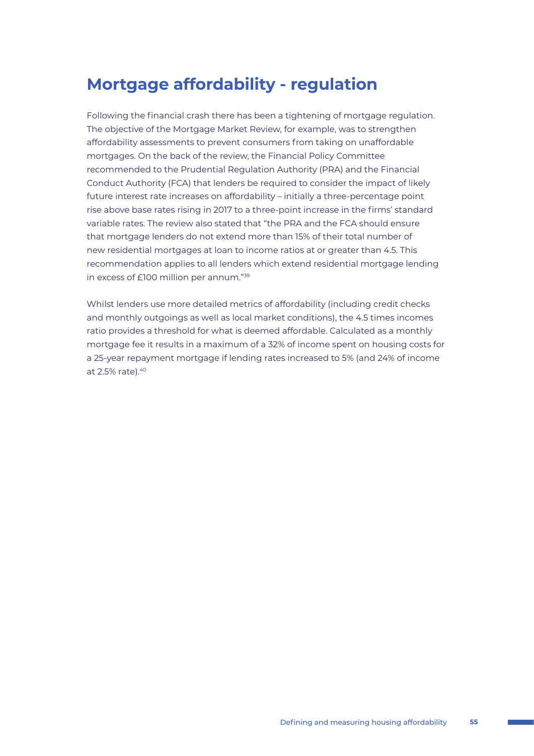# Mortgage affordability - regulation

Following the financial crash there has been a tightening of mortgage regulation. The objective of the Mortgage Market Review, for example, was to strengthen affordability assessments to prevent consumers from taking on unaffordable mortgages. On the back of the review, the Financial Policy Committee recommended to the Prudential Regulation Authority (PRA) and the Financial Conduct Authority (FCA) that lenders be required to consider the impact of likely future interest rate increases on affordability – initially a three-percentage point rise above base rates rising in 2017 to a three-point increase in the firms' standard variable rates. The review also stated that "the PRA and the FCA should ensure that mortgage lenders do not extend more than 15% of their total number of new residential mortgages at loan to income ratios at or greater than 4.5. This recommendation applies to all lenders which extend residential mortgage lending in excess of £100 million per annum."[39]

Whilst lenders use more detailed metrics of affordability (including credit checks and monthly outgoings as well as local market conditions), the 4.5 times incomes ratio provides a threshold for what is deemed affordable. Calculated as a monthly mortgage fee it results in a maximum of a 32% of income spent on housing costs for a 25-year repayment mortgage if lending rates increased to 5% (and 24% of income at 2.5% rate).[40]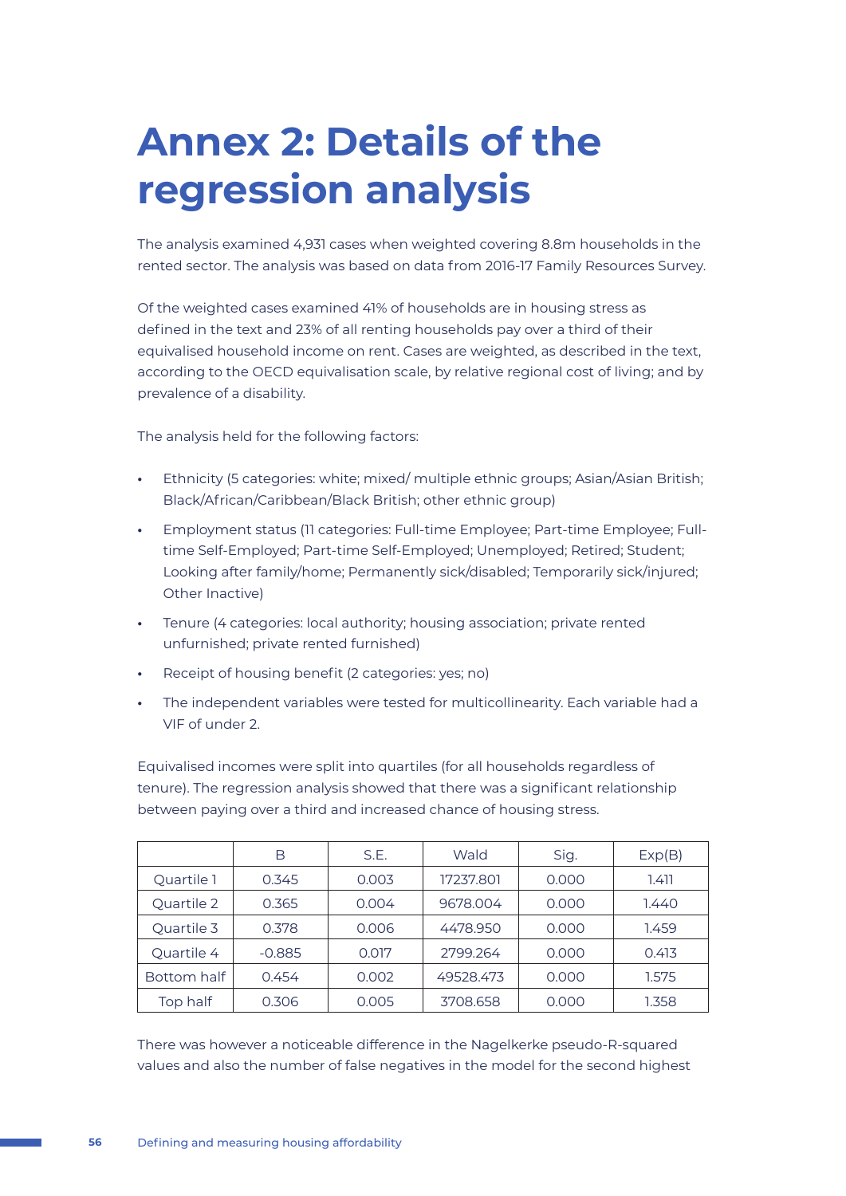# Annex 2: Details of the regression analysis

The analysis examined 4,931 cases when weighted covering 8.8m households in the rented sector. The analysis was based on data from 2016-17 Family Resources Survey.

Of the weighted cases examined 41% of households are in housing stress as defined in the text and 23% of all renting households pay over a third of their equivalised household income on rent. Cases are weighted, as described in the text, according to the OECD equivalisation scale, by relative regional cost of living; and by prevalence of a disability.

The analysis held for the following factors:

- Ethnicity (5 categories: white; mixed/ multiple ethnic groups; Asian/Asian British; Black/African/Caribbean/Black British; other ethnic group)
- Employment status (11 categories: Full-time Employee; Part-time Employee; Full-time Self-Employed; Part-time Self-Employed; Unemployed; Retired; Student; Looking after family/home; Permanently sick/disabled; Temporarily sick/injured; Other Inactive)
- Tenure (4 categories: local authority; housing association; private rented unfurnished; private rented furnished)
- Receipt of housing benefit (2 categories: yes; no)
- The independent variables were tested for multicollinearity. Each variable had a VIF of under 2.

Equivalised incomes were split into quartiles (for all households regardless of tenure). The regression analysis showed that there was a significant relationship between paying over a third and increased chance of housing stress.

| | B | S.E. | Wald | Sig. | Exp(B) |
|---|---|---|---|---|---|
| Quartile 1 | 0.345 | 0.003 | 17237.801 | 0.000 | 1.411 |
| Quartile 2 | 0.365 | 0.004 | 9678.004 | 0.000 | 1.440 |
| Quartile 3 | 0.378 | 0.006 | 4478.950 | 0.000 | 1.459 |
| Quartile 4 | -0.885 | 0.017 | 2799.264 | 0.000 | 0.413 |
| Bottom half | 0.454 | 0.002 | 49528.473 | 0.000 | 1.575 |
| Top half | 0.306 | 0.005 | 3708.658 | 0.000 | 1.358 |

There was however a noticeable difference in the Nagelkerke pseudo-R-squared values and also the number of false negatives in the model for the second highest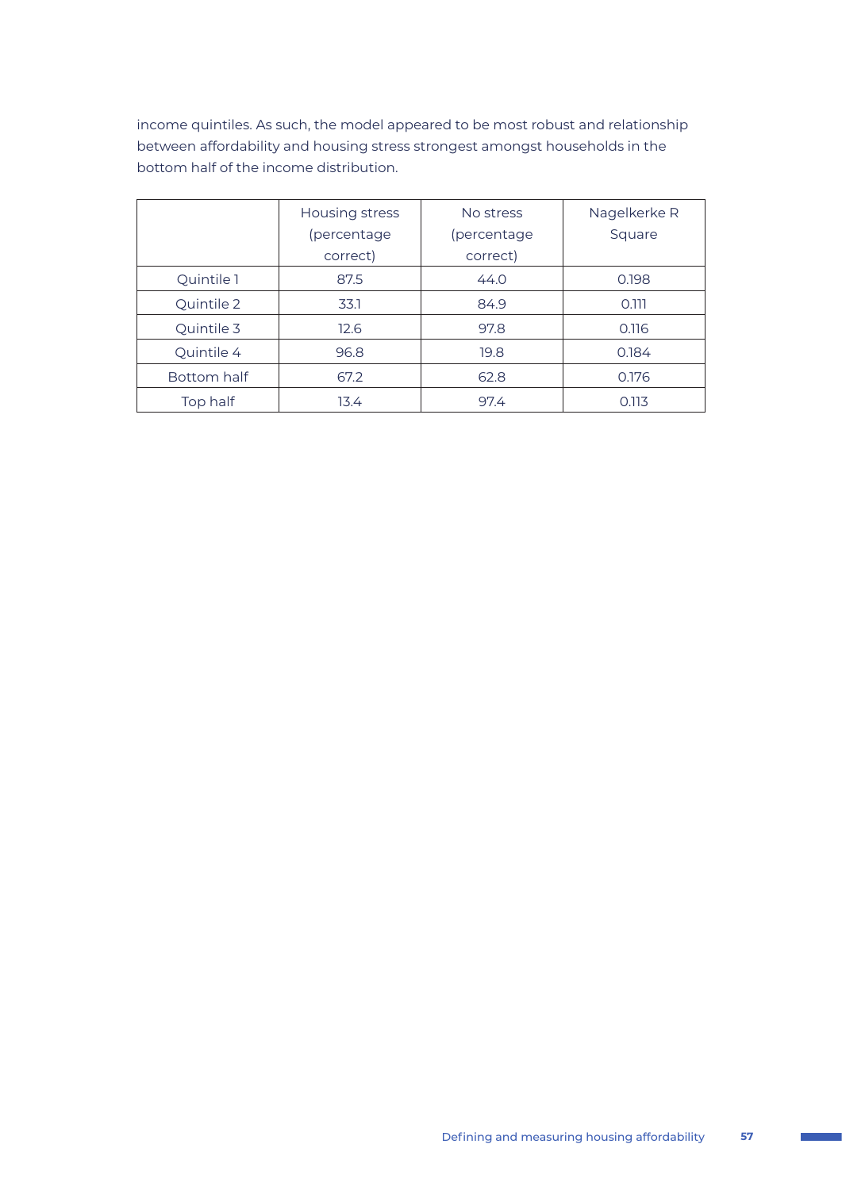income quintiles. As such, the model appeared to be most robust and relationship between affordability and housing stress strongest amongst households in the bottom half of the income distribution.

| | Housing stress (percentage correct) | No stress (percentage correct) | Nagelkerke R Square |
|---|---|---|---|
| Quintile 1 | 87.5 | 44.0 | 0.198 |
| Quintile 2 | 33.1 | 84.9 | 0.111 |
| Quintile 3 | 12.6 | 97.8 | 0.116 |
| Quintile 4 | 96.8 | 19.8 | 0.184 |
| Bottom half | 67.2 | 62.8 | 0.176 |
| Top half | 13.4 | 97.4 | 0.113 |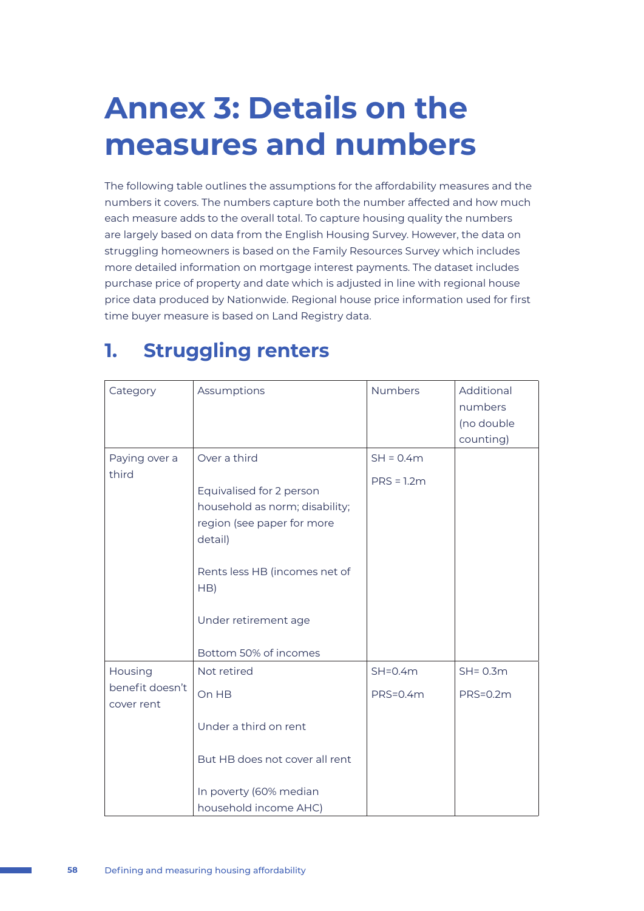# Annex 3: Details on the measures and numbers

The following table outlines the assumptions for the affordability measures and the numbers it covers. The numbers capture both the number affected and how much each measure adds to the overall total. To capture housing quality the numbers are largely based on data from the English Housing Survey. However, the data on struggling homeowners is based on the Family Resources Survey which includes more detailed information on mortgage interest payments. The dataset includes purchase price of property and date which is adjusted in line with regional house price data produced by Nationwide. Regional house price information used for first time buyer measure is based on Land Registry data.

## 1. Struggling renters

| Category | Assumptions | Numbers | Additional numbers (no double counting) |
|---|---|---|---|
| Paying over a third | Over a third<br><br>Equivalised for 2 person household as norm; disability; region (see paper for more detail)<br><br>Rents less HB (incomes net of HB)<br><br>Under retirement age<br><br>Bottom 50% of incomes | SH = 0.4m<br><br>PRS = 1.2m | |
| Housing benefit doesn't cover rent | Not retired<br><br>On HB<br><br>Under a third on rent<br><br>But HB does not cover all rent<br><br>In poverty (60% median household income AHC) | SH=0.4m<br><br>PRS=0.4m | SH= 0.3m<br><br>PRS=0.2m |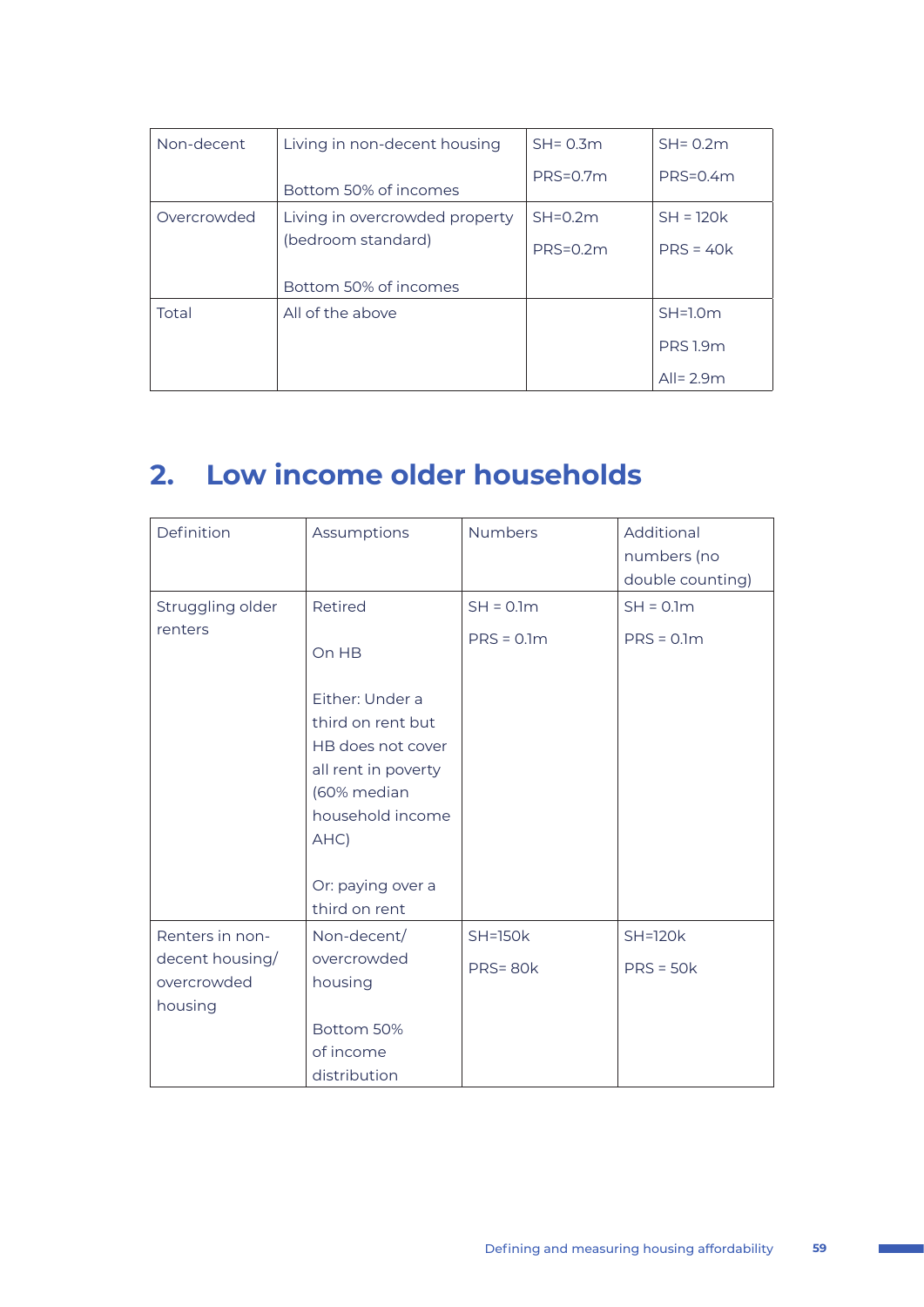| Non-decent | Living in non-decent housing<br><br>Bottom 50% of incomes | SH= 0.3m<br>PRS=0.7m | SH= 0.2m<br>PRS=0.4m |
|---|---|---|---|
| Overcrowded | Living in overcrowded property (bedroom standard)<br><br>Bottom 50% of incomes | SH=0.2m<br>PRS=0.2m | SH = 120k<br>PRS = 40k |
| Total | All of the above | | SH=1.0m<br>PRS 1.9m<br>All= 2.9m |

## 2. Low income older households

| Definition | Assumptions | Numbers | Additional numbers (no double counting) |
|---|---|---|---|
| Struggling older renters | Retired<br><br>On HB<br><br>Either: Under a third on rent but HB does not cover all rent in poverty (60% median household income AHC)<br><br>Or: paying over a third on rent | SH = 0.1m<br>PRS = 0.1m | SH = 0.1m<br>PRS = 0.1m |
| Renters in non-decent housing/ overcrowded housing | Non-decent/ overcrowded housing<br><br>Bottom 50% of income distribution | SH=150k<br>PRS= 80k | SH=120k<br>PRS = 50k |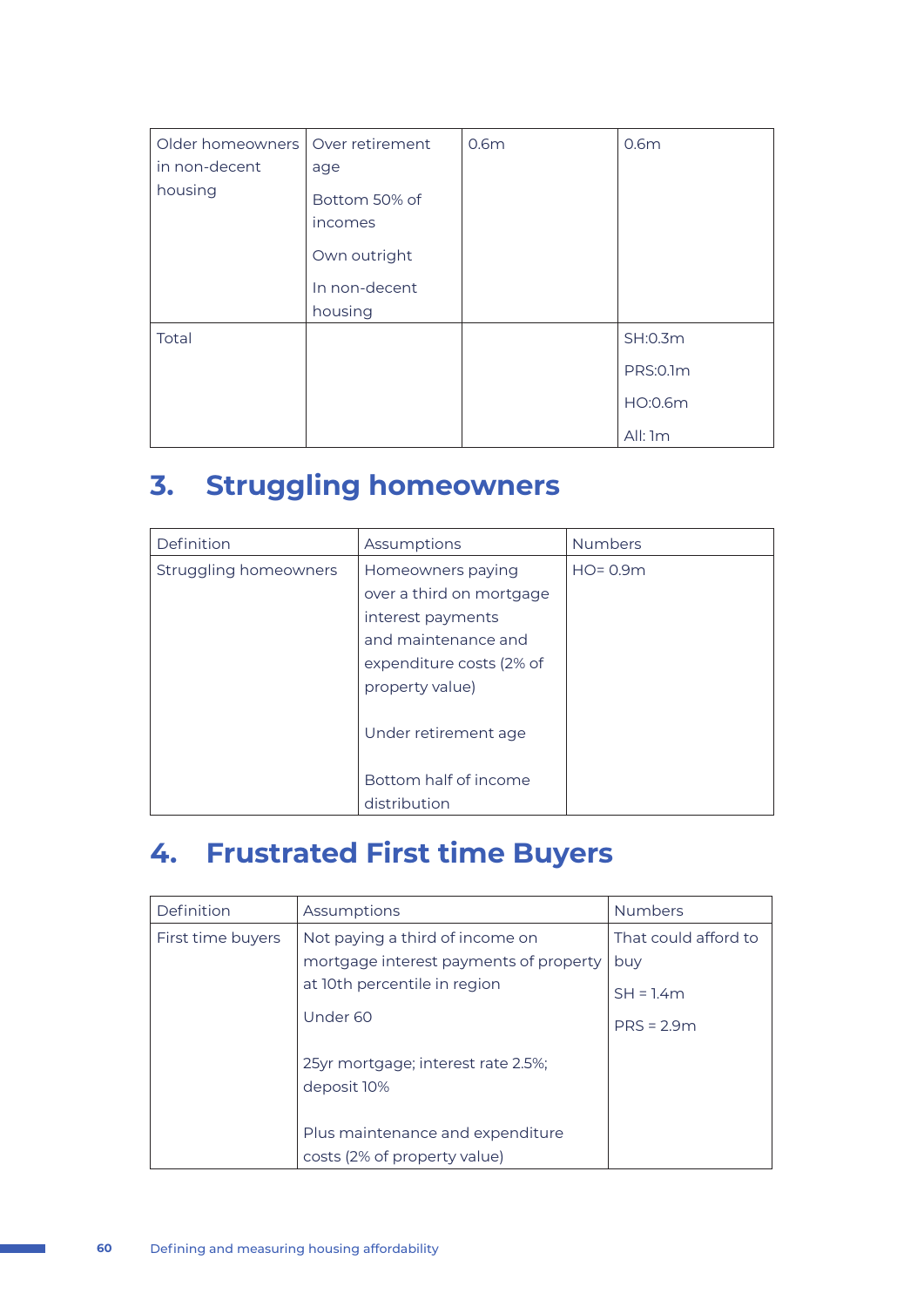| | | | |
|---|---|---|---|
| Older homeowners in non-decent housing | Over retirement age<br><br>Bottom 50% of incomes<br><br>Own outright<br><br>In non-decent housing | 0.6m | 0.6m |
| Total | | | SH:0.3m<br><br>PRS:0.1m<br><br>HO:0.6m<br><br>All: 1m |

## 3. Struggling homeowners

| Definition | Assumptions | Numbers |
|---|---|---|
| Struggling homeowners | Homeowners paying over a third on mortgage interest payments and maintenance and expenditure costs (2% of property value)<br><br>Under retirement age<br><br>Bottom half of income distribution | HO= 0.9m |

## 4. Frustrated First time Buyers

| Definition | Assumptions | Numbers |
|---|---|---|
| First time buyers | Not paying a third of income on mortgage interest payments of property at 10th percentile in region<br><br>Under 60<br><br>25yr mortgage; interest rate 2.5%; deposit 10%<br><br>Plus maintenance and expenditure costs (2% of property value) | That could afford to buy<br><br>SH = 1.4m<br><br>PRS = 2.9m |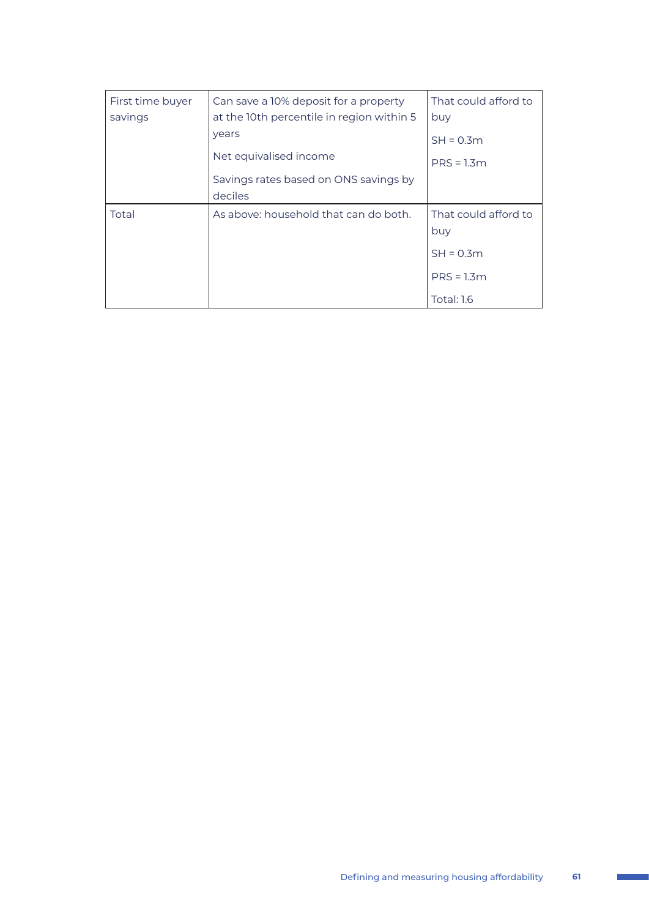| | | |
|---|---|---|
| First time buyer savings | Can save a 10% deposit for a property at the 10th percentile in region within 5 years<br><br>Net equivalised income<br><br>Savings rates based on ONS savings by deciles | That could afford to buy<br><br>SH = 0.3m<br><br>PRS = 1.3m |
| Total | As above: household that can do both. | That could afford to buy<br><br>SH = 0.3m<br><br>PRS = 1.3m<br><br>Total: 1.6 |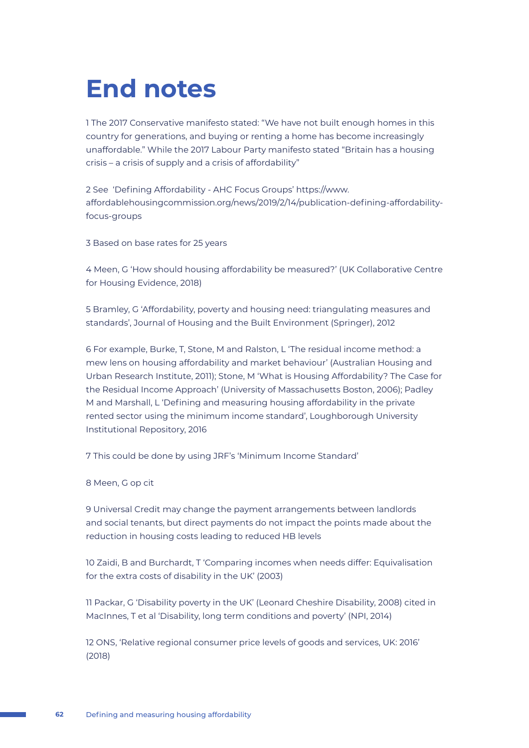# End notes

1 The 2017 Conservative manifesto stated: "We have not built enough homes in this country for generations, and buying or renting a home has become increasingly unaffordable." While the 2017 Labour Party manifesto stated "Britain has a housing crisis – a crisis of supply and a crisis of affordability"

2 See 'Defining Affordability - AHC Focus Groups' https://www.affordablehousingcommission.org/news/2019/2/14/publication-defining-affordability-focus-groups

3 Based on base rates for 25 years

4 Meen, G 'How should housing affordability be measured?' (UK Collaborative Centre for Housing Evidence, 2018)

5 Bramley, G 'Affordability, poverty and housing need: triangulating measures and standards', Journal of Housing and the Built Environment (Springer), 2012

6 For example, Burke, T, Stone, M and Ralston, L 'The residual income method: a mew lens on housing affordability and market behaviour' (Australian Housing and Urban Research Institute, 2011); Stone, M 'What is Housing Affordability? The Case for the Residual Income Approach' (University of Massachusetts Boston, 2006); Padley M and Marshall, L 'Defining and measuring housing affordability in the private rented sector using the minimum income standard', Loughborough University Institutional Repository, 2016

7 This could be done by using JRF's 'Minimum Income Standard'

8 Meen, G op cit

9 Universal Credit may change the payment arrangements between landlords and social tenants, but direct payments do not impact the points made about the reduction in housing costs leading to reduced HB levels

10 Zaidi, B and Burchardt, T 'Comparing incomes when needs differ: Equivalisation for the extra costs of disability in the UK' (2003)

11 Packar, G 'Disability poverty in the UK' (Leonard Cheshire Disability, 2008) cited in MacInnes, T et al 'Disability, long term conditions and poverty' (NPI, 2014)

12 ONS, 'Relative regional consumer price levels of goods and services, UK: 2016' (2018)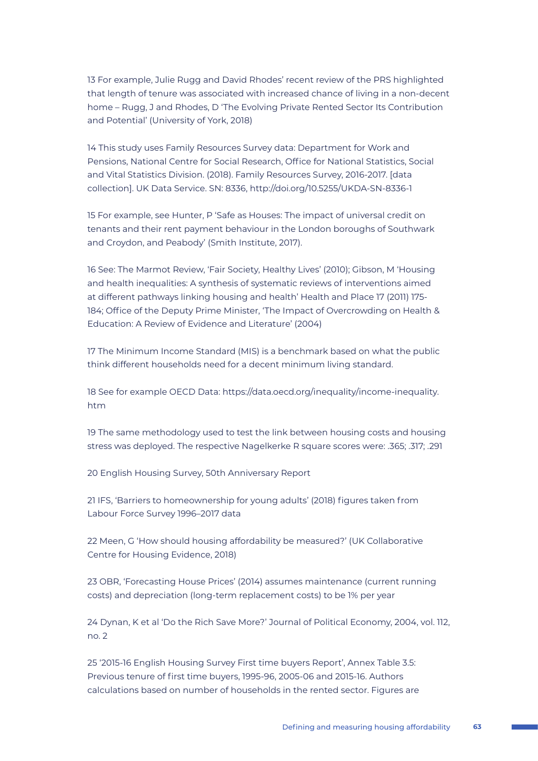13 For example, Julie Rugg and David Rhodes' recent review of the PRS highlighted that length of tenure was associated with increased chance of living in a non-decent home – Rugg, J and Rhodes, D 'The Evolving Private Rented Sector Its Contribution and Potential' (University of York, 2018)

14 This study uses Family Resources Survey data: Department for Work and Pensions, National Centre for Social Research, Office for National Statistics, Social and Vital Statistics Division. (2018). Family Resources Survey, 2016-2017. [data collection]. UK Data Service. SN: 8336, http://doi.org/10.5255/UKDA-SN-8336-1

15 For example, see Hunter, P 'Safe as Houses: The impact of universal credit on tenants and their rent payment behaviour in the London boroughs of Southwark and Croydon, and Peabody' (Smith Institute, 2017).

16 See: The Marmot Review, 'Fair Society, Healthy Lives' (2010); Gibson, M 'Housing and health inequalities: A synthesis of systematic reviews of interventions aimed at different pathways linking housing and health' Health and Place 17 (2011) 175-184; Office of the Deputy Prime Minister, 'The Impact of Overcrowding on Health & Education: A Review of Evidence and Literature' (2004)

17 The Minimum Income Standard (MIS) is a benchmark based on what the public think different households need for a decent minimum living standard.

18 See for example OECD Data: https://data.oecd.org/inequality/income-inequality.htm

19 The same methodology used to test the link between housing costs and housing stress was deployed. The respective Nagelkerke R square scores were: .365; .317; .291

20 English Housing Survey, 50th Anniversary Report

21 IFS, 'Barriers to homeownership for young adults' (2018) figures taken from Labour Force Survey 1996–2017 data

22 Meen, G 'How should housing affordability be measured?' (UK Collaborative Centre for Housing Evidence, 2018)

23 OBR, 'Forecasting House Prices' (2014) assumes maintenance (current running costs) and depreciation (long-term replacement costs) to be 1% per year

24 Dynan, K et al 'Do the Rich Save More?' Journal of Political Economy, 2004, vol. 112, no. 2

25 '2015-16 English Housing Survey First time buyers Report', Annex Table 3.5: Previous tenure of first time buyers, 1995-96, 2005-06 and 2015-16. Authors calculations based on number of households in the rented sector. Figures are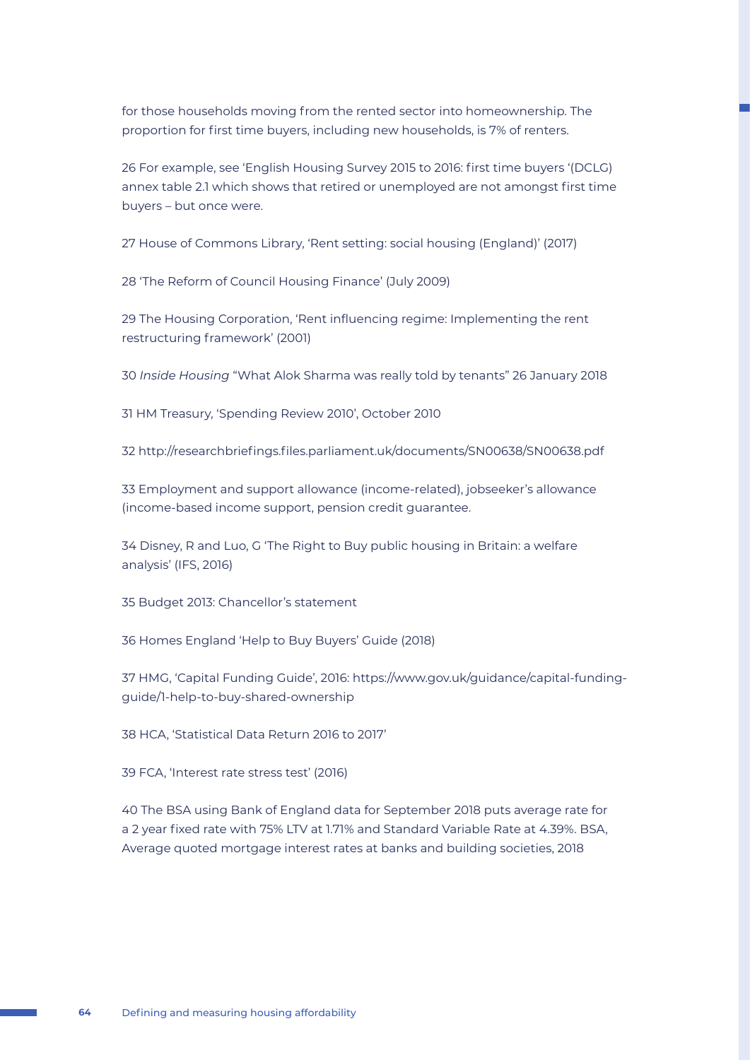for those households moving from the rented sector into homeownership. The proportion for first time buyers, including new households, is 7% of renters.

26 For example, see 'English Housing Survey 2015 to 2016: first time buyers '(DCLG) annex table 2.1 which shows that retired or unemployed are not amongst first time buyers – but once were.

27 House of Commons Library, 'Rent setting: social housing (England)' (2017)

28 'The Reform of Council Housing Finance' (July 2009)

29 The Housing Corporation, 'Rent influencing regime: Implementing the rent restructuring framework' (2001)

30 *Inside Housing* "What Alok Sharma was really told by tenants" 26 January 2018

31 HM Treasury, 'Spending Review 2010', October 2010

32 http://researchbriefings.files.parliament.uk/documents/SN00638/SN00638.pdf

33 Employment and support allowance (income-related), jobseeker's allowance (income-based income support, pension credit guarantee.

34 Disney, R and Luo, G 'The Right to Buy public housing in Britain: a welfare analysis' (IFS, 2016)

35 Budget 2013: Chancellor's statement

36 Homes England 'Help to Buy Buyers' Guide (2018)

37 HMG, 'Capital Funding Guide', 2016: https://www.gov.uk/guidance/capital-funding-guide/1-help-to-buy-shared-ownership

38 HCA, 'Statistical Data Return 2016 to 2017'

39 FCA, 'Interest rate stress test' (2016)

40 The BSA using Bank of England data for September 2018 puts average rate for a 2 year fixed rate with 75% LTV at 1.71% and Standard Variable Rate at 4.39%. BSA, Average quoted mortgage interest rates at banks and building societies, 2018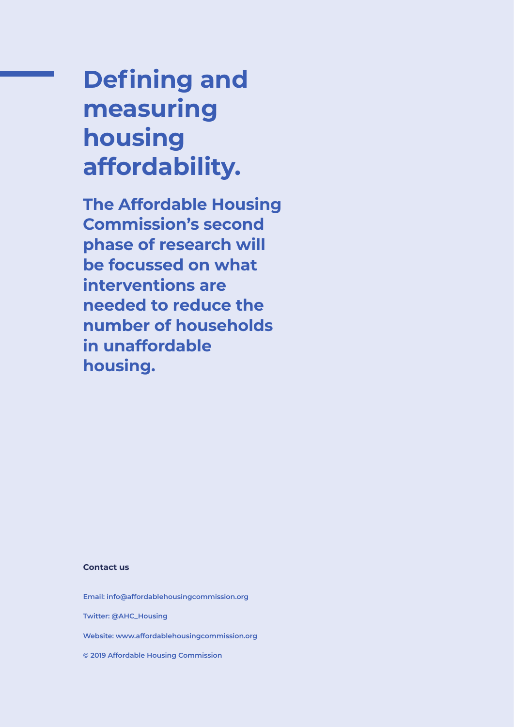# Defining and measuring housing affordability.

**The Affordable Housing Commission's second phase of research will be focussed on what interventions are needed to reduce the number of households in unaffordable housing.**

**Contact us**

Email: info@affordablehousingcommission.org

Twitter: @AHC_Housing

Website: www.affordablehousingcommission.org

© 2019 Affordable Housing Commission